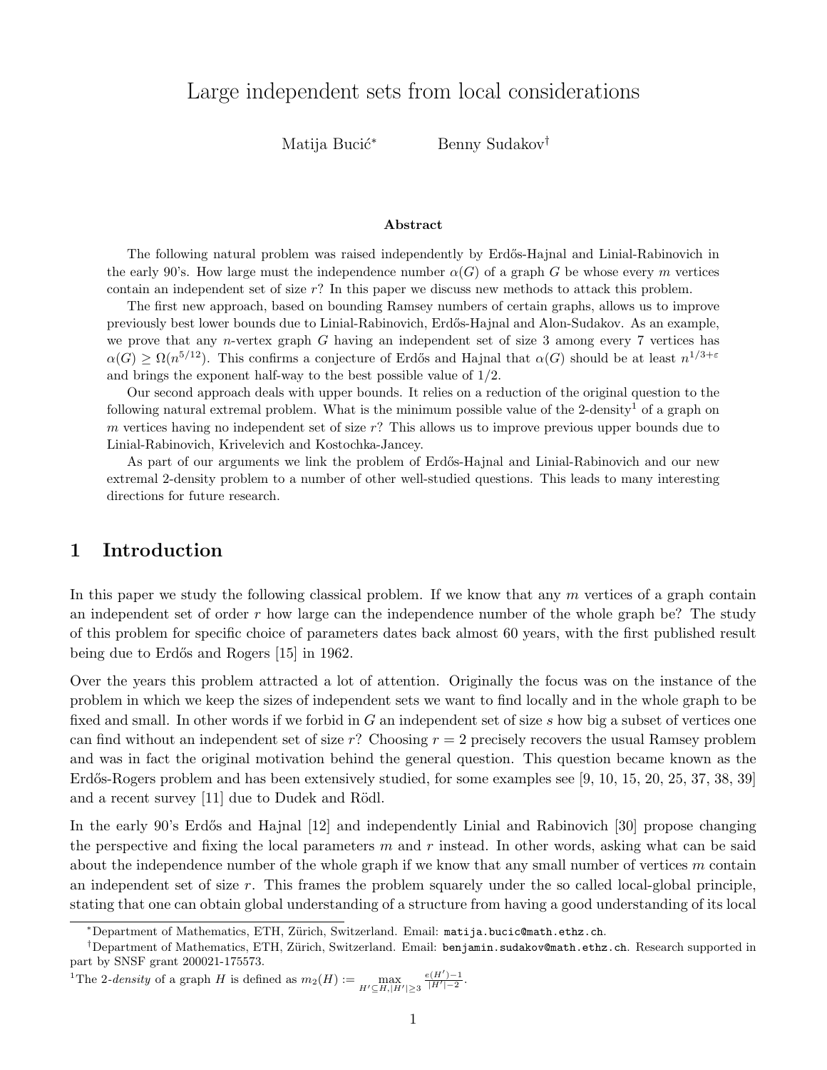# Large independent sets from local considerations

Matija Bucić* Benny Sudakov†

### Abstract

The following natural problem was raised independently by Erdős-Hajnal and Linial-Rabinovich in the early 90's. How large must the independence number $\alpha(G)$ of a graph $G$ be whose every $m$ vertices contain an independent set of size $r$? In this paper we discuss new methods to attack this problem.

The first new approach, based on bounding Ramsey numbers of certain graphs, allows us to improve previously best lower bounds due to Linial-Rabinovich, Erdős-Hajnal and Alon-Sudakov. As an example, we prove that any $n$-vertex graph $G$ having an independent set of size 3 among every 7 vertices has $\alpha(G) \geq \Omega(n^{5/12})$. This confirms a conjecture of Erdős and Hajnal that $\alpha(G)$ should be at least $n^{1/3+\varepsilon}$ and brings the exponent half-way to the best possible value of $1/2$.

Our second approach deals with upper bounds. It relies on a reduction of the original question to the following natural extremal problem. What is the minimum possible value of the 2-density[1] of a graph on $m$ vertices having no independent set of size $r$? This allows us to improve previous upper bounds due to Linial-Rabinovich, Krivelevich and Kostochka-Jancey.

As part of our arguments we link the problem of Erdős-Hajnal and Linial-Rabinovich and our new extremal 2-density problem to a number of other well-studied questions. This leads to many interesting directions for future research.

## 1 Introduction

In this paper we study the following classical problem. If we know that any $m$ vertices of a graph contain an independent set of order $r$ how large can the independence number of the whole graph be? The study of this problem for specific choice of parameters dates back almost 60 years, with the first published result being due to Erdős and Rogers [15] in 1962.

Over the years this problem attracted a lot of attention. Originally the focus was on the instance of the problem in which we keep the sizes of independent sets we want to find locally and in the whole graph to be fixed and small. In other words if we forbid in $G$ an independent set of size $s$ how big a subset of vertices one can find without an independent set of size $r$? Choosing $r = 2$ precisely recovers the usual Ramsey problem and was in fact the original motivation behind the general question. This question became known as the Erdős-Rogers problem and has been extensively studied, for some examples see [9, 10, 15, 20, 25, 37, 38, 39] and a recent survey [11] due to Dudek and Rödl.

In the early 90's Erdős and Hajnal [12] and independently Linial and Rabinovich [30] propose changing the perspective and fixing the local parameters $m$ and $r$ instead. In other words, asking what can be said about the independence number of the whole graph if we know that any small number of vertices $m$ contain an independent set of size $r$. This frames the problem squarely under the so called local-global principle, stating that one can obtain global understanding of a structure from having a good understanding of its local

*Department of Mathematics, ETH, Zürich, Switzerland. Email: matija.bucic@math.ethz.ch.

†Department of Mathematics, ETH, Zürich, Switzerland. Email: benjamin.sudakov@math.ethz.ch. Research supported in part by SNSF grant 200021-175573.

[1] The 2-*density* of a graph $H$ is defined as $m_2(H) := \max_{H' \subseteq H, |H'| \geq 3} \frac{e(H')-1}{|H'|-2}$.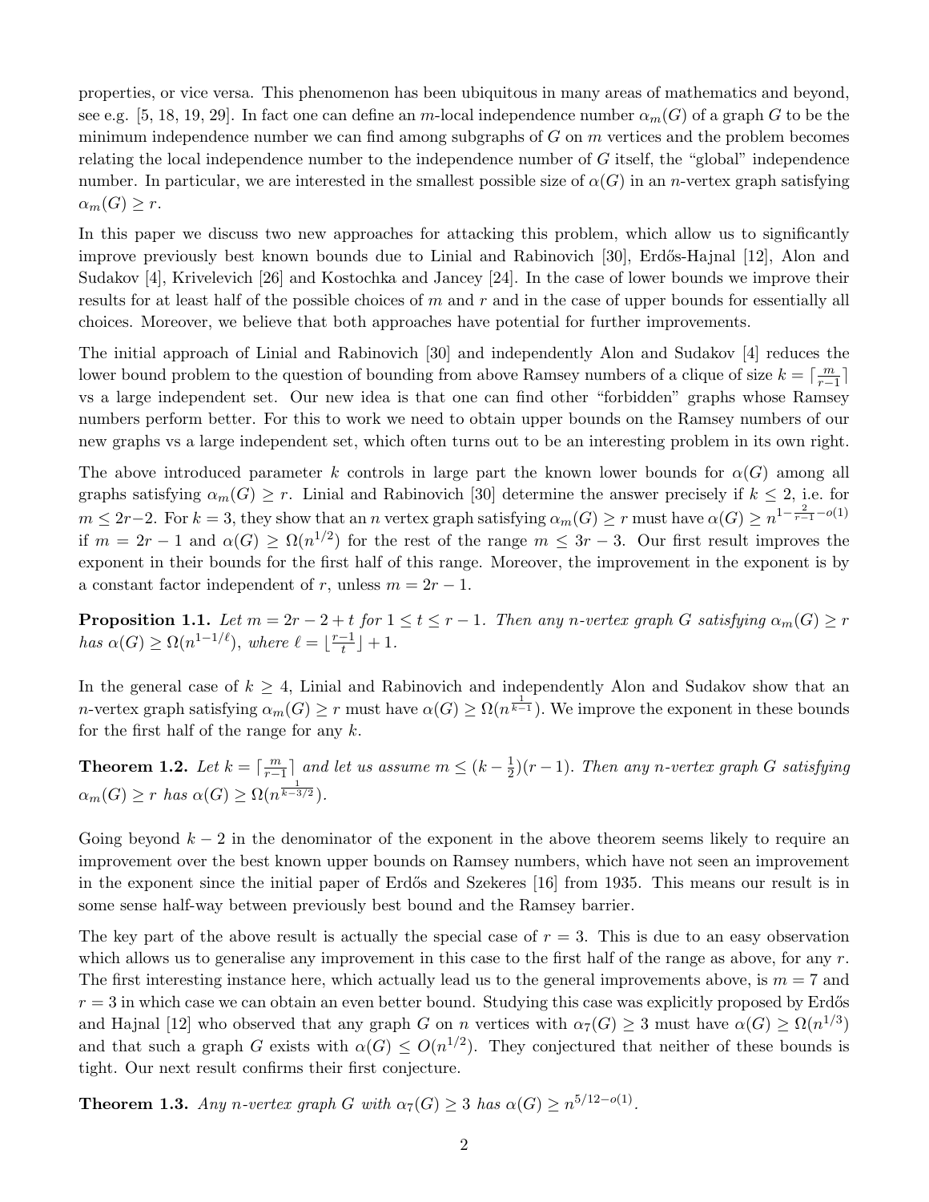properties, or vice versa. This phenomenon has been ubiquitous in many areas of mathematics and beyond, see e.g. [5, 18, 19, 29]. In fact one can define an $m$-local independence number $\alpha_m(G)$ of a graph $G$ to be the minimum independence number we can find among subgraphs of $G$ on $m$ vertices and the problem becomes relating the local independence number to the independence number of $G$ itself, the "global" independence number. In particular, we are interested in the smallest possible size of $\alpha(G)$ in an $n$-vertex graph satisfying $\alpha_m(G) \geq r$.

In this paper we discuss two new approaches for attacking this problem, which allow us to significantly improve previously best known bounds due to Linial and Rabinovich [30], Erdős-Hajnal [12], Alon and Sudakov [4], Krivelevich [26] and Kostochka and Jancey [24]. In the case of lower bounds we improve their results for at least half of the possible choices of $m$ and $r$ and in the case of upper bounds for essentially all choices. Moreover, we believe that both approaches have potential for further improvements.

The initial approach of Linial and Rabinovich [30] and independently Alon and Sudakov [4] reduces the lower bound problem to the question of bounding from above Ramsey numbers of a clique of size $k = \lceil \frac{m}{r-1} \rceil$ vs a large independent set. Our new idea is that one can find other "forbidden" graphs whose Ramsey numbers perform better. For this to work we need to obtain upper bounds on the Ramsey numbers of our new graphs vs a large independent set, which often turns out to be an interesting problem in its own right.

The above introduced parameter $k$ controls in large part the known lower bounds for $\alpha(G)$ among all graphs satisfying $\alpha_m(G) \geq r$. Linial and Rabinovich [30] determine the answer precisely if $k \leq 2$, i.e. for $m \leq 2r-2$. For $k = 3$, they show that an $n$ vertex graph satisfying $\alpha_m(G) \geq r$ must have $\alpha(G) \geq n^{1-\frac{2}{r-1}-o(1)}$ if $m = 2r-1$ and $\alpha(G) \geq \Omega(n^{1/2})$ for the rest of the range $m \leq 3r-3$. Our first result improves the exponent in their bounds for the first half of this range. Moreover, the improvement in the exponent is by a constant factor independent of $r$, unless $m = 2r-1$.

**Proposition 1.1.** *Let $m = 2r-2+t$ for $1 \leq t \leq r-1$. Then any $n$-vertex graph $G$ satisfying $\alpha_m(G) \geq r$ has $\alpha(G) \geq \Omega(n^{1-1/\ell})$, where $\ell = \lfloor \frac{r-1}{t} \rfloor + 1$.*

In the general case of $k \geq 4$, Linial and Rabinovich and independently Alon and Sudakov show that an $n$-vertex graph satisfying $\alpha_m(G) \geq r$ must have $\alpha(G) \geq \Omega(n^{\frac{1}{k-1}})$. We improve the exponent in these bounds for the first half of the range for any $k$.

**Theorem 1.2.** *Let $k = \lceil \frac{m}{r-1} \rceil$ and let us assume $m \leq (k-\frac{1}{2})(r-1)$. Then any $n$-vertex graph $G$ satisfying $\alpha_m(G) \geq r$ has $\alpha(G) \geq \Omega(n^{\frac{1}{k-3/2}})$.*

Going beyond $k-2$ in the denominator of the exponent in the above theorem seems likely to require an improvement over the best known upper bounds on Ramsey numbers, which have not seen an improvement in the exponent since the initial paper of Erdős and Szekeres [16] from 1935. This means our result is in some sense half-way between previously best bound and the Ramsey barrier.

The key part of the above result is actually the special case of $r = 3$. This is due to an easy observation which allows us to generalise any improvement in this case to the first half of the range as above, for any $r$. The first interesting instance here, which actually lead us to the general improvements above, is $m = 7$ and $r = 3$ in which case we can obtain an even better bound. Studying this case was explicitly proposed by Erdős and Hajnal [12] who observed that any graph $G$ on $n$ vertices with $\alpha_7(G) \geq 3$ must have $\alpha(G) \geq \Omega(n^{1/3})$ and that such a graph $G$ exists with $\alpha(G) \leq O(n^{1/2})$. They conjectured that neither of these bounds is tight. Our next result confirms their first conjecture.

**Theorem 1.3.** *Any $n$-vertex graph $G$ with $\alpha_7(G) \geq 3$ has $\alpha(G) \geq n^{5/12-o(1)}$.*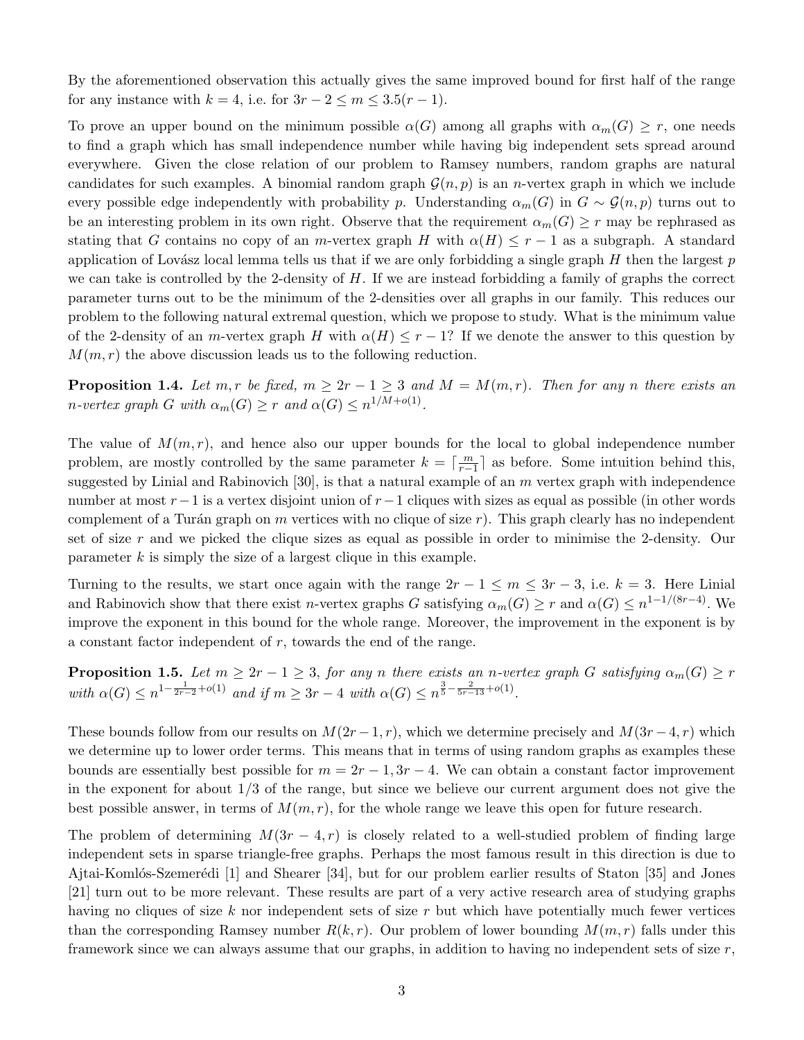By the aforementioned observation this actually gives the same improved bound for first half of the range for any instance with $k = 4$, i.e. for $3r - 2 \le m \le 3.5(r - 1)$.

To prove an upper bound on the minimum possible $\alpha(G)$ among all graphs with $\alpha_m(G) \ge r$, one needs to find a graph which has small independence number while having big independent sets spread around everywhere. Given the close relation of our problem to Ramsey numbers, random graphs are natural candidates for such examples. A binomial random graph $\mathcal{G}(n, p)$ is an $n$-vertex graph in which we include every possible edge independently with probability $p$. Understanding $\alpha_m(G)$ in $G \sim \mathcal{G}(n, p)$ turns out to be an interesting problem in its own right. Observe that the requirement $\alpha_m(G) \ge r$ may be rephrased as stating that $G$ contains no copy of an $m$-vertex graph $H$ with $\alpha(H) \le r - 1$ as a subgraph. A standard application of Lovász local lemma tells us that if we are only forbidding a single graph $H$ then the largest $p$ we can take is controlled by the 2-density of $H$. If we are instead forbidding a family of graphs the correct parameter turns out to be the minimum of the 2-densities over all graphs in our family. This reduces our problem to the following natural extremal question, which we propose to study. What is the minimum value of the 2-density of an $m$-vertex graph $H$ with $\alpha(H) \le r - 1$? If we denote the answer to this question by $M(m, r)$ the above discussion leads us to the following reduction.

**Proposition 1.4.** *Let $m, r$ be fixed, $m \ge 2r - 1 \ge 3$ and $M = M(m, r)$. Then for any $n$ there exists an $n$-vertex graph $G$ with $\alpha_m(G) \ge r$ and $\alpha(G) \le n^{1/M + o(1)}$.*

The value of $M(m, r)$, and hence also our upper bounds for the local to global independence number problem, are mostly controlled by the same parameter $k = \lceil \frac{m}{r-1} \rceil$ as before. Some intuition behind this, suggested by Linial and Rabinovich [30], is that a natural example of an $m$ vertex graph with independence number at most $r - 1$ is a vertex disjoint union of $r - 1$ cliques with sizes as equal as possible (in other words complement of a Turán graph on $m$ vertices with no clique of size $r$). This graph clearly has no independent set of size $r$ and we picked the clique sizes as equal as possible in order to minimise the 2-density. Our parameter $k$ is simply the size of a largest clique in this example.

Turning to the results, we start once again with the range $2r - 1 \le m \le 3r - 3$, i.e. $k = 3$. Here Linial and Rabinovich show that there exist $n$-vertex graphs $G$ satisfying $\alpha_m(G) \ge r$ and $\alpha(G) \le n^{1-1/(8r-4)}$. We improve the exponent in this bound for the whole range. Moreover, the improvement in the exponent is by a constant factor independent of $r$, towards the end of the range.

**Proposition 1.5.** *Let $m \ge 2r - 1 \ge 3$, for any $n$ there exists an $n$-vertex graph $G$ satisfying $\alpha_m(G) \ge r$ with $\alpha(G) \le n^{1 - \frac{1}{2r-2} + o(1)}$ and if $m \ge 3r - 4$ with $\alpha(G) \le n^{\frac{3}{5} - \frac{2}{5r-13} + o(1)}$.*

These bounds follow from our results on $M(2r - 1, r)$, which we determine precisely and $M(3r - 4, r)$ which we determine up to lower order terms. This means that in terms of using random graphs as examples these bounds are essentially best possible for $m = 2r - 1, 3r - 4$. We can obtain a constant factor improvement in the exponent for about 1/3 of the range, but since we believe our current argument does not give the best possible answer, in terms of $M(m, r)$, for the whole range we leave this open for future research.

The problem of determining $M(3r - 4, r)$ is closely related to a well-studied problem of finding large independent sets in sparse triangle-free graphs. Perhaps the most famous result in this direction is due to Ajtai-Komlós-Szemerédi [1] and Shearer [34], but for our problem earlier results of Staton [35] and Jones [21] turn out to be more relevant. These results are part of a very active research area of studying graphs having no cliques of size $k$ nor independent sets of size $r$ but which have potentially much fewer vertices than the corresponding Ramsey number $R(k, r)$. Our problem of lower bounding $M(m, r)$ falls under this framework since we can always assume that our graphs, in addition to having no independent sets of size $r$,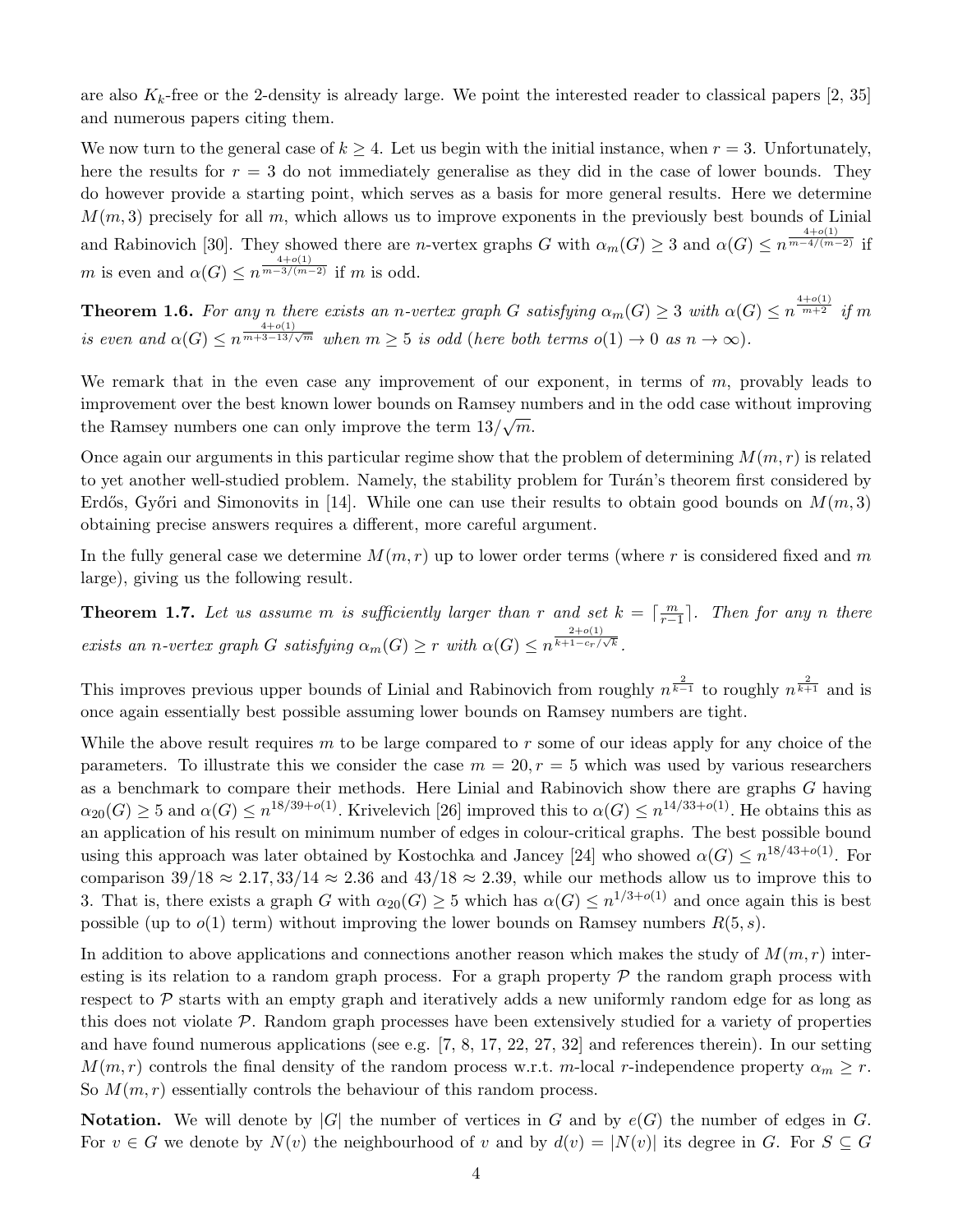are also $K_k$-free or the 2-density is already large. We point the interested reader to classical papers [2, 35] and numerous papers citing them.

We now turn to the general case of $k \geq 4$. Let us begin with the initial instance, when $r = 3$. Unfortunately, here the results for $r = 3$ do not immediately generalise as they did in the case of lower bounds. They do however provide a starting point, which serves as a basis for more general results. Here we determine $M(m, 3)$ precisely for all $m$, which allows us to improve exponents in the previously best bounds of Linial and Rabinovich [30]. They showed there are $n$-vertex graphs $G$ with $\alpha_m(G) \geq 3$ and $\alpha(G) \leq n^{\frac{4+o(1)}{m-4/(m-2)}}$ if $m$ is even and $\alpha(G) \leq n^{\frac{4+o(1)}{m-3/(m-2)}}$ if $m$ is odd.

**Theorem 1.6.** *For any $n$ there exists an $n$-vertex graph $G$ satisfying $\alpha_m(G) \geq 3$ with $\alpha(G) \leq n^{\frac{4+o(1)}{m+2}}$ if $m$ is even and $\alpha(G) \leq n^{\frac{4+o(1)}{m+3-13/\sqrt{m}}}$ when $m \geq 5$ is odd (here both terms $o(1) \to 0$ as $n \to \infty$).*

We remark that in the even case any improvement of our exponent, in terms of $m$, provably leads to improvement over the best known lower bounds on Ramsey numbers and in the odd case without improving the Ramsey numbers one can only improve the term $13/\sqrt{m}$.

Once again our arguments in this particular regime show that the problem of determining $M(m, r)$ is related to yet another well-studied problem. Namely, the stability problem for Turán's theorem first considered by Erdős, Győri and Simonovits in [14]. While one can use their results to obtain good bounds on $M(m, 3)$ obtaining precise answers requires a different, more careful argument.

In the fully general case we determine $M(m, r)$ up to lower order terms (where $r$ is considered fixed and $m$ large), giving us the following result.

**Theorem 1.7.** *Let us assume $m$ is sufficiently larger than $r$ and set $k = \lceil \frac{m}{r-1} \rceil$. Then for any $n$ there exists an $n$-vertex graph $G$ satisfying $\alpha_m(G) \geq r$ with $\alpha(G) \leq n^{\frac{2+o(1)}{k+1-c_r/\sqrt{k}}}$.*

This improves previous upper bounds of Linial and Rabinovich from roughly $n^{\frac{2}{k-1}}$ to roughly $n^{\frac{2}{k+1}}$ and is once again essentially best possible assuming lower bounds on Ramsey numbers are tight.

While the above result requires $m$ to be large compared to $r$ some of our ideas apply for any choice of the parameters. To illustrate this we consider the case $m = 20, r = 5$ which was used by various researchers as a benchmark to compare their methods. Here Linial and Rabinovich show there are graphs $G$ having $\alpha_{20}(G) \geq 5$ and $\alpha(G) \leq n^{18/39+o(1)}$. Krivelevich [26] improved this to $\alpha(G) \leq n^{14/33+o(1)}$. He obtains this as an application of his result on minimum number of edges in colour-critical graphs. The best possible bound using this approach was later obtained by Kostochka and Jancey [24] who showed $\alpha(G) \leq n^{18/43+o(1)}$. For comparison $39/18 \approx 2.17, 33/14 \approx 2.36$ and $43/18 \approx 2.39$, while our methods allow us to improve this to 3. That is, there exists a graph $G$ with $\alpha_{20}(G) \geq 5$ which has $\alpha(G) \leq n^{1/3+o(1)}$ and once again this is best possible (up to $o(1)$ term) without improving the lower bounds on Ramsey numbers $R(5, s)$.

In addition to above applications and connections another reason which makes the study of $M(m, r)$ interesting is its relation to a random graph process. For a graph property $\mathcal{P}$ the random graph process with respect to $\mathcal{P}$ starts with an empty graph and iteratively adds a new uniformly random edge for as long as this does not violate $\mathcal{P}$. Random graph processes have been extensively studied for a variety of properties and have found numerous applications (see e.g. [7, 8, 17, 22, 27, 32] and references therein). In our setting $M(m, r)$ controls the final density of the random process w.r.t. $m$-local $r$-independence property $\alpha_m \geq r$. So $M(m, r)$ essentially controls the behaviour of this random process.

**Notation.** We will denote by $|G|$ the number of vertices in $G$ and by $e(G)$ the number of edges in $G$. For $v \in G$ we denote by $N(v)$ the neighbourhood of $v$ and by $d(v) = |N(v)|$ its degree in $G$. For $S \subseteq G$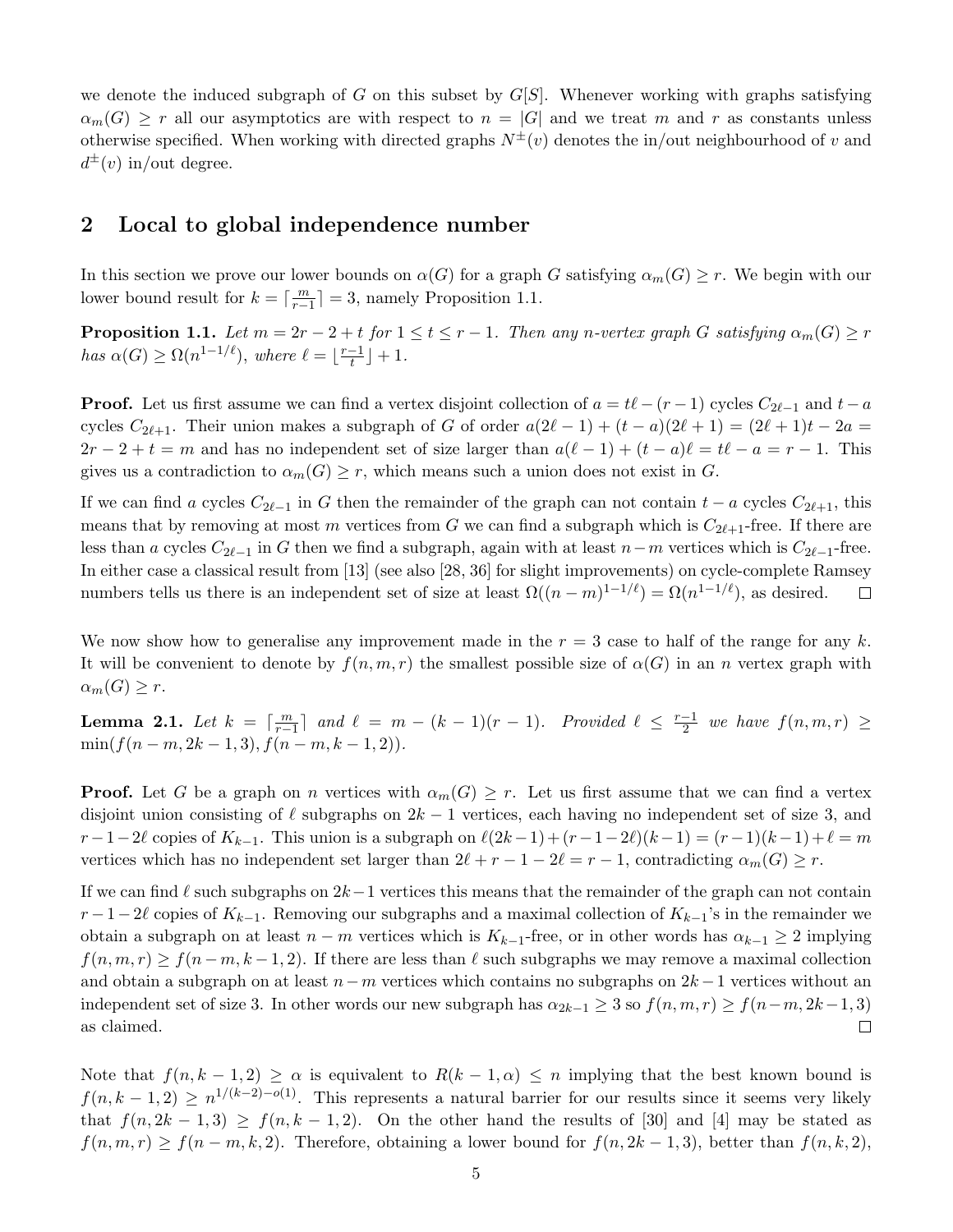we denote the induced subgraph of $G$ on this subset by $G[S]$. Whenever working with graphs satisfying $\alpha_m(G) \geq r$ all our asymptotics are with respect to $n = |G|$ and we treat $m$ and $r$ as constants unless otherwise specified. When working with directed graphs $N^{\pm}(v)$ denotes the in/out neighbourhood of $v$ and $d^{\pm}(v)$ in/out degree.

## 2 Local to global independence number

In this section we prove our lower bounds on $\alpha(G)$ for a graph $G$ satisfying $\alpha_m(G) \geq r$. We begin with our lower bound result for $k = \lceil \frac{m}{r-1} \rceil = 3$, namely Proposition 1.1.

**Proposition 1.1.** *Let $m = 2r - 2 + t$ for $1 \leq t \leq r - 1$. Then any $n$-vertex graph $G$ satisfying $\alpha_m(G) \geq r$ has $\alpha(G) \geq \Omega(n^{1-1/\ell})$, where $\ell = \lfloor \frac{r-1}{t} \rfloor + 1$.*

**Proof.** Let us first assume we can find a vertex disjoint collection of $a = t\ell - (r-1)$ cycles $C_{2\ell-1}$ and $t - a$ cycles $C_{2\ell+1}$. Their union makes a subgraph of $G$ of order $a(2\ell - 1) + (t - a)(2\ell + 1) = (2\ell + 1)t - 2a = 2r - 2 + t = m$ and has no independent set of size larger than $a(\ell - 1) + (t - a)\ell = t\ell - a = r - 1$. This gives us a contradiction to $\alpha_m(G) \geq r$, which means such a union does not exist in $G$.

If we can find $a$ cycles $C_{2\ell-1}$ in $G$ then the remainder of the graph can not contain $t - a$ cycles $C_{2\ell+1}$, this means that by removing at most $m$ vertices from $G$ we can find a subgraph which is $C_{2\ell+1}$-free. If there are less than $a$ cycles $C_{2\ell-1}$ in $G$ then we find a subgraph, again with at least $n - m$ vertices which is $C_{2\ell-1}$-free. In either case a classical result from [13] (see also [28, 36] for slight improvements) on cycle-complete Ramsey numbers tells us there is an independent set of size at least $\Omega((n-m)^{1-1/\ell}) = \Omega(n^{1-1/\ell})$, as desired. $\square$

We now show how to generalise any improvement made in the $r = 3$ case to half of the range for any $k$. It will be convenient to denote by $f(n, m, r)$ the smallest possible size of $\alpha(G)$ in an $n$ vertex graph with $\alpha_m(G) \geq r$.

**Lemma 2.1.** *Let $k = \lceil \frac{m}{r-1} \rceil$ and $\ell = m - (k-1)(r-1)$. Provided $\ell \leq \frac{r-1}{2}$ we have $f(n, m, r) \geq \min(f(n - m, 2k - 1, 3), f(n - m, k - 1, 2))$.*

**Proof.** Let $G$ be a graph on $n$ vertices with $\alpha_m(G) \geq r$. Let us first assume that we can find a vertex disjoint union consisting of $\ell$ subgraphs on $2k - 1$ vertices, each having no independent set of size 3, and $r - 1 - 2\ell$ copies of $K_{k-1}$. This union is a subgraph on $\ell(2k-1) + (r - 1 - 2\ell)(k - 1) = (r-1)(k-1) + \ell = m$ vertices which has no independent set larger than $2\ell + r - 1 - 2\ell = r - 1$, contradicting $\alpha_m(G) \geq r$.

If we can find $\ell$ such subgraphs on $2k-1$ vertices this means that the remainder of the graph can not contain $r - 1 - 2\ell$ copies of $K_{k-1}$. Removing our subgraphs and a maximal collection of $K_{k-1}$'s in the remainder we obtain a subgraph on at least $n - m$ vertices which is $K_{k-1}$-free, or in other words has $\alpha_{k-1} \geq 2$ implying $f(n, m, r) \geq f(n - m, k - 1, 2)$. If there are less than $\ell$ such subgraphs we may remove a maximal collection and obtain a subgraph on at least $n - m$ vertices which contains no subgraphs on $2k - 1$ vertices without an independent set of size 3. In other words our new subgraph has $\alpha_{2k-1} \geq 3$ so $f(n, m, r) \geq f(n - m, 2k - 1, 3)$ as claimed. $\square$

Note that $f(n, k - 1, 2) \geq \alpha$ is equivalent to $R(k - 1, \alpha) \leq n$ implying that the best known bound is $f(n, k - 1, 2) \geq n^{1/(k-2)-o(1)}$. This represents a natural barrier for our results since it seems very likely that $f(n, 2k - 1, 3) \geq f(n, k - 1, 2)$. On the other hand the results of [30] and [4] may be stated as $f(n, m, r) \geq f(n - m, k, 2)$. Therefore, obtaining a lower bound for $f(n, 2k - 1, 3)$, better than $f(n, k, 2)$,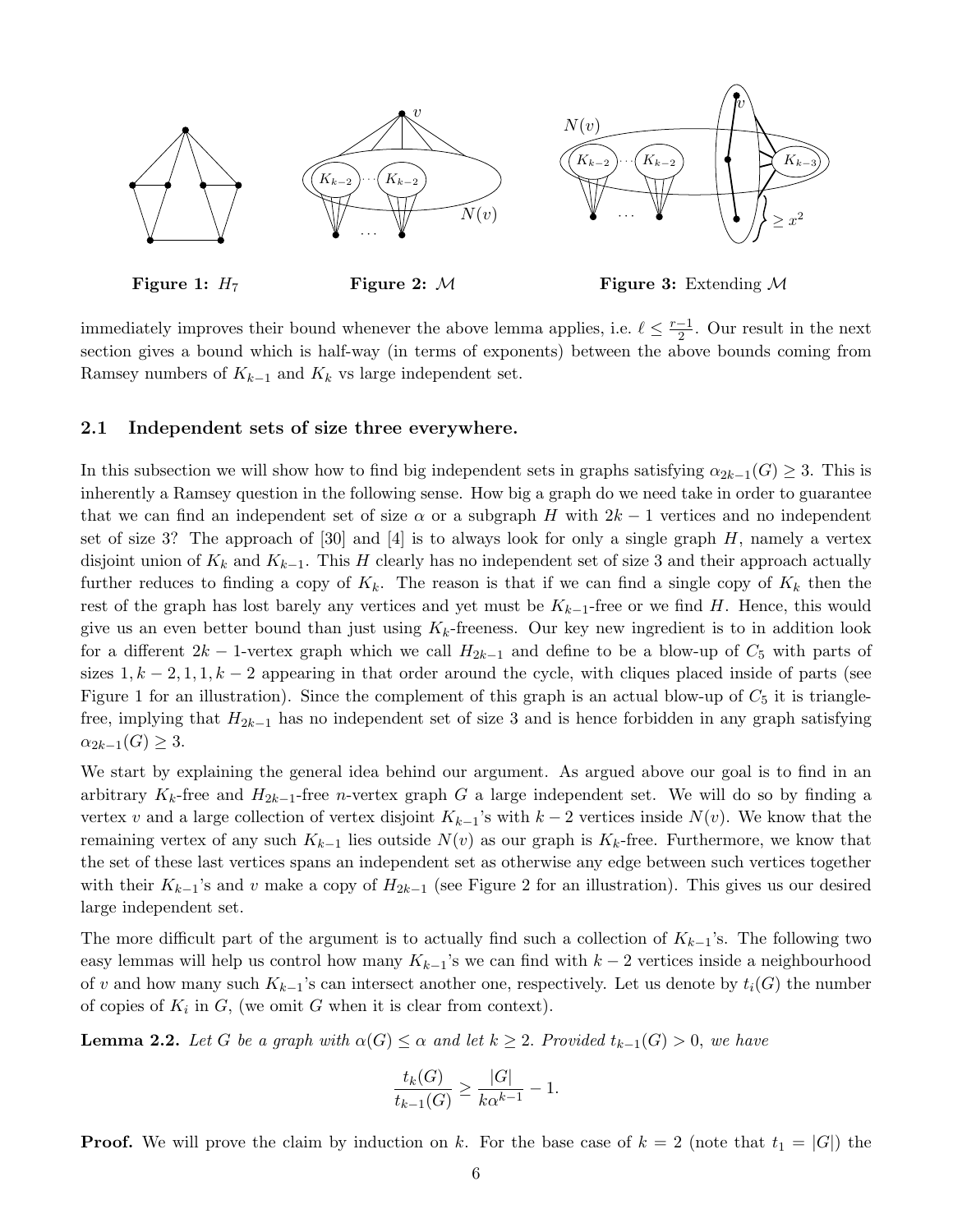Figure 1: $H_7$

Figure 2: $\mathcal{M}$

Figure 3: Extending $\mathcal{M}$

immediately improves their bound whenever the above lemma applies, i.e. $\ell \le \frac{r-1}{2}$. Our result in the next section gives a bound which is half-way (in terms of exponents) between the above bounds coming from Ramsey numbers of $K_{k-1}$ and $K_k$ vs large independent set.

### 2.1 Independent sets of size three everywhere.

In this subsection we will show how to find big independent sets in graphs satisfying $\alpha_{2k-1}(G) \ge 3$. This is inherently a Ramsey question in the following sense. How big a graph do we need take in order to guarantee that we can find an independent set of size $\alpha$ or a subgraph $H$ with $2k-1$ vertices and no independent set of size 3? The approach of [30] and [4] is to always look for only a single graph $H$, namely a vertex disjoint union of $K_k$ and $K_{k-1}$. This $H$ clearly has no independent set of size 3 and their approach actually further reduces to finding a copy of $K_k$. The reason is that if we can find a single copy of $K_k$ then the rest of the graph has lost barely any vertices and yet must be $K_{k-1}$-free or we find $H$. Hence, this would give us an even better bound than just using $K_k$-freeness. Our key new ingredient is to in addition look for a different $2k-1$-vertex graph which we call $H_{2k-1}$ and define to be a blow-up of $C_5$ with parts of sizes $1, k-2, 1, 1, k-2$ appearing in that order around the cycle, with cliques placed inside of parts (see Figure 1 for an illustration). Since the complement of this graph is an actual blow-up of $C_5$ it is triangle-free, implying that $H_{2k-1}$ has no independent set of size 3 and is hence forbidden in any graph satisfying $\alpha_{2k-1}(G) \ge 3$.

We start by explaining the general idea behind our argument. As argued above our goal is to find in an arbitrary $K_k$-free and $H_{2k-1}$-free $n$-vertex graph $G$ a large independent set. We will do so by finding a vertex $v$ and a large collection of vertex disjoint $K_{k-1}$'s with $k-2$ vertices inside $N(v)$. We know that the remaining vertex of any such $K_{k-1}$ lies outside $N(v)$ as our graph is $K_k$-free. Furthermore, we know that the set of these last vertices spans an independent set as otherwise any edge between such vertices together with their $K_{k-1}$'s and $v$ make a copy of $H_{2k-1}$ (see Figure 2 for an illustration). This gives us our desired large independent set.

The more difficult part of the argument is to actually find such a collection of $K_{k-1}$'s. The following two easy lemmas will help us control how many $K_{k-1}$'s we can find with $k-2$ vertices inside a neighbourhood of $v$ and how many such $K_{k-1}$'s can intersect another one, respectively. Let us denote by $t_i(G)$ the number of copies of $K_i$ in $G$, (we omit $G$ when it is clear from context).

**Lemma 2.2.** *Let $G$ be a graph with $\alpha(G) \le \alpha$ and let $k \ge 2$. Provided $t_{k-1}(G) > 0$, we have*

$$\frac{t_k(G)}{t_{k-1}(G)} \ge \frac{|G|}{k\alpha^{k-1}} - 1.$$

**Proof.** We will prove the claim by induction on $k$. For the base case of $k = 2$ (note that $t_1 = |G|$) the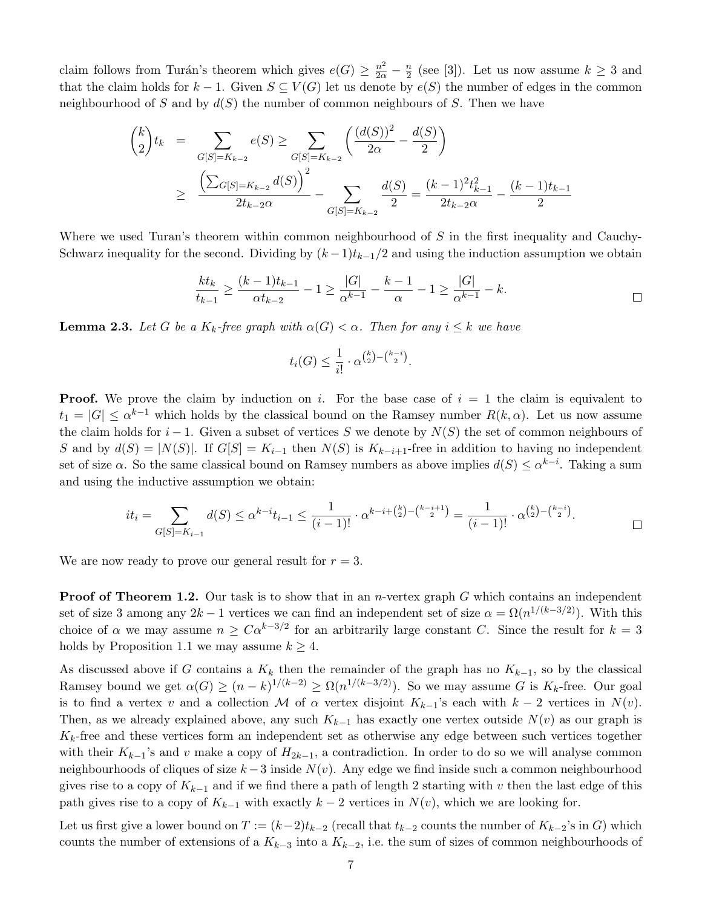claim follows from Turán's theorem which gives $e(G) \geq \frac{n^2}{2\alpha} - \frac{n}{2}$ (see [3]). Let us now assume $k \geq 3$ and that the claim holds for $k-1$. Given $S \subseteq V(G)$ let us denote by $e(S)$ the number of edges in the common neighbourhood of $S$ and by $d(S)$ the number of common neighbours of $S$. Then we have

$$
\begin{aligned}
\binom{k}{2} t_k &= \sum_{G[S]=K_{k-2}} e(S) \geq \sum_{G[S]=K_{k-2}} \left( \frac{(d(S))^2}{2\alpha} - \frac{d(S)}{2} \right) \\
&\geq \frac{\left( \sum_{G[S]=K_{k-2}} d(S) \right)^2}{2t_{k-2}\alpha} - \sum_{G[S]=K_{k-2}} \frac{d(S)}{2} = \frac{(k-1)^2 t_{k-1}^2}{2t_{k-2}\alpha} - \frac{(k-1)t_{k-1}}{2}
\end{aligned}
$$

Where we used Turan's theorem within common neighbourhood of $S$ in the first inequality and Cauchy-Schwarz inequality for the second. Dividing by $(k-1)t_{k-1}/2$ and using the induction assumption we obtain

$$
\frac{kt_k}{t_{k-1}} \geq \frac{(k-1)t_{k-1}}{\alpha t_{k-2}} - 1 \geq \frac{|G|}{\alpha^{k-1}} - \frac{k-1}{\alpha} - 1 \geq \frac{|G|}{\alpha^{k-1}} - k.
$$

□

**Lemma 2.3.** *Let $G$ be a $K_k$-free graph with $\alpha(G) < \alpha$. Then for any $i \leq k$ we have*

$$
t_i(G) \leq \frac{1}{i!} \cdot \alpha^{\binom{k}{2} - \binom{k-i}{2}}.
$$

**Proof.** We prove the claim by induction on $i$. For the base case of $i = 1$ the claim is equivalent to $t_1 = |G| \leq \alpha^{k-1}$ which holds by the classical bound on the Ramsey number $R(k, \alpha)$. Let us now assume the claim holds for $i-1$. Given a subset of vertices $S$ we denote by $N(S)$ the set of common neighbours of $S$ and by $d(S) = |N(S)|$. If $G[S] = K_{i-1}$ then $N(S)$ is $K_{k-i+1}$-free in addition to having no independent set of size $\alpha$. So the same classical bound on Ramsey numbers as above implies $d(S) \leq \alpha^{k-i}$. Taking a sum and using the inductive assumption we obtain:

$$
it_i = \sum_{G[S]=K_{i-1}} d(S) \leq \alpha^{k-i} t_{i-1} \leq \frac{1}{(i-1)!} \cdot \alpha^{k-i+\binom{k}{2}-\binom{k-i+1}{2}} = \frac{1}{(i-1)!} \cdot \alpha^{\binom{k}{2}-\binom{k-i}{2}}.
$$

□

We are now ready to prove our general result for $r = 3$.

**Proof of Theorem 1.2.** Our task is to show that in an $n$-vertex graph $G$ which contains an independent set of size 3 among any $2k-1$ vertices we can find an independent set of size $\alpha = \Omega(n^{1/(k-3/2)})$. With this choice of $\alpha$ we may assume $n \geq C\alpha^{k-3/2}$ for an arbitrarily large constant $C$. Since the result for $k = 3$ holds by Proposition 1.1 we may assume $k \geq 4$.

As discussed above if $G$ contains a $K_k$ then the remainder of the graph has no $K_{k-1}$, so by the classical Ramsey bound we get $\alpha(G) \geq (n-k)^{1/(k-2)} \geq \Omega(n^{1/(k-3/2)})$. So we may assume $G$ is $K_k$-free. Our goal is to find a vertex $v$ and a collection $\mathcal{M}$ of $\alpha$ vertex disjoint $K_{k-1}$'s each with $k-2$ vertices in $N(v)$. Then, as we already explained above, any such $K_{k-1}$ has exactly one vertex outside $N(v)$ as our graph is $K_k$-free and these vertices form an independent set as otherwise any edge between such vertices together with their $K_{k-1}$'s and $v$ make a copy of $H_{2k-1}$, a contradiction. In order to do so we will analyse common neighbourhoods of cliques of size $k-3$ inside $N(v)$. Any edge we find inside such a common neighbourhood gives rise to a copy of $K_{k-1}$ and if we find there a path of length 2 starting with $v$ then the last edge of this path gives rise to a copy of $K_{k-1}$ with exactly $k-2$ vertices in $N(v)$, which we are looking for.

Let us first give a lower bound on $T := (k-2)t_{k-2}$ (recall that $t_{k-2}$ counts the number of $K_{k-2}$'s in $G$) which counts the number of extensions of a $K_{k-3}$ into a $K_{k-2}$, i.e. the sum of sizes of common neighbourhoods of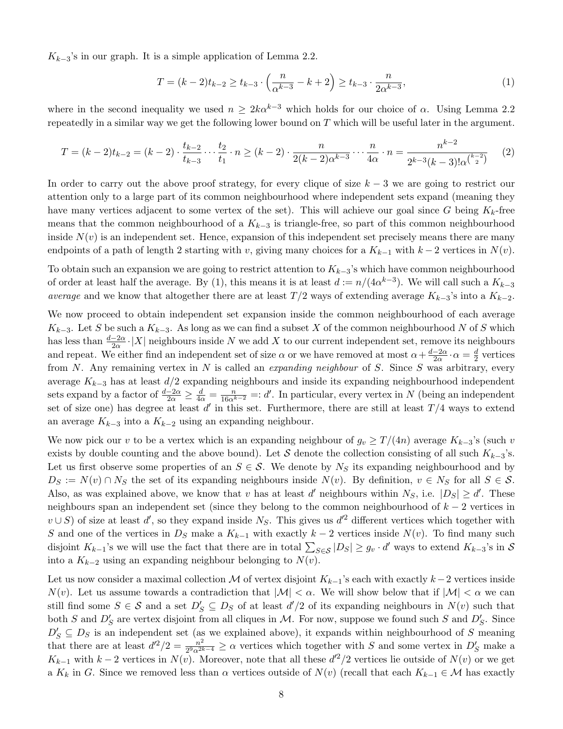$K_{k-3}$'s in our graph. It is a simple application of Lemma 2.2.

$$T = (k-2)t_{k-2} \geq t_{k-3} \cdot \left(\frac{n}{\alpha^{k-3}} - k + 2\right) \geq t_{k-3} \cdot \frac{n}{2\alpha^{k-3}}, \tag{1}$$

where in the second inequality we used $n \geq 2k\alpha^{k-3}$ which holds for our choice of $\alpha$. Using Lemma 2.2 repeatedly in a similar way we get the following lower bound on $T$ which will be useful later in the argument.

$$T = (k-2)t_{k-2} = (k-2) \cdot \frac{t_{k-2}}{t_{k-3}} \cdots \frac{t_2}{t_1} \cdot n \geq (k-2) \cdot \frac{n}{2(k-2)\alpha^{k-3}} \cdots \frac{n}{4\alpha} \cdot n = \frac{n^{k-2}}{2^{k-3}(k-3)!\alpha^{\binom{k-2}{2}}} \tag{2}$$

In order to carry out the above proof strategy, for every clique of size $k-3$ we are going to restrict our attention only to a large part of its common neighbourhood where independent sets expand (meaning they have many vertices adjacent to some vertex of the set). This will achieve our goal since $G$ being $K_k$-free means that the common neighbourhood of a $K_{k-3}$ is triangle-free, so part of this common neighbourhood inside $N(v)$ is an independent set. Hence, expansion of this independent set precisely means there are many endpoints of a path of length 2 starting with $v$, giving many choices for a $K_{k-1}$ with $k-2$ vertices in $N(v)$.

To obtain such an expansion we are going to restrict attention to $K_{k-3}$'s which have common neighbourhood of order at least half the average. By (1), this means it is at least $d := n/(4\alpha^{k-3})$. We will call such a $K_{k-3}$ *average* and we know that altogether there are at least $T/2$ ways of extending average $K_{k-3}$'s into a $K_{k-2}$.

We now proceed to obtain independent set expansion inside the common neighbourhood of each average $K_{k-3}$. Let $S$ be such a $K_{k-3}$. As long as we can find a subset $X$ of the common neighbourhood $N$ of $S$ which has less than $\frac{d-2\alpha}{2\alpha} \cdot |X|$ neighbours inside $N$ we add $X$ to our current independent set, remove its neighbours and repeat. We either find an independent set of size $\alpha$ or we have removed at most $\alpha + \frac{d-2\alpha}{2\alpha} \cdot \alpha = \frac{d}{2}$ vertices from $N$. Any remaining vertex in $N$ is called an *expanding neighbour* of $S$. Since $S$ was arbitrary, every average $K_{k-3}$ has at least $d/2$ expanding neighbours and inside its expanding neighbourhood independent sets expand by a factor of $\frac{d-2\alpha}{2\alpha} \geq \frac{d}{4\alpha} = \frac{n}{16\alpha^{k-2}} =: d'$. In particular, every vertex in $N$ (being an independent set of size one) has degree at least $d'$ in this set. Furthermore, there are still at least $T/4$ ways to extend an average $K_{k-3}$ into a $K_{k-2}$ using an expanding neighbour.

We now pick our $v$ to be a vertex which is an expanding neighbour of $g_v \geq T/(4n)$ average $K_{k-3}$'s (such $v$ exists by double counting and the above bound). Let $\mathcal{S}$ denote the collection consisting of all such $K_{k-3}$'s. Let us first observe some properties of an $S \in \mathcal{S}$. We denote by $N_S$ its expanding neighbourhood and by $D_S := N(v) \cap N_S$ the set of its expanding neighbours inside $N(v)$. By definition, $v \in N_S$ for all $S \in \mathcal{S}$. Also, as was explained above, we know that $v$ has at least $d'$ neighbours within $N_S$, i.e. $|D_S| \geq d'$. These neighbours span an independent set (since they belong to the common neighbourhood of $k-2$ vertices in $v \cup S$) of size at least $d'$, so they expand inside $N_S$. This gives us $d'^2$ different vertices which together with $S$ and one of the vertices in $D_S$ make a $K_{k-1}$ with exactly $k-2$ vertices inside $N(v)$. To find many such disjoint $K_{k-1}$'s we will use the fact that there are in total $\sum_{S \in \mathcal{S}} |D_S| \geq g_v \cdot d'$ ways to extend $K_{k-3}$'s in $\mathcal{S}$ into a $K_{k-2}$ using an expanding neighbour belonging to $N(v)$.

Let us now consider a maximal collection $\mathcal{M}$ of vertex disjoint $K_{k-1}$'s each with exactly $k-2$ vertices inside $N(v)$. Let us assume towards a contradiction that $|\mathcal{M}| < \alpha$. We will show below that if $|\mathcal{M}| < \alpha$ we can still find some $S \in \mathcal{S}$ and a set $D'_S \subseteq D_S$ of at least $d'/2$ of its expanding neighbours in $N(v)$ such that both $S$ and $D'_S$ are vertex disjoint from all cliques in $\mathcal{M}$. For now, suppose we found such $S$ and $D'_S$. Since $D'_S \subseteq D_S$ is an independent set (as we explained above), it expands within neighbourhood of $S$ meaning that there are at least $d'^2/2 = \frac{n^2}{2^9\alpha^{2k-4}} \geq \alpha$ vertices which together with $S$ and some vertex in $D'_S$ make a $K_{k-1}$ with $k-2$ vertices in $N(v)$. Moreover, note that all these $d'^2/2$ vertices lie outside of $N(v)$ or we get a $K_k$ in $G$. Since we removed less than $\alpha$ vertices outside of $N(v)$ (recall that each $K_{k-1} \in \mathcal{M}$ has exactly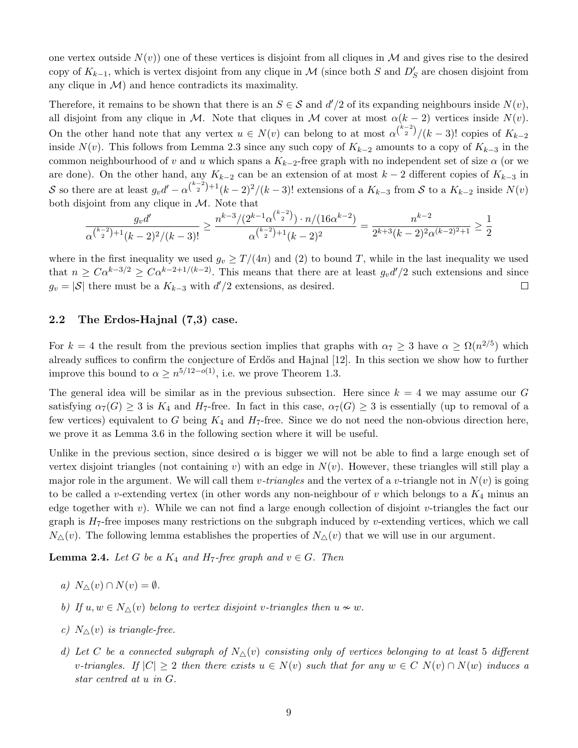one vertex outside $N(v)$) one of these vertices is disjoint from all cliques in $\mathcal{M}$ and gives rise to the desired copy of $K_{k-1}$, which is vertex disjoint from any clique in $\mathcal{M}$ (since both $S$ and $D'_S$ are chosen disjoint from any clique in $\mathcal{M}$) and hence contradicts its maximality.

Therefore, it remains to be shown that there is an $S \in \mathcal{S}$ and $d'/2$ of its expanding neighbours inside $N(v)$, all disjoint from any clique in $\mathcal{M}$. Note that cliques in $\mathcal{M}$ cover at most $\alpha(k-2)$ vertices inside $N(v)$. On the other hand note that any vertex $u \in N(v)$ can belong to at most $\alpha^{\binom{k-2}{2}}/(k-3)!$ copies of $K_{k-2}$ inside $N(v)$. This follows from Lemma 2.3 since any such copy of $K_{k-2}$ amounts to a copy of $K_{k-3}$ in the common neighbourhood of $v$ and $u$ which spans a $K_{k-2}$-free graph with no independent set of size $\alpha$ (or we are done). On the other hand, any $K_{k-2}$ can be an extension of at most $k-2$ different copies of $K_{k-3}$ in $\mathcal{S}$ so there are at least $g_v d' - \alpha^{\binom{k-2}{2}+1}(k-2)^2/(k-3)!$ extensions of a $K_{k-3}$ from $\mathcal{S}$ to a $K_{k-2}$ inside $N(v)$ both disjoint from any clique in $\mathcal{M}$. Note that

$$\frac{g_v d'}{\alpha^{\binom{k-2}{2}+1}(k-2)^2/(k-3)!} \geq \frac{n^{k-3}/(2^{k-1}\alpha^{\binom{k-2}{2}}) \cdot n/(16\alpha^{k-2})}{\alpha^{\binom{k-2}{2}+1}(k-2)^2} = \frac{n^{k-2}}{2^{k+3}(k-2)^2\alpha^{(k-2)^2+1}} \geq \frac{1}{2}$$

where in the first inequality we used $g_v \geq T/(4n)$ and (2) to bound $T$, while in the last inequality we used that $n \geq C\alpha^{k-3/2} \geq C\alpha^{k-2+1/(k-2)}$. This means that there are at least $g_v d'/2$ such extensions and since $g_v = |\mathcal{S}|$ there must be a $K_{k-3}$ with $d'/2$ extensions, as desired. $\square$

### 2.2 The Erdos-Hajnal (7,3) case.

For $k = 4$ the result from the previous section implies that graphs with $\alpha_7 \geq 3$ have $\alpha \geq \Omega(n^{2/5})$ which already suffices to confirm the conjecture of Erdős and Hajnal [12]. In this section we show how to further improve this bound to $\alpha \geq n^{5/12-o(1)}$, i.e. we prove Theorem 1.3.

The general idea will be similar as in the previous subsection. Here since $k = 4$ we may assume our $G$ satisfying $\alpha_7(G) \geq 3$ is $K_4$ and $H_7$-free. In fact in this case, $\alpha_7(G) \geq 3$ is essentially (up to removal of a few vertices) equivalent to $G$ being $K_4$ and $H_7$-free. Since we do not need the non-obvious direction here, we prove it as Lemma 3.6 in the following section where it will be useful.

Unlike in the previous section, since desired $\alpha$ is bigger we will not be able to find a large enough set of vertex disjoint triangles (not containing $v$) with an edge in $N(v)$. However, these triangles will still play a major role in the argument. We will call them *$v$-triangles* and the vertex of a $v$-triangle not in $N(v)$ is going to be called a $v$-extending vertex (in other words any non-neighbour of $v$ which belongs to a $K_4$ minus an edge together with $v$). While we can not find a large enough collection of disjoint $v$-triangles the fact our graph is $H_7$-free imposes many restrictions on the subgraph induced by $v$-extending vertices, which we call $N_\triangle(v)$. The following lemma establishes the properties of $N_\triangle(v)$ that we will use in our argument.

**Lemma 2.4.** *Let $G$ be a $K_4$ and $H_7$-free graph and $v \in G$. Then*

*a) $N_\triangle(v) \cap N(v) = \emptyset$.*

*b) If $u, w \in N_\triangle(v)$ belong to vertex disjoint $v$-triangles then $u \nsim w$.*

*c) $N_\triangle(v)$ is triangle-free.*

*d) Let $C$ be a connected subgraph of $N_\triangle(v)$ consisting only of vertices belonging to at least 5 different $v$-triangles. If $|C| \geq 2$ then there exists $u \in N(v)$ such that for any $w \in C$ $N(v) \cap N(w)$ induces a star centred at $u$ in $G$.*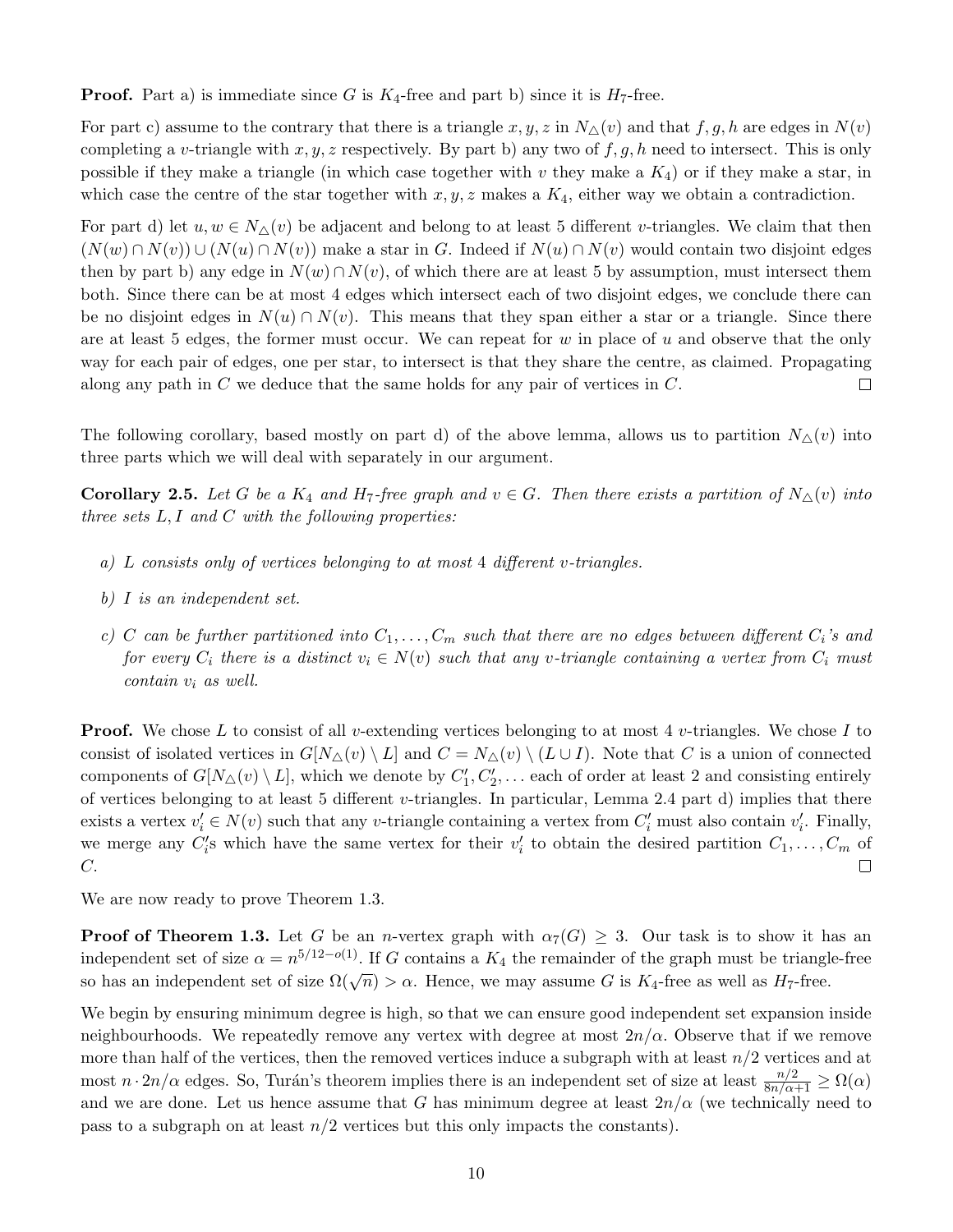**Proof.** Part a) is immediate since $G$ is $K_4$-free and part b) since it is $H_7$-free.

For part c) assume to the contrary that there is a triangle $x, y, z$ in $N_\triangle(v)$ and that $f, g, h$ are edges in $N(v)$ completing a $v$-triangle with $x, y, z$ respectively. By part b) any two of $f, g, h$ need to intersect. This is only possible if they make a triangle (in which case together with $v$ they make a $K_4$) or if they make a star, in which case the centre of the star together with $x, y, z$ makes a $K_4$, either way we obtain a contradiction.

For part d) let $u, w \in N_\triangle(v)$ be adjacent and belong to at least 5 different $v$-triangles. We claim that then $(N(w) \cap N(v)) \cup (N(u) \cap N(v))$ make a star in $G$. Indeed if $N(u) \cap N(v)$ would contain two disjoint edges then by part b) any edge in $N(w) \cap N(v)$, of which there are at least 5 by assumption, must intersect them both. Since there can be at most 4 edges which intersect each of two disjoint edges, we conclude there can be no disjoint edges in $N(u) \cap N(v)$. This means that they span either a star or a triangle. Since there are at least 5 edges, the former must occur. We can repeat for $w$ in place of $u$ and observe that the only way for each pair of edges, one per star, to intersect is that they share the centre, as claimed. Propagating along any path in $C$ we deduce that the same holds for any pair of vertices in $C$. $\square$

The following corollary, based mostly on part d) of the above lemma, allows us to partition $N_\triangle(v)$ into three parts which we will deal with separately in our argument.

**Corollary 2.5.** *Let $G$ be a $K_4$ and $H_7$-free graph and $v \in G$. Then there exists a partition of $N_\triangle(v)$ into three sets $L, I$ and $C$ with the following properties:*

*a) $L$ consists only of vertices belonging to at most 4 different $v$-triangles.*

*b) $I$ is an independent set.*

*c) $C$ can be further partitioned into $C_1, \ldots, C_m$ such that there are no edges between different $C_i$'s and for every $C_i$ there is a distinct $v_i \in N(v)$ such that any $v$-triangle containing a vertex from $C_i$ must contain $v_i$ as well.*

**Proof.** We chose $L$ to consist of all $v$-extending vertices belonging to at most 4 $v$-triangles. We chose $I$ to consist of isolated vertices in $G[N_\triangle(v) \setminus L]$ and $C = N_\triangle(v) \setminus (L \cup I)$. Note that $C$ is a union of connected components of $G[N_\triangle(v) \setminus L]$, which we denote by $C_1', C_2', \ldots$ each of order at least 2 and consisting entirely of vertices belonging to at least 5 different $v$-triangles. In particular, Lemma 2.4 part d) implies that there exists a vertex $v_i' \in N(v)$ such that any $v$-triangle containing a vertex from $C_i'$ must also contain $v_i'$. Finally, we merge any $C_i'$s which have the same vertex for their $v_i'$ to obtain the desired partition $C_1, \ldots, C_m$ of $C$. $\square$

We are now ready to prove Theorem 1.3.

**Proof of Theorem 1.3.** Let $G$ be an $n$-vertex graph with $\alpha_7(G) \geq 3$. Our task is to show it has an independent set of size $\alpha = n^{5/12-o(1)}$. If $G$ contains a $K_4$ the remainder of the graph must be triangle-free so has an independent set of size $\Omega(\sqrt{n}) > \alpha$. Hence, we may assume $G$ is $K_4$-free as well as $H_7$-free.

We begin by ensuring minimum degree is high, so that we can ensure good independent set expansion inside neighbourhoods. We repeatedly remove any vertex with degree at most $2n/\alpha$. Observe that if we remove more than half of the vertices, then the removed vertices induce a subgraph with at least $n/2$ vertices and at most $n \cdot 2n/\alpha$ edges. So, Turán's theorem implies there is an independent set of size at least $\frac{n/2}{8n/\alpha+1} \geq \Omega(\alpha)$ and we are done. Let us hence assume that $G$ has minimum degree at least $2n/\alpha$ (we technically need to pass to a subgraph on at least $n/2$ vertices but this only impacts the constants).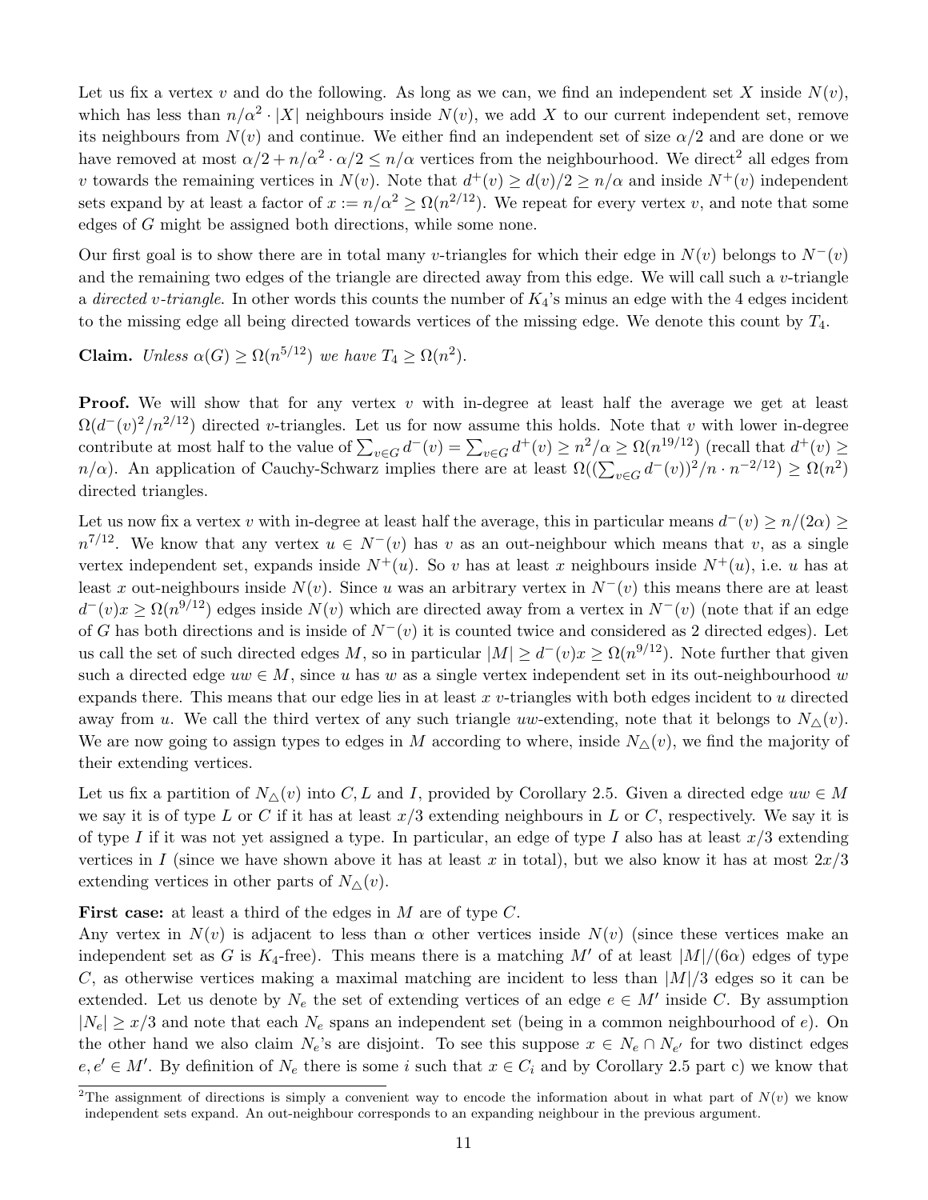Let us fix a vertex $v$ and do the following. As long as we can, we find an independent set $X$ inside $N(v)$, which has less than $n/\alpha^2 \cdot |X|$ neighbours inside $N(v)$, we add $X$ to our current independent set, remove its neighbours from $N(v)$ and continue. We either find an independent set of size $\alpha/2$ and are done or we have removed at most $\alpha/2 + n/\alpha^2 \cdot \alpha/2 \le n/\alpha$ vertices from the neighbourhood. We direct[2] all edges from $v$ towards the remaining vertices in $N(v)$. Note that $d^+(v) \ge d(v)/2 \ge n/\alpha$ and inside $N^+(v)$ independent sets expand by at least a factor of $x := n/\alpha^2 \ge \Omega(n^{2/12})$. We repeat for every vertex $v$, and note that some edges of $G$ might be assigned both directions, while some none.

Our first goal is to show there are in total many $v$-triangles for which their edge in $N(v)$ belongs to $N^-(v)$ and the remaining two edges of the triangle are directed away from this edge. We will call such a $v$-triangle a *directed v-triangle*. In other words this counts the number of $K_4$'s minus an edge with the 4 edges incident to the missing edge all being directed towards vertices of the missing edge. We denote this count by $T_4$.

**Claim.** *Unless $\alpha(G) \ge \Omega(n^{5/12})$ we have $T_4 \ge \Omega(n^2)$.*

**Proof.** We will show that for any vertex $v$ with in-degree at least half the average we get at least $\Omega(d^-(v)^2/n^{2/12})$ directed $v$-triangles. Let us for now assume this holds. Note that $v$ with lower in-degree contribute at most half to the value of $\sum_{v \in G} d^-(v) = \sum_{v \in G} d^+(v) \ge n^2/\alpha \ge \Omega(n^{19/12})$ (recall that $d^+(v) \ge n/\alpha$). An application of Cauchy-Schwarz implies there are at least $\Omega((\sum_{v \in G} d^-(v))^2/n \cdot n^{-2/12}) \ge \Omega(n^2)$ directed triangles.

Let us now fix a vertex $v$ with in-degree at least half the average, this in particular means $d^-(v) \ge n/(2\alpha) \ge n^{7/12}$. We know that any vertex $u \in N^-(v)$ has $v$ as an out-neighbour which means that $v$, as a single vertex independent set, expands inside $N^+(u)$. So $v$ has at least $x$ neighbours inside $N^+(u)$, i.e. $u$ has at least $x$ out-neighbours inside $N(v)$. Since $u$ was an arbitrary vertex in $N^-(v)$ this means there are at least $d^-(v)x \ge \Omega(n^{9/12})$ edges inside $N(v)$ which are directed away from a vertex in $N^-(v)$ (note that if an edge of $G$ has both directions and is inside of $N^-(v)$ it is counted twice and considered as 2 directed edges). Let us call the set of such directed edges $M$, so in particular $|M| \ge d^-(v)x \ge \Omega(n^{9/12})$. Note further that given such a directed edge $uw \in M$, since $u$ has $w$ as a single vertex independent set in its out-neighbourhood $w$ expands there. This means that our edge lies in at least $x$ $v$-triangles with both edges incident to $u$ directed away from $u$. We call the third vertex of any such triangle $uw$-extending, note that it belongs to $N_\triangle(v)$. We are now going to assign types to edges in $M$ according to where, inside $N_\triangle(v)$, we find the majority of their extending vertices.

Let us fix a partition of $N_\triangle(v)$ into $C, L$ and $I$, provided by Corollary 2.5. Given a directed edge $uw \in M$ we say it is of type $L$ or $C$ if it has at least $x/3$ extending neighbours in $L$ or $C$, respectively. We say it is of type $I$ if it was not yet assigned a type. In particular, an edge of type $I$ also has at least $x/3$ extending vertices in $I$ (since we have shown above it has at least $x$ in total), but we also know it has at most $2x/3$ extending vertices in other parts of $N_\triangle(v)$.

**First case:** at least a third of the edges in $M$ are of type $C$.
Any vertex in $N(v)$ is adjacent to less than $\alpha$ other vertices inside $N(v)$ (since these vertices make an independent set as $G$ is $K_4$-free). This means there is a matching $M'$ of at least $|M|/(6\alpha)$ edges of type $C$, as otherwise vertices making a maximal matching are incident to less than $|M|/3$ edges so it can be extended. Let us denote by $N_e$ the set of extending vertices of an edge $e \in M'$ inside $C$. By assumption $|N_e| \ge x/3$ and note that each $N_e$ spans an independent set (being in a common neighbourhood of $e$). On the other hand we also claim $N_e$'s are disjoint. To see this suppose $x \in N_e \cap N_{e'}$ for two distinct edges $e, e' \in M'$. By definition of $N_e$ there is some $i$ such that $x \in C_i$ and by Corollary 2.5 part c) we know that

[2] The assignment of directions is simply a convenient way to encode the information about in what part of $N(v)$ we know independent sets expand. An out-neighbour corresponds to an expanding neighbour in the previous argument.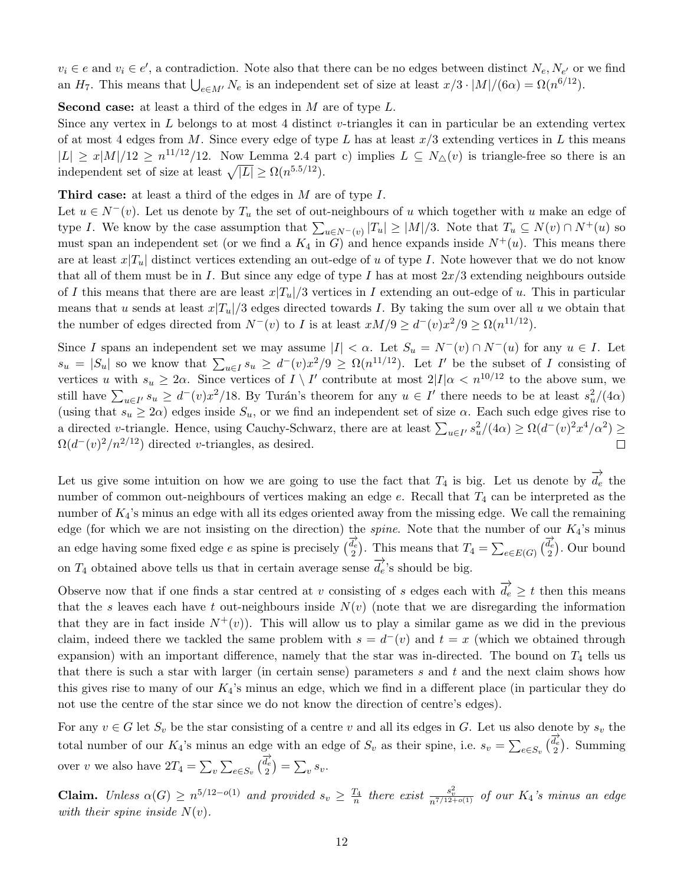$v_i \in e$ and $v_i \in e'$, a contradiction. Note also that there can be no edges between distinct $N_e, N_{e'}$ or we find an $H_7$. This means that $\bigcup_{e \in M'} N_e$ is an independent set of size at least $x/3 \cdot |M|/(6\alpha) = \Omega(n^{6/12})$.

**Second case:** at least a third of the edges in $M$ are of type $L$.
Since any vertex in $L$ belongs to at most 4 distinct $v$-triangles it can in particular be an extending vertex of at most 4 edges from $M$. Since every edge of type $L$ has at least $x/3$ extending vertices in $L$ this means $|L| \geq x|M|/12 \geq n^{11/12}/12$. Now Lemma 2.4 part c) implies $L \subseteq N_\triangle(v)$ is triangle-free so there is an independent set of size at least $\sqrt{|L|} \geq \Omega(n^{5.5/12})$.

**Third case:** at least a third of the edges in $M$ are of type $I$.
Let $u \in N^-(v)$. Let us denote by $T_u$ the set of out-neighbours of $u$ which together with $u$ make an edge of type $I$. We know by the case assumption that $\sum_{u \in N^-(v)} |T_u| \geq |M|/3$. Note that $T_u \subseteq N(v) \cap N^+(u)$ so must span an independent set (or we find a $K_4$ in $G$) and hence expands inside $N^+(u)$. This means there are at least $x|T_u|$ distinct vertices extending an out-edge of $u$ of type $I$. Note however that we do not know that all of them must be in $I$. But since any edge of type $I$ has at most $2x/3$ extending neighbours outside of $I$ this means that there are are least $x|T_u|/3$ vertices in $I$ extending an out-edge of $u$. This in particular means that $u$ sends at least $x|T_u|/3$ edges directed towards $I$. By taking the sum over all $u$ we obtain that the number of edges directed from $N^-(v)$ to $I$ is at least $xM/9 \geq d^-(v)x^2/9 \geq \Omega(n^{11/12})$.

Since $I$ spans an independent set we may assume $|I| < \alpha$. Let $S_u = N^-(v) \cap N^-(u)$ for any $u \in I$. Let $s_u = |S_u|$ so we know that $\sum_{u \in I} s_u \geq d^-(v)x^2/9 \geq \Omega(n^{11/12})$. Let $I'$ be the subset of $I$ consisting of vertices $u$ with $s_u \geq 2\alpha$. Since vertices of $I \setminus I'$ contribute at most $2|I|\alpha < n^{10/12}$ to the above sum, we still have $\sum_{u \in I'} s_u \geq d^-(v)x^2/18$. By Turán's theorem for any $u \in I'$ there needs to be at least $s_u^2/(4\alpha)$ (using that $s_u \geq 2\alpha$) edges inside $S_u$, or we find an independent set of size $\alpha$. Each such edge gives rise to a directed $v$-triangle. Hence, using Cauchy-Schwarz, there are at least $\sum_{u \in I'} s_u^2/(4\alpha) \geq \Omega(d^-(v)^2 x^4/\alpha^2) \geq \Omega(d^-(v)^2/n^{2/12})$ directed $v$-triangles, as desired. □

Let us give some intuition on how we are going to use the fact that $T_4$ is big. Let us denote by $\overrightarrow{d_e}$ the number of common out-neighbours of vertices making an edge $e$. Recall that $T_4$ can be interpreted as the number of $K_4$'s minus an edge with all its edges oriented away from the missing edge. We call the remaining edge (for which we are not insisting on the direction) the *spine*. Note that the number of our $K_4$'s minus an edge having some fixed edge $e$ as spine is precisely $\binom{\overrightarrow{d_e}}{2}$. This means that $T_4 = \sum_{e \in E(G)} \binom{\overrightarrow{d_e}}{2}$. Our bound on $T_4$ obtained above tells us that in certain average sense $\overrightarrow{d_e}$'s should be big.

Observe now that if one finds a star centred at $v$ consisting of $s$ edges each with $\overrightarrow{d_e} \geq t$ then this means that the $s$ leaves each have $t$ out-neighbours inside $N(v)$ (note that we are disregarding the information that they are in fact inside $N^+(v)$). This will allow us to play a similar game as we did in the previous claim, indeed there we tackled the same problem with $s = d^-(v)$ and $t = x$ (which we obtained through expansion) with an important difference, namely that the star was in-directed. The bound on $T_4$ tells us that there is such a star with larger (in certain sense) parameters $s$ and $t$ and the next claim shows how this gives rise to many of our $K_4$'s minus an edge, which we find in a different place (in particular they do not use the centre of the star since we do not know the direction of centre's edges).

For any $v \in G$ let $S_v$ be the star consisting of a centre $v$ and all its edges in $G$. Let us also denote by $s_v$ the total number of our $K_4$'s minus an edge with an edge of $S_v$ as their spine, i.e. $s_v = \sum_{e \in S_v} \binom{\overrightarrow{d_e}}{2}$. Summing over $v$ we also have $2T_4 = \sum_v \sum_{e \in S_v} \binom{\overrightarrow{d_e}}{2} = \sum_v s_v$.

**Claim.** *Unless $\alpha(G) \geq n^{5/12 - o(1)}$ and provided $s_v \geq \frac{T_4}{n}$ there exist $\frac{s_v^2}{n^{7/12+o(1)}}$ of our $K_4$'s minus an edge with their spine inside $N(v)$.*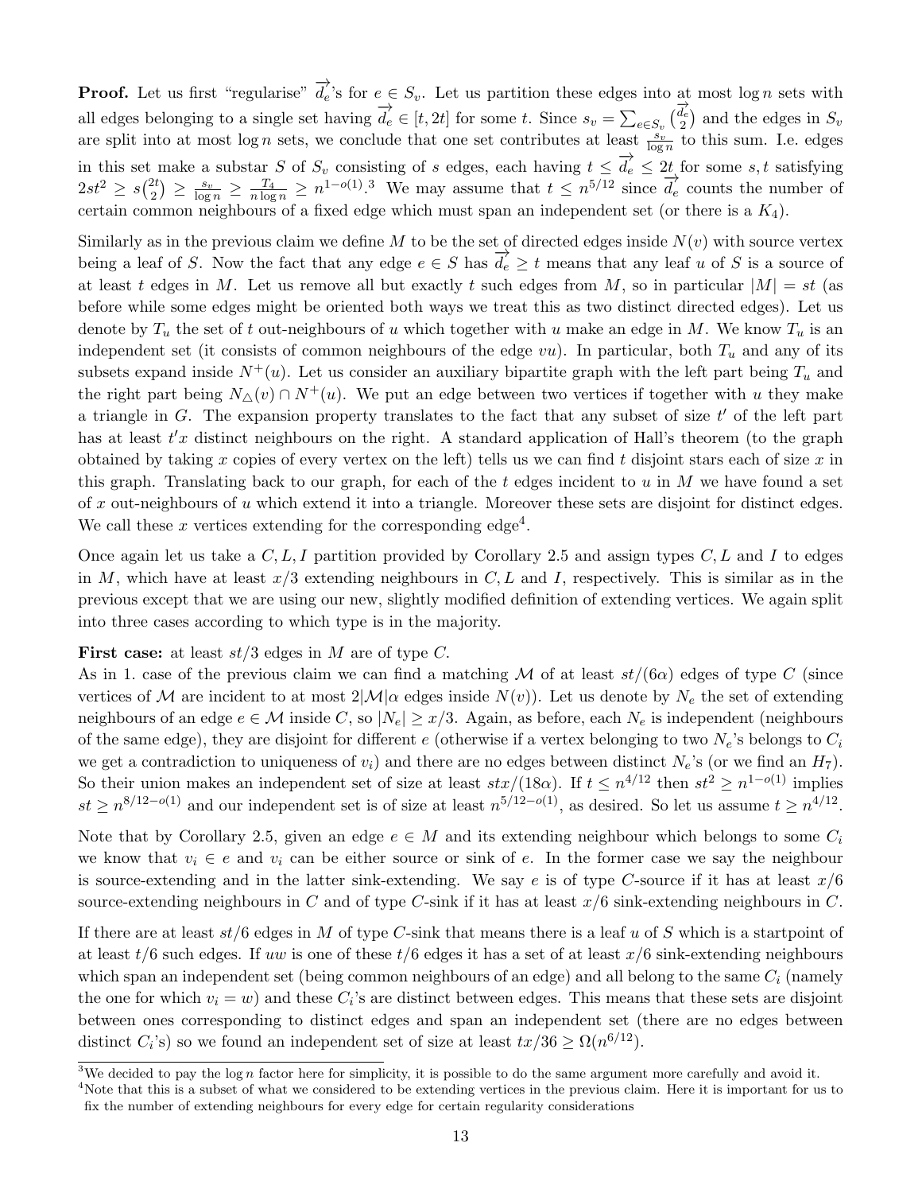**Proof.** Let us first "regularise" $\overrightarrow{d_e}$'s for $e \in S_v$. Let us partition these edges into at most $\log n$ sets with all edges belonging to a single set having $\overrightarrow{d_e} \in [t, 2t]$ for some $t$. Since $s_v = \sum_{e \in S_v} \binom{\overrightarrow{d_e}}{2}$ and the edges in $S_v$ are split into at most $\log n$ sets, we conclude that one set contributes at least $\frac{s_v}{\log n}$ to this sum. I.e. edges in this set make a substar $S$ of $S_v$ consisting of $s$ edges, each having $t \le \overrightarrow{d_e} \le 2t$ for some $s, t$ satisfying $2st^2 \ge s\binom{2t}{2} \ge \frac{s_v}{\log n} \ge \frac{T_4}{n \log n} \ge n^{1-o(1)}$.[3] We may assume that $t \le n^{5/12}$ since $\overrightarrow{d_e}$ counts the number of certain common neighbours of a fixed edge which must span an independent set (or there is a $K_4$).

Similarly as in the previous claim we define $M$ to be the set of directed edges inside $N(v)$ with source vertex being a leaf of $S$. Now the fact that any edge $e \in S$ has $\overrightarrow{d_e} \ge t$ means that any leaf $u$ of $S$ is a source of at least $t$ edges in $M$. Let us remove all but exactly $t$ such edges from $M$, so in particular $|M| = st$ (as before while some edges might be oriented both ways we treat this as two distinct directed edges). Let us denote by $T_u$ the set of $t$ out-neighbours of $u$ which together with $u$ make an edge in $M$. We know $T_u$ is an independent set (it consists of common neighbours of the edge $vu$). In particular, both $T_u$ and any of its subsets expand inside $N^+(u)$. Let us consider an auxiliary bipartite graph with the left part being $T_u$ and the right part being $N_\triangle(v) \cap N^+(u)$. We put an edge between two vertices if together with $u$ they make a triangle in $G$. The expansion property translates to the fact that any subset of size $t'$ of the left part has at least $t'x$ distinct neighbours on the right. A standard application of Hall's theorem (to the graph obtained by taking $x$ copies of every vertex on the left) tells us we can find $t$ disjoint stars each of size $x$ in this graph. Translating back to our graph, for each of the $t$ edges incident to $u$ in $M$ we have found a set of $x$ out-neighbours of $u$ which extend it into a triangle. Moreover these sets are disjoint for distinct edges. We call these $x$ vertices extending for the corresponding edge[4].

Once again let us take a $C, L, I$ partition provided by Corollary 2.5 and assign types $C, L$ and $I$ to edges in $M$, which have at least $x/3$ extending neighbours in $C, L$ and $I$, respectively. This is similar as in the previous except that we are using our new, slightly modified definition of extending vertices. We again split into three cases according to which type is in the majority.

**First case:** at least $st/3$ edges in $M$ are of type $C$.
As in 1. case of the previous claim we can find a matching $\mathcal{M}$ of at least $st/(6\alpha)$ edges of type $C$ (since vertices of $\mathcal{M}$ are incident to at most $2|\mathcal{M}|\alpha$ edges inside $N(v)$). Let us denote by $N_e$ the set of extending neighbours of an edge $e \in \mathcal{M}$ inside $C$, so $|N_e| \ge x/3$. Again, as before, each $N_e$ is independent (neighbours of the same edge), they are disjoint for different $e$ (otherwise if a vertex belonging to two $N_e$'s belongs to $C_i$ we get a contradiction to uniqueness of $v_i$) and there are no edges between distinct $N_e$'s (or we find an $H_7$). So their union makes an independent set of size at least $stx/(18\alpha)$. If $t \le n^{4/12}$ then $st^2 \ge n^{1-o(1)}$ implies $st \ge n^{8/12-o(1)}$ and our independent set is of size at least $n^{5/12-o(1)}$, as desired. So let us assume $t \ge n^{4/12}$.

Note that by Corollary 2.5, given an edge $e \in M$ and its extending neighbour which belongs to some $C_i$ we know that $v_i \in e$ and $v_i$ can be either source or sink of $e$. In the former case we say the neighbour is source-extending and in the latter sink-extending. We say $e$ is of type $C$-source if it has at least $x/6$ source-extending neighbours in $C$ and of type $C$-sink if it has at least $x/6$ sink-extending neighbours in $C$.

If there are at least $st/6$ edges in $M$ of type $C$-sink that means there is a leaf $u$ of $S$ which is a startpoint of at least $t/6$ such edges. If $uw$ is one of these $t/6$ edges it has a set of at least $x/6$ sink-extending neighbours which span an independent set (being common neighbours of an edge) and all belong to the same $C_i$ (namely the one for which $v_i = w$) and these $C_i$'s are distinct between edges. This means that these sets are disjoint between ones corresponding to distinct edges and span an independent set (there are no edges between distinct $C_i$'s) so we found an independent set of size at least $tx/36 \ge \Omega(n^{6/12})$.

[3]We decided to pay the $\log n$ factor here for simplicity, it is possible to do the same argument more carefully and avoid it.

[4]Note that this is a subset of what we considered to be extending vertices in the previous claim. Here it is important for us to fix the number of extending neighbours for every edge for certain regularity considerations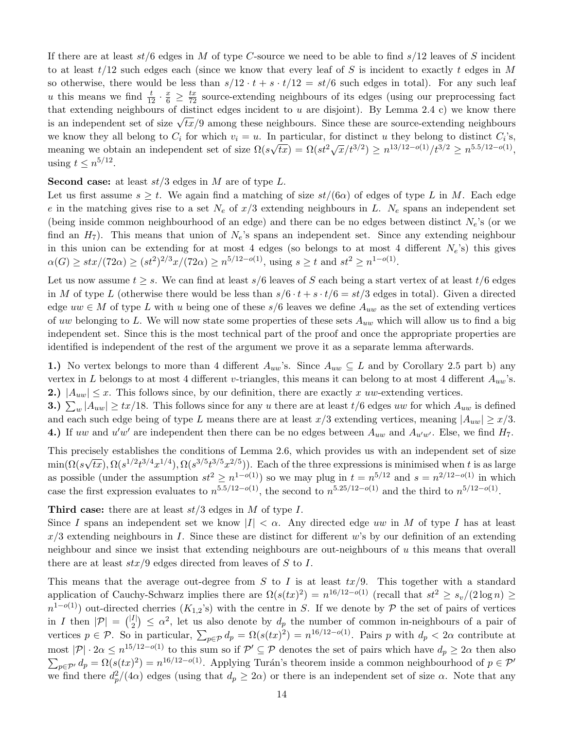If there are at least $st/6$ edges in $M$ of type $C$-source we need to be able to find $s/12$ leaves of $S$ incident to at least $t/12$ such edges each (since we know that every leaf of $S$ is incident to exactly $t$ edges in $M$ so otherwise, there would be less than $s/12 \cdot t + s \cdot t/12 = st/6$ such edges in total). For any such leaf $u$ this means we find $\frac{t}{12} \cdot \frac{x}{6} \geq \frac{tx}{72}$ source-extending neighbours of its edges (using our preprocessing fact that extending neighbours of distinct edges incident to $u$ are disjoint). By Lemma 2.4 c) we know there is an independent set of size $\sqrt{tx}/9$ among these neighbours. Since these are source-extending neighbours we know they all belong to $C_i$ for which $v_i = u$. In particular, for distinct $u$ they belong to distinct $C_i$'s, meaning we obtain an independent set of size $\Omega(s\sqrt{tx}) = \Omega(st^2\sqrt{x}/t^{3/2}) \geq n^{13/12-o(1)}/t^{3/2} \geq n^{5.5/12-o(1)}$, using $t \leq n^{5/12}$.

**Second case:** at least $st/3$ edges in $M$ are of type $L$.

Let us first assume $s \geq t$. We again find a matching of size $st/(6\alpha)$ of edges of type $L$ in $M$. Each edge $e$ in the matching gives rise to a set $N_e$ of $x/3$ extending neighbours in $L$. $N_e$ spans an independent set (being inside common neighbourhood of an edge) and there can be no edges between distinct $N_e$'s (or we find an $H_7$). This means that union of $N_e$'s spans an independent set. Since any extending neighbour in this union can be extending for at most 4 edges (so belongs to at most 4 different $N_e$'s) this gives $\alpha(G) \geq stx/(72\alpha) \geq (st^2)^{2/3}x/(72\alpha) \geq n^{5/12-o(1)}$, using $s \geq t$ and $st^2 \geq n^{1-o(1)}$.

Let us now assume $t \geq s$. We can find at least $s/6$ leaves of $S$ each being a start vertex of at least $t/6$ edges in $M$ of type $L$ (otherwise there would be less than $s/6 \cdot t + s \cdot t/6 = st/3$ edges in total). Given a directed edge $uw \in M$ of type $L$ with $u$ being one of these $s/6$ leaves we define $A_{uw}$ as the set of extending vertices of $uw$ belonging to $L$. We will now state some properties of these sets $A_{uw}$ which will allow us to find a big independent set. Since this is the most technical part of the proof and once the appropriate properties are identified is independent of the rest of the argument we prove it as a separate lemma afterwards.

**1.)** No vertex belongs to more than 4 different $A_{uw}$'s. Since $A_{uw} \subseteq L$ and by Corollary 2.5 part b) any vertex in $L$ belongs to at most 4 different $v$-triangles, this means it can belong to at most 4 different $A_{uw}$'s.
**2.)** $|A_{uw}| \leq x$. This follows since, by our definition, there are exactly $x$ $uw$-extending vertices.
**3.)** $\sum_w |A_{uw}| \geq tx/18$. This follows since for any $u$ there are at least $t/6$ edges $uw$ for which $A_{uw}$ is defined and each such edge being of type $L$ means there are at least $x/3$ extending vertices, meaning $|A_{uw}| \geq x/3$.
**4.)** If $uw$ and $u'w'$ are independent then there can be no edges between $A_{uw}$ and $A_{u'w'}$. Else, we find $H_7$.

This precisely establishes the conditions of Lemma 2.6, which provides us with an independent set of size $\min(\Omega(s\sqrt{tx}), \Omega(s^{1/2}t^{3/4}x^{1/4}), \Omega(s^{3/5}t^{3/5}x^{2/5}))$. Each of the three expressions is minimised when $t$ is as large as possible (under the assumption $st^2 \geq n^{1-o(1)}$) so we may plug in $t = n^{5/12}$ and $s = n^{2/12-o(1)}$ in which case the first expression evaluates to $n^{5.5/12-o(1)}$, the second to $n^{5.25/12-o(1)}$ and the third to $n^{5/12-o(1)}$.

**Third case:** there are at least $st/3$ edges in $M$ of type $I$.

Since $I$ spans an independent set we know $|I| < \alpha$. Any directed edge $uw$ in $M$ of type $I$ has at least $x/3$ extending neighbours in $I$. Since these are distinct for different $w$'s by our definition of an extending neighbour and since we insist that extending neighbours are out-neighbours of $u$ this means that overall there are at least $stx/9$ edges directed from leaves of $S$ to $I$.

This means that the average out-degree from $S$ to $I$ is at least $tx/9$. This together with a standard application of Cauchy-Schwarz implies there are $\Omega(s(tx)^2) = n^{16/12-o(1)}$ (recall that $st^2 \geq s_v/(2\log n) \geq n^{1-o(1)}$) out-directed cherries ($K_{1,2}$'s) with the centre in $S$. If we denote by $\mathcal{P}$ the set of pairs of vertices in $I$ then $|\mathcal{P}| = \binom{|I|}{2} \leq \alpha^2$, let us also denote by $d_p$ the number of common in-neighbours of a pair of vertices $p \in \mathcal{P}$. So in particular, $\sum_{p\in\mathcal{P}} d_p = \Omega(s(tx)^2) = n^{16/12-o(1)}$. Pairs $p$ with $d_p < 2\alpha$ contribute at most $|\mathcal{P}| \cdot 2\alpha \leq n^{15/12-o(1)}$ to this sum so if $\mathcal{P}' \subseteq \mathcal{P}$ denotes the set of pairs which have $d_p \geq 2\alpha$ then also $\sum_{p\in\mathcal{P}'} d_p = \Omega(s(tx)^2) = n^{16/12-o(1)}$. Applying Turán's theorem inside a common neighbourhood of $p \in \mathcal{P}'$ we find there $d_p^2/(4\alpha)$ edges (using that $d_p \geq 2\alpha$) or there is an independent set of size $\alpha$. Note that any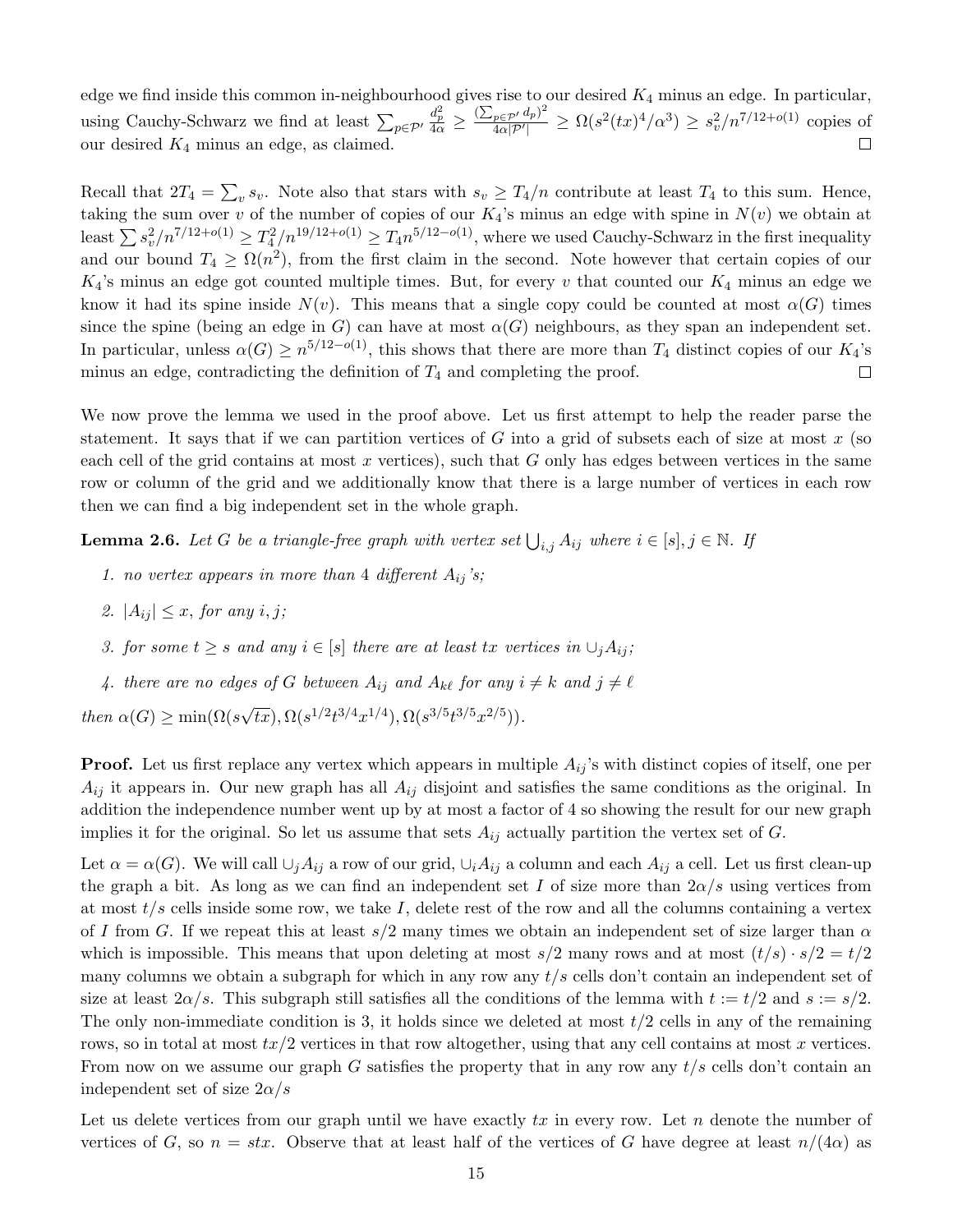edge we find inside this common in-neighbourhood gives rise to our desired $K_4$ minus an edge. In particular, using Cauchy-Schwarz we find at least $\sum_{p\in\mathcal{P}'} \frac{d_p^2}{4\alpha} \ge \frac{(\sum_{p\in\mathcal{P}'} d_p)^2}{4\alpha|\mathcal{P}'|} \ge \Omega(s^2(tx)^4/\alpha^3) \ge s_v^2/n^{7/12+o(1)}$ copies of our desired $K_4$ minus an edge, as claimed. □

Recall that $2T_4 = \sum_v s_v$. Note also that stars with $s_v \ge T_4/n$ contribute at least $T_4$ to this sum. Hence, taking the sum over $v$ of the number of copies of our $K_4$'s minus an edge with spine in $N(v)$ we obtain at least $\sum s_v^2/n^{7/12+o(1)} \ge T_4^2/n^{19/12+o(1)} \ge T_4 n^{5/12-o(1)}$, where we used Cauchy-Schwarz in the first inequality and our bound $T_4 \ge \Omega(n^2)$, from the first claim in the second. Note however that certain copies of our $K_4$'s minus an edge got counted multiple times. But, for every $v$ that counted our $K_4$ minus an edge we know it had its spine inside $N(v)$. This means that a single copy could be counted at most $\alpha(G)$ times since the spine (being an edge in $G$) can have at most $\alpha(G)$ neighbours, as they span an independent set. In particular, unless $\alpha(G) \ge n^{5/12-o(1)}$, this shows that there are more than $T_4$ distinct copies of our $K_4$'s minus an edge, contradicting the definition of $T_4$ and completing the proof. □

We now prove the lemma we used in the proof above. Let us first attempt to help the reader parse the statement. It says that if we can partition vertices of $G$ into a grid of subsets each of size at most $x$ (so each cell of the grid contains at most $x$ vertices), such that $G$ only has edges between vertices in the same row or column of the grid and we additionally know that there is a large number of vertices in each row then we can find a big independent set in the whole graph.

**Lemma 2.6.** *Let $G$ be a triangle-free graph with vertex set $\bigcup_{i,j} A_{ij}$ where $i \in [s], j \in \mathbb{N}$. If*

1. *no vertex appears in more than 4 different $A_{ij}$'s;*
2. *$|A_{ij}| \le x$, for any $i, j$;*
3. *for some $t \ge s$ and any $i \in [s]$ there are at least $tx$ vertices in $\cup_j A_{ij}$;*
4. *there are no edges of $G$ between $A_{ij}$ and $A_{k\ell}$ for any $i \ne k$ and $j \ne \ell$*

*then $\alpha(G) \ge \min(\Omega(s\sqrt{tx}), \Omega(s^{1/2}t^{3/4}x^{1/4}), \Omega(s^{3/5}t^{3/5}x^{2/5}))$.*

**Proof.** Let us first replace any vertex which appears in multiple $A_{ij}$'s with distinct copies of itself, one per $A_{ij}$ it appears in. Our new graph has all $A_{ij}$ disjoint and satisfies the same conditions as the original. In addition the independence number went up by at most a factor of 4 so showing the result for our new graph implies it for the original. So let us assume that sets $A_{ij}$ actually partition the vertex set of $G$.

Let $\alpha = \alpha(G)$. We will call $\cup_j A_{ij}$ a row of our grid, $\cup_i A_{ij}$ a column and each $A_{ij}$ a cell. Let us first clean-up the graph a bit. As long as we can find an independent set $I$ of size more than $2\alpha/s$ using vertices from at most $t/s$ cells inside some row, we take $I$, delete rest of the row and all the columns containing a vertex of $I$ from $G$. If we repeat this at least $s/2$ many times we obtain an independent set of size larger than $\alpha$ which is impossible. This means that upon deleting at most $s/2$ many rows and at most $(t/s) \cdot s/2 = t/2$ many columns we obtain a subgraph for which in any row any $t/s$ cells don't contain an independent set of size at least $2\alpha/s$. This subgraph still satisfies all the conditions of the lemma with $t := t/2$ and $s := s/2$. The only non-immediate condition is 3, it holds since we deleted at most $t/2$ cells in any of the remaining rows, so in total at most $tx/2$ vertices in that row altogether, using that any cell contains at most $x$ vertices. From now on we assume our graph $G$ satisfies the property that in any row any $t/s$ cells don't contain an independent set of size $2\alpha/s$

Let us delete vertices from our graph until we have exactly $tx$ in every row. Let $n$ denote the number of vertices of $G$, so $n = stx$. Observe that at least half of the vertices of $G$ have degree at least $n/(4\alpha)$ as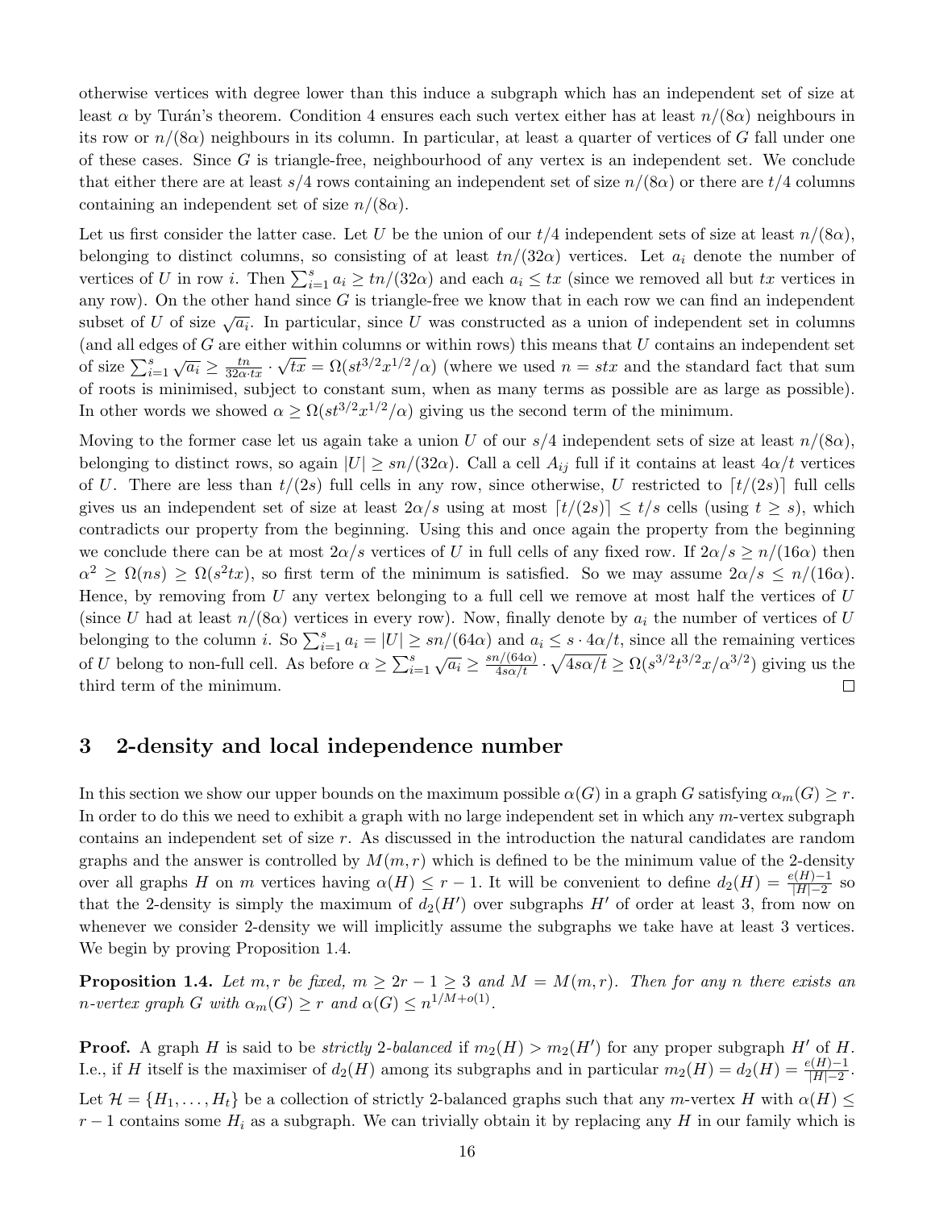otherwise vertices with degree lower than this induce a subgraph which has an independent set of size at least $\alpha$ by Turán's theorem. Condition 4 ensures each such vertex either has at least $n/(8\alpha)$ neighbours in its row or $n/(8\alpha)$ neighbours in its column. In particular, at least a quarter of vertices of $G$ fall under one of these cases. Since $G$ is triangle-free, neighbourhood of any vertex is an independent set. We conclude that either there are at least $s/4$ rows containing an independent set of size $n/(8\alpha)$ or there are $t/4$ columns containing an independent set of size $n/(8\alpha)$.

Let us first consider the latter case. Let $U$ be the union of our $t/4$ independent sets of size at least $n/(8\alpha)$, belonging to distinct columns, so consisting of at least $tn/(32\alpha)$ vertices. Let $a_i$ denote the number of vertices of $U$ in row $i$. Then $\sum_{i=1}^{s} a_i \geq tn/(32\alpha)$ and each $a_i \leq tx$ (since we removed all but $tx$ vertices in any row). On the other hand since $G$ is triangle-free we know that in each row we can find an independent subset of $U$ of size $\sqrt{a_i}$. In particular, since $U$ was constructed as a union of independent set in columns (and all edges of $G$ are either within columns or within rows) this means that $U$ contains an independent set of size $\sum_{i=1}^{s} \sqrt{a_i} \geq \frac{tn}{32\alpha \cdot tx} \cdot \sqrt{tx} = \Omega(st^{3/2}x^{1/2}/\alpha)$ (where we used $n = stx$ and the standard fact that sum of roots is minimised, subject to constant sum, when as many terms as possible are as large as possible). In other words we showed $\alpha \geq \Omega(st^{3/2}x^{1/2}/\alpha)$ giving us the second term of the minimum.

Moving to the former case let us again take a union $U$ of our $s/4$ independent sets of size at least $n/(8\alpha)$, belonging to distinct rows, so again $|U| \geq sn/(32\alpha)$. Call a cell $A_{ij}$ full if it contains at least $4\alpha/t$ vertices of $U$. There are less than $t/(2s)$ full cells in any row, since otherwise, $U$ restricted to $\lceil t/(2s) \rceil$ full cells gives us an independent set of size at least $2\alpha/s$ using at most $\lceil t/(2s) \rceil \leq t/s$ cells (using $t \geq s$), which contradicts our property from the beginning. Using this and once again the property from the beginning we conclude there can be at most $2\alpha/s$ vertices of $U$ in full cells of any fixed row. If $2\alpha/s \geq n/(16\alpha)$ then $\alpha^2 \geq \Omega(ns) \geq \Omega(s^2tx)$, so first term of the minimum is satisfied. So we may assume $2\alpha/s \leq n/(16\alpha)$. Hence, by removing from $U$ any vertex belonging to a full cell we remove at most half the vertices of $U$ (since $U$ had at least $n/(8\alpha)$ vertices in every row). Now, finally denote by $a_i$ the number of vertices of $U$ belonging to the column $i$. So $\sum_{i=1}^{s} a_i = |U| \geq sn/(64\alpha)$ and $a_i \leq s \cdot 4\alpha/t$, since all the remaining vertices of $U$ belong to non-full cell. As before $\alpha \geq \sum_{i=1}^{s} \sqrt{a_i} \geq \frac{sn/(64\alpha)}{4s\alpha/t} \cdot \sqrt{4s\alpha/t} \geq \Omega(s^{3/2}t^{3/2}x/\alpha^{3/2})$ giving us the third term of the minimum. □

## 3 2-density and local independence number

In this section we show our upper bounds on the maximum possible $\alpha(G)$ in a graph $G$ satisfying $\alpha_m(G) \geq r$. In order to do this we need to exhibit a graph with no large independent set in which any $m$-vertex subgraph contains an independent set of size $r$. As discussed in the introduction the natural candidates are random graphs and the answer is controlled by $M(m, r)$ which is defined to be the minimum value of the 2-density over all graphs $H$ on $m$ vertices having $\alpha(H) \leq r - 1$. It will be convenient to define $d_2(H) = \frac{e(H)-1}{|H|-2}$ so that the 2-density is simply the maximum of $d_2(H')$ over subgraphs $H'$ of order at least 3, from now on whenever we consider 2-density we will implicitly assume the subgraphs we take have at least 3 vertices. We begin by proving Proposition 1.4.

**Proposition 1.4.** *Let $m, r$ be fixed, $m \geq 2r - 1 \geq 3$ and $M = M(m, r)$. Then for any $n$ there exists an $n$-vertex graph $G$ with $\alpha_m(G) \geq r$ and $\alpha(G) \leq n^{1/M + o(1)}$.*

**Proof.** A graph $H$ is said to be *strictly* 2*-balanced* if $m_2(H) > m_2(H')$ for any proper subgraph $H'$ of $H$. I.e., if $H$ itself is the maximiser of $d_2(H)$ among its subgraphs and in particular $m_2(H) = d_2(H) = \frac{e(H)-1}{|H|-2}$.

Let $\mathcal{H} = \{H_1, \ldots, H_t\}$ be a collection of strictly 2-balanced graphs such that any $m$-vertex $H$ with $\alpha(H) \leq r - 1$ contains some $H_i$ as a subgraph. We can trivially obtain it by replacing any $H$ in our family which is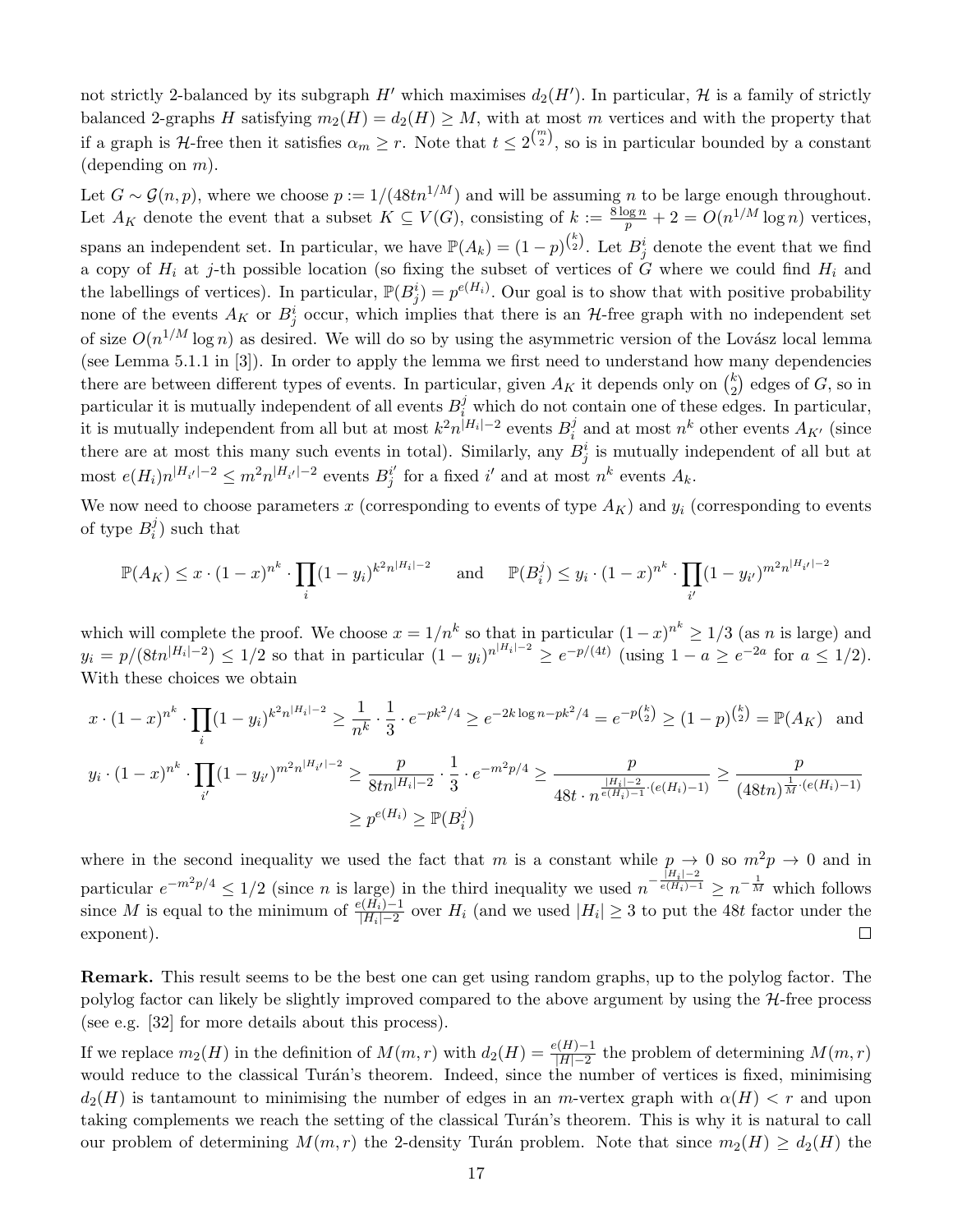not strictly 2-balanced by its subgraph $H'$ which maximises $d_2(H')$. In particular, $\mathcal{H}$ is a family of strictly balanced 2-graphs $H$ satisfying $m_2(H) = d_2(H) \geq M$, with at most $m$ vertices and with the property that if a graph is $\mathcal{H}$-free then it satisfies $\alpha_m \geq r$. Note that $t \leq 2^{\binom{m}{2}}$, so is in particular bounded by a constant (depending on $m$).

Let $G \sim \mathcal{G}(n,p)$, where we choose $p := 1/(48tn^{1/M})$ and will be assuming $n$ to be large enough throughout. Let $A_K$ denote the event that a subset $K \subseteq V(G)$, consisting of $k := \frac{8 \log n}{p} + 2 = O(n^{1/M} \log n)$ vertices, spans an independent set. In particular, we have $\mathbb{P}(A_k) = (1-p)^{\binom{k}{2}}$. Let $B^i_j$ denote the event that we find a copy of $H_i$ at $j$-th possible location (so fixing the subset of vertices of $G$ where we could find $H_i$ and the labellings of vertices). In particular, $\mathbb{P}(B^i_j) = p^{e(H_i)}$. Our goal is to show that with positive probability none of the events $A_K$ or $B^i_j$ occur, which implies that there is an $\mathcal{H}$-free graph with no independent set of size $O(n^{1/M} \log n)$ as desired. We will do so by using the asymmetric version of the Lovász local lemma (see Lemma 5.1.1 in [3]). In order to apply the lemma we first need to understand how many dependencies there are between different types of events. In particular, given $A_K$ it depends only on $\binom{k}{2}$ edges of $G$, so in particular it is mutually independent of all events $B^j_i$ which do not contain one of these edges. In particular, it is mutually independent from all but at most $k^2 n^{|H_i|-2}$ events $B^j_i$ and at most $n^k$ other events $A_{K'}$ (since there are at most this many such events in total). Similarly, any $B^i_j$ is mutually independent of all but at most $e(H_i)n^{|H_{i'}|-2} \leq m^2 n^{|H_{i'}|-2}$ events $B^{i'}_j$ for a fixed $i'$ and at most $n^k$ events $A_k$.

We now need to choose parameters $x$ (corresponding to events of type $A_K$) and $y_i$ (corresponding to events of type $B^j_i$) such that

$$\mathbb{P}(A_K) \leq x \cdot (1-x)^{n^k} \cdot \prod_i (1-y_i)^{k^2 n^{|H_i|-2}} \quad \text{ and } \quad \mathbb{P}(B^j_i) \leq y_i \cdot (1-x)^{n^k} \cdot \prod_{i'} (1-y_{i'})^{m^2 n^{|H_{i'}|-2}}$$

which will complete the proof. We choose $x = 1/n^k$ so that in particular $(1-x)^{n^k} \geq 1/3$ (as $n$ is large) and $y_i = p/(8tn^{|H_i|-2}) \leq 1/2$ so that in particular $(1-y_i)^{n^{|H_i|-2}} \geq e^{-p/(4t)}$ (using $1 - a \geq e^{-2a}$ for $a \leq 1/2$). With these choices we obtain

$$x \cdot (1-x)^{n^k} \cdot \prod_i (1-y_i)^{k^2 n^{|H_i|-2}} \geq \frac{1}{n^k} \cdot \frac{1}{3} \cdot e^{-pk^2/4} \geq e^{-2k \log n - pk^2/4} = e^{-p\binom{k}{2}} \geq (1-p)^{\binom{k}{2}} = \mathbb{P}(A_K) \quad \text{and}$$

$$y_i \cdot (1-x)^{n^k} \cdot \prod_{i'} (1-y_{i'})^{m^2 n^{|H_{i'}|-2}} \geq \frac{p}{8tn^{|H_i|-2}} \cdot \frac{1}{3} \cdot e^{-m^2 p/4} \geq \frac{p}{48t \cdot n^{\frac{|H_i|-2}{e(H_i)-1} \cdot (e(H_i)-1)}} \geq \frac{p}{(48tn)^{\frac{1}{M} \cdot (e(H_i)-1)}}$$
$$\geq p^{e(H_i)} \geq \mathbb{P}(B^j_i)$$

where in the second inequality we used the fact that $m$ is a constant while $p \to 0$ so $m^2 p \to 0$ and in particular $e^{-m^2 p/4} \leq 1/2$ (since $n$ is large) in the third inequality we used $n^{-\frac{|H_i|-2}{e(H_i)-1}} \geq n^{-\frac{1}{M}}$ which follows since $M$ is equal to the minimum of $\frac{e(H_i)-1}{|H_i|-2}$ over $H_i$ (and we used $|H_i| \geq 3$ to put the $48t$ factor under the exponent). □

**Remark.** This result seems to be the best one can get using random graphs, up to the polylog factor. The polylog factor can likely be slightly improved compared to the above argument by using the $\mathcal{H}$-free process (see e.g. [32] for more details about this process).

If we replace $m_2(H)$ in the definition of $M(m,r)$ with $d_2(H) = \frac{e(H)-1}{|H|-2}$ the problem of determining $M(m,r)$ would reduce to the classical Turán's theorem. Indeed, since the number of vertices is fixed, minimising $d_2(H)$ is tantamount to minimising the number of edges in an $m$-vertex graph with $\alpha(H) < r$ and upon taking complements we reach the setting of the classical Turán's theorem. This is why it is natural to call our problem of determining $M(m,r)$ the 2-density Turán problem. Note that since $m_2(H) \geq d_2(H)$ the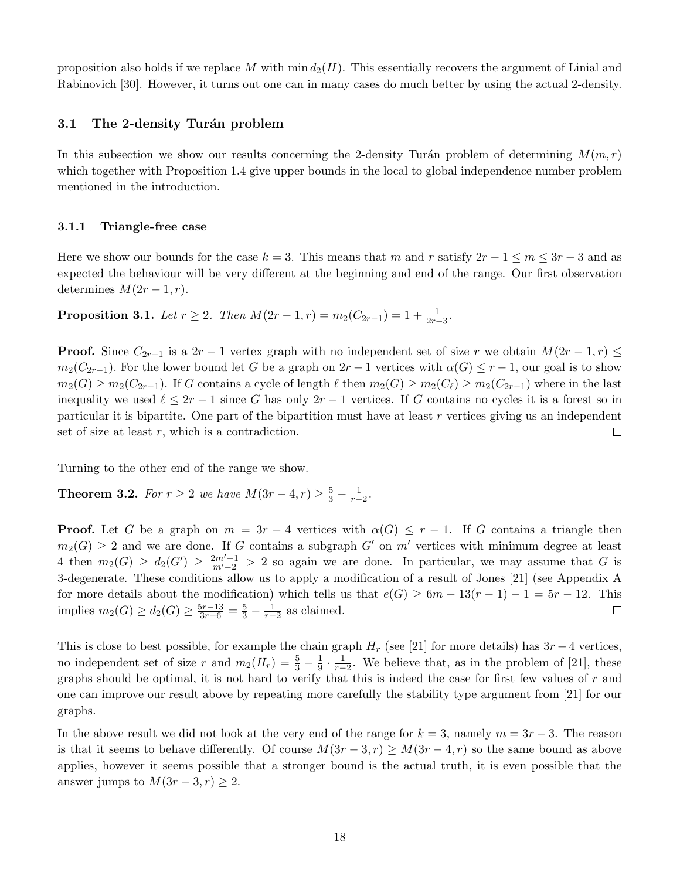proposition also holds if we replace $M$ with $\min d_2(H)$. This essentially recovers the argument of Linial and Rabinovich [30]. However, it turns out one can in many cases do much better by using the actual 2-density.

### 3.1 The 2-density Turán problem

In this subsection we show our results concerning the 2-density Turán problem of determining $M(m,r)$ which together with Proposition 1.4 give upper bounds in the local to global independence number problem mentioned in the introduction.

#### 3.1.1 Triangle-free case

Here we show our bounds for the case $k=3$. This means that $m$ and $r$ satisfy $2r-1 \le m \le 3r-3$ and as expected the behaviour will be very different at the beginning and end of the range. Our first observation determines $M(2r-1,r)$.

**Proposition 3.1.** *Let $r \ge 2$. Then $M(2r-1,r) = m_2(C_{2r-1}) = 1 + \frac{1}{2r-3}$.*

**Proof.** Since $C_{2r-1}$ is a $2r-1$ vertex graph with no independent set of size $r$ we obtain $M(2r-1,r) \le m_2(C_{2r-1})$. For the lower bound let $G$ be a graph on $2r-1$ vertices with $\alpha(G) \le r-1$, our goal is to show $m_2(G) \ge m_2(C_{2r-1})$. If $G$ contains a cycle of length $\ell$ then $m_2(G) \ge m_2(C_\ell) \ge m_2(C_{2r-1})$ where in the last inequality we used $\ell \le 2r-1$ since $G$ has only $2r-1$ vertices. If $G$ contains no cycles it is a forest so in particular it is bipartite. One part of the bipartition must have at least $r$ vertices giving us an independent set of size at least $r$, which is a contradiction. $\square$

Turning to the other end of the range we show.

**Theorem 3.2.** *For $r \ge 2$ we have $M(3r-4,r) \ge \frac{5}{3} - \frac{1}{r-2}$.*

**Proof.** Let $G$ be a graph on $m = 3r-4$ vertices with $\alpha(G) \le r-1$. If $G$ contains a triangle then $m_2(G) \ge 2$ and we are done. If $G$ contains a subgraph $G'$ on $m'$ vertices with minimum degree at least 4 then $m_2(G) \ge d_2(G') \ge \frac{2m'-1}{m'-2} > 2$ so again we are done. In particular, we may assume that $G$ is 3-degenerate. These conditions allow us to apply a modification of a result of Jones [21] (see Appendix A for more details about the modification) which tells us that $e(G) \ge 6m - 13(r-1) - 1 = 5r - 12$. This implies $m_2(G) \ge d_2(G) \ge \frac{5r-13}{3r-6} = \frac{5}{3} - \frac{1}{r-2}$ as claimed. $\square$

This is close to best possible, for example the chain graph $H_r$ (see [21] for more details) has $3r-4$ vertices, no independent set of size $r$ and $m_2(H_r) = \frac{5}{3} - \frac{1}{9} \cdot \frac{1}{r-2}$. We believe that, as in the problem of [21], these graphs should be optimal, it is not hard to verify that this is indeed the case for first few values of $r$ and one can improve our result above by repeating more carefully the stability type argument from [21] for our graphs.

In the above result we did not look at the very end of the range for $k=3$, namely $m = 3r-3$. The reason is that it seems to behave differently. Of course $M(3r-3,r) \ge M(3r-4,r)$ so the same bound as above applies, however it seems possible that a stronger bound is the actual truth, it is even possible that the answer jumps to $M(3r-3,r) \ge 2$.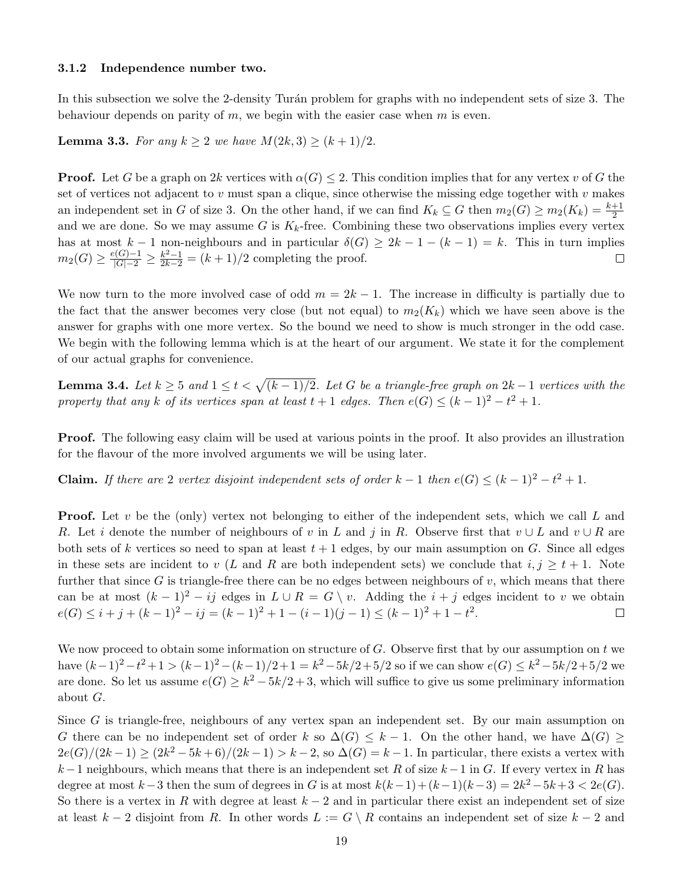### 3.1.2 Independence number two.

In this subsection we solve the 2-density Turán problem for graphs with no independent sets of size 3. The behaviour depends on parity of $m$, we begin with the easier case when $m$ is even.

**Lemma 3.3.** *For any $k \geq 2$ we have $M(2k, 3) \geq (k+1)/2$.*

**Proof.** Let $G$ be a graph on $2k$ vertices with $\alpha(G) \leq 2$. This condition implies that for any vertex $v$ of $G$ the set of vertices not adjacent to $v$ must span a clique, since otherwise the missing edge together with $v$ makes an independent set in $G$ of size 3. On the other hand, if we can find $K_k \subseteq G$ then $m_2(G) \geq m_2(K_k) = \frac{k+1}{2}$ and we are done. So we may assume $G$ is $K_k$-free. Combining these two observations implies every vertex has at most $k-1$ non-neighbours and in particular $\delta(G) \geq 2k-1-(k-1) = k$. This in turn implies $m_2(G) \geq \frac{e(G)-1}{|G|-2} \geq \frac{k^2-1}{2k-2} = (k+1)/2$ completing the proof. □

We now turn to the more involved case of odd $m = 2k-1$. The increase in difficulty is partially due to the fact that the answer becomes very close (but not equal) to $m_2(K_k)$ which we have seen above is the answer for graphs with one more vertex. So the bound we need to show is much stronger in the odd case. We begin with the following lemma which is at the heart of our argument. We state it for the complement of our actual graphs for convenience.

**Lemma 3.4.** *Let $k \geq 5$ and $1 \leq t < \sqrt{(k-1)/2}$. Let $G$ be a triangle-free graph on $2k-1$ vertices with the property that any $k$ of its vertices span at least $t+1$ edges. Then $e(G) \leq (k-1)^2 - t^2 + 1$.*

**Proof.** The following easy claim will be used at various points in the proof. It also provides an illustration for the flavour of the more involved arguments we will be using later.

**Claim.** *If there are 2 vertex disjoint independent sets of order $k-1$ then $e(G) \leq (k-1)^2 - t^2 + 1$.*

**Proof.** Let $v$ be the (only) vertex not belonging to either of the independent sets, which we call $L$ and $R$. Let $i$ denote the number of neighbours of $v$ in $L$ and $j$ in $R$. Observe first that $v \cup L$ and $v \cup R$ are both sets of $k$ vertices so need to span at least $t+1$ edges, by our main assumption on $G$. Since all edges in these sets are incident to $v$ ($L$ and $R$ are both independent sets) we conclude that $i, j \geq t+1$. Note further that since $G$ is triangle-free there can be no edges between neighbours of $v$, which means that there can be at most $(k-1)^2 - ij$ edges in $L \cup R = G \setminus v$. Adding the $i+j$ edges incident to $v$ we obtain $e(G) \leq i + j + (k-1)^2 - ij = (k-1)^2 + 1 - (i-1)(j-1) \leq (k-1)^2 + 1 - t^2$. □

We now proceed to obtain some information on structure of $G$. Observe first that by our assumption on $t$ we have $(k-1)^2 - t^2 + 1 > (k-1)^2 - (k-1)/2 + 1 = k^2 - 5k/2 + 5/2$ so if we can show $e(G) \leq k^2 - 5k/2 + 5/2$ we are done. So let us assume $e(G) \geq k^2 - 5k/2 + 3$, which will suffice to give us some preliminary information about $G$.

Since $G$ is triangle-free, neighbours of any vertex span an independent set. By our main assumption on $G$ there can be no independent set of order $k$ so $\Delta(G) \leq k-1$. On the other hand, we have $\Delta(G) \geq 2e(G)/(2k-1) \geq (2k^2 - 5k + 6)/(2k-1) > k-2$, so $\Delta(G) = k-1$. In particular, there exists a vertex with $k-1$ neighbours, which means that there is an independent set $R$ of size $k-1$ in $G$. If every vertex in $R$ has degree at most $k-3$ then the sum of degrees in $G$ is at most $k(k-1) + (k-1)(k-3) = 2k^2 - 5k + 3 < 2e(G)$. So there is a vertex in $R$ with degree at least $k-2$ and in particular there exist an independent set of size at least $k-2$ disjoint from $R$. In other words $L := G \setminus R$ contains an independent set of size $k-2$ and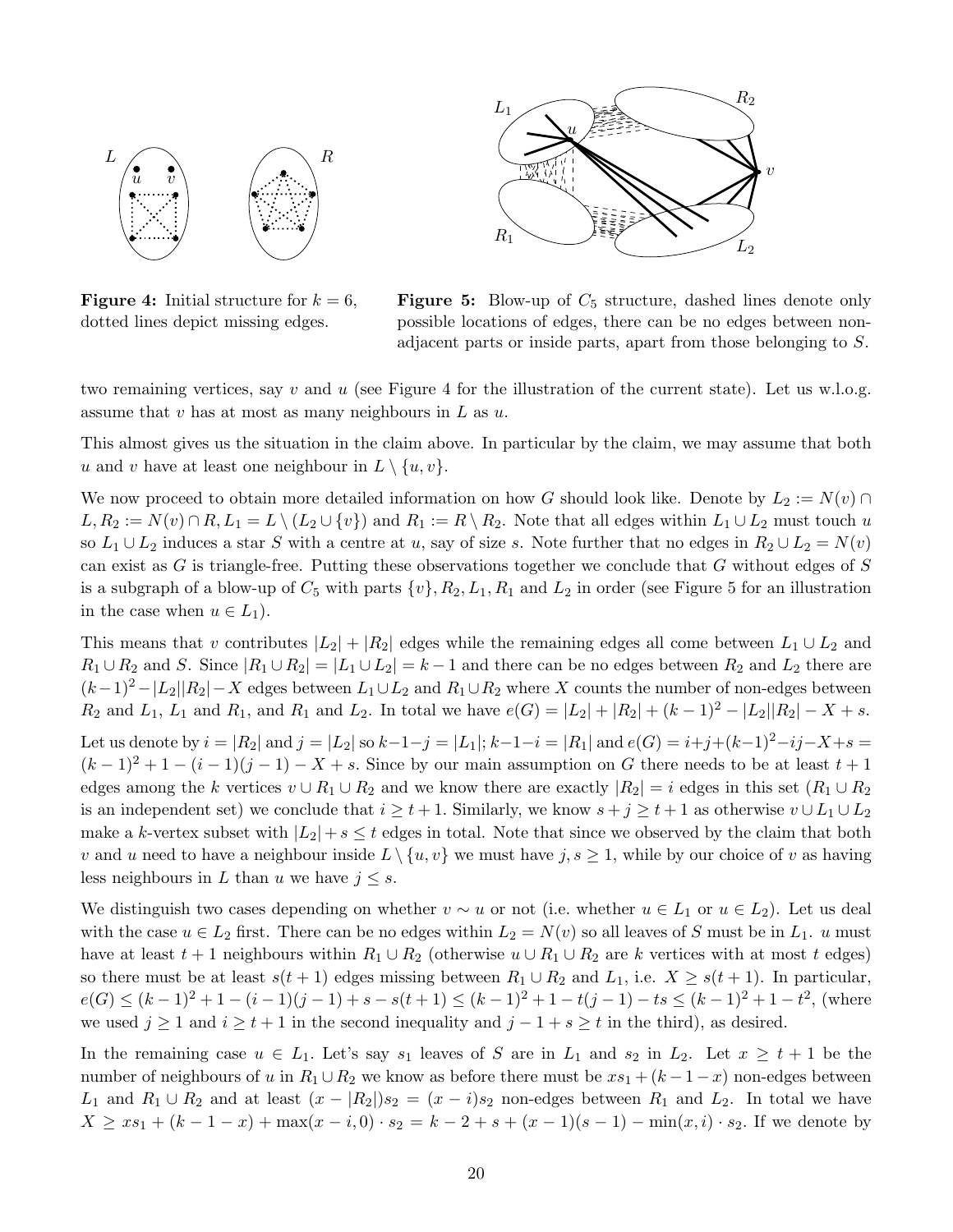**Figure 4:** Initial structure for $k = 6$, dotted lines depict missing edges.

**Figure 5:** Blow-up of $C_5$ structure, dashed lines denote only possible locations of edges, there can be no edges between non-adjacent parts or inside parts, apart from those belonging to $S$.

two remaining vertices, say $v$ and $u$ (see Figure 4 for the illustration of the current state). Let us w.l.o.g. assume that $v$ has at most as many neighbours in $L$ as $u$.

This almost gives us the situation in the claim above. In particular by the claim, we may assume that both $u$ and $v$ have at least one neighbour in $L \setminus \{u, v\}$.

We now proceed to obtain more detailed information on how $G$ should look like. Denote by $L_2 := N(v) \cap L, R_2 := N(v) \cap R, L_1 = L \setminus (L_2 \cup \{v\})$ and $R_1 := R \setminus R_2$. Note that all edges within $L_1 \cup L_2$ must touch $u$ so $L_1 \cup L_2$ induces a star $S$ with a centre at $u$, say of size $s$. Note further that no edges in $R_2 \cup L_2 = N(v)$ can exist as $G$ is triangle-free. Putting these observations together we conclude that $G$ without edges of $S$ is a subgraph of a blow-up of $C_5$ with parts $\{v\}, R_2, L_1, R_1$ and $L_2$ in order (see Figure 5 for an illustration in the case when $u \in L_1$).

This means that $v$ contributes $|L_2| + |R_2|$ edges while the remaining edges all come between $L_1 \cup L_2$ and $R_1 \cup R_2$ and $S$. Since $|R_1 \cup R_2| = |L_1 \cup L_2| = k - 1$ and there can be no edges between $R_2$ and $L_2$ there are $(k-1)^2 - |L_2||R_2| - X$ edges between $L_1 \cup L_2$ and $R_1 \cup R_2$ where $X$ counts the number of non-edges between $R_2$ and $L_1$, $L_1$ and $R_1$, and $R_1$ and $L_2$. In total we have $e(G) = |L_2| + |R_2| + (k-1)^2 - |L_2||R_2| - X + s$.

Let us denote by $i = |R_2|$ and $j = |L_2|$ so $k-1-j = |L_1|$; $k-1-i = |R_1|$ and $e(G) = i+j+(k-1)^2-ij-X+s = (k-1)^2 + 1 - (i-1)(j-1) - X + s$. Since by our main assumption on $G$ there needs to be at least $t+1$ edges among the $k$ vertices $v \cup R_1 \cup R_2$ and we know there are exactly $|R_2| = i$ edges in this set ($R_1 \cup R_2$ is an independent set) we conclude that $i \geq t+1$. Similarly, we know $s + j \geq t+1$ as otherwise $v \cup L_1 \cup L_2$ make a $k$-vertex subset with $|L_2| + s \leq t$ edges in total. Note that since we observed by the claim that both $v$ and $u$ need to have a neighbour inside $L \setminus \{u, v\}$ we must have $j, s \geq 1$, while by our choice of $v$ as having less neighbours in $L$ than $u$ we have $j \leq s$.

We distinguish two cases depending on whether $v \sim u$ or not (i.e. whether $u \in L_1$ or $u \in L_2$). Let us deal with the case $u \in L_2$ first. There can be no edges within $L_2 = N(v)$ so all leaves of $S$ must be in $L_1$. $u$ must have at least $t+1$ neighbours within $R_1 \cup R_2$ (otherwise $u \cup R_1 \cup R_2$ are $k$ vertices with at most $t$ edges) so there must be at least $s(t+1)$ edges missing between $R_1 \cup R_2$ and $L_1$, i.e. $X \geq s(t+1)$. In particular, $e(G) \leq (k-1)^2 + 1 - (i-1)(j-1) + s - s(t+1) \leq (k-1)^2 + 1 - t(j-1) - ts \leq (k-1)^2 + 1 - t^2$, (where we used $j \geq 1$ and $i \geq t+1$ in the second inequality and $j - 1 + s \geq t$ in the third), as desired.

In the remaining case $u \in L_1$. Let's say $s_1$ leaves of $S$ are in $L_1$ and $s_2$ in $L_2$. Let $x \geq t+1$ be the number of neighbours of $u$ in $R_1 \cup R_2$ we know as before there must be $xs_1 + (k-1-x)$ non-edges between $L_1$ and $R_1 \cup R_2$ and at least $(x - |R_2|)s_2 = (x-i)s_2$ non-edges between $R_1$ and $L_2$. In total we have $X \geq xs_1 + (k-1-x) + \max(x-i, 0) \cdot s_2 = k - 2 + s + (x-1)(s-1) - \min(x, i) \cdot s_2$. If we denote by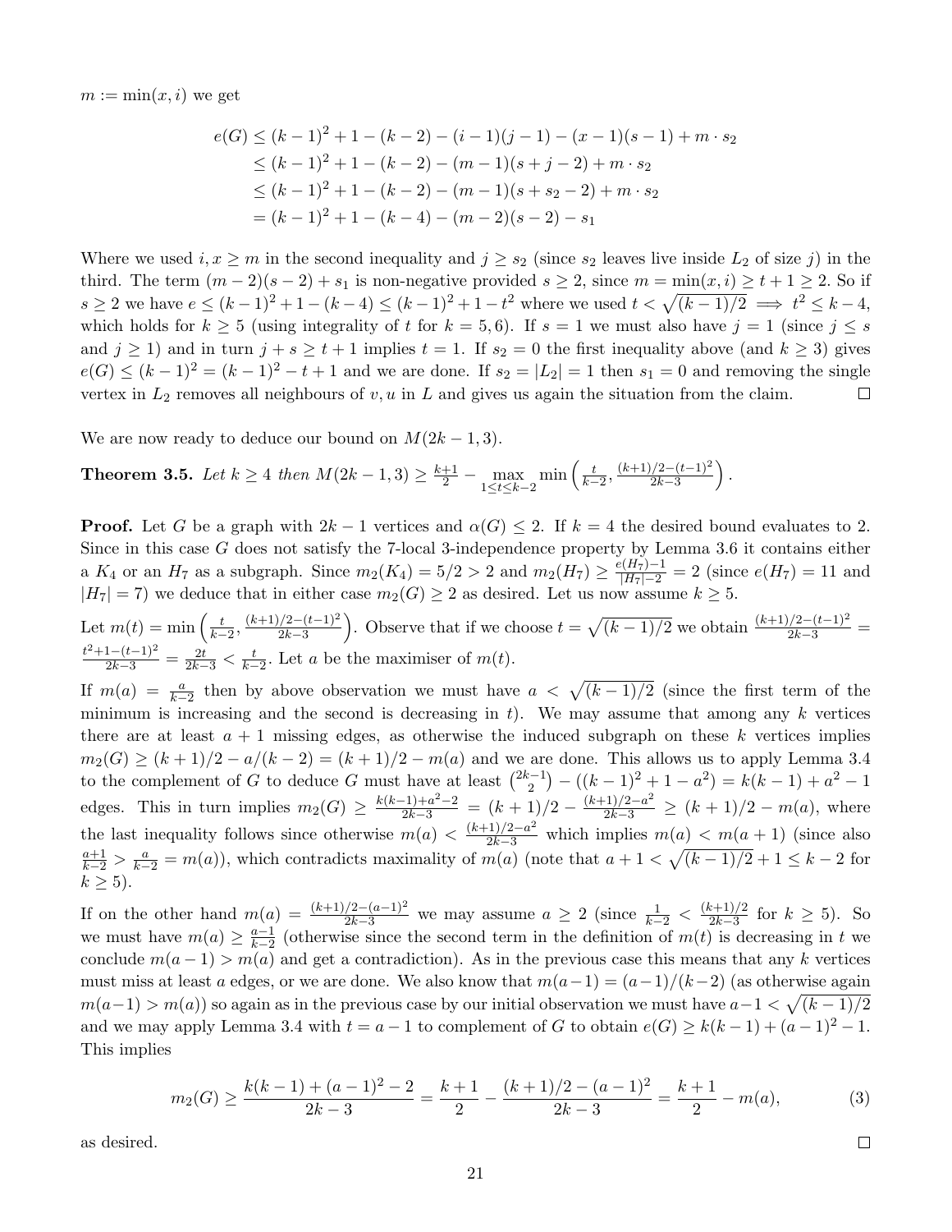$m := \min(x, i)$ we get

$$\begin{aligned}
e(G) &\leq (k-1)^2 + 1 - (k-2) - (i-1)(j-1) - (x-1)(s-1) + m \cdot s_2 \\
&\leq (k-1)^2 + 1 - (k-2) - (m-1)(s+j-2) + m \cdot s_2 \\
&\leq (k-1)^2 + 1 - (k-2) - (m-1)(s+s_2-2) + m \cdot s_2 \\
&= (k-1)^2 + 1 - (k-4) - (m-2)(s-2) - s_1
\end{aligned}$$

Where we used $i, x \geq m$ in the second inequality and $j \geq s_2$ (since $s_2$ leaves live inside $L_2$ of size $j$) in the third. The term $(m-2)(s-2) + s_1$ is non-negative provided $s \geq 2$, since $m = \min(x, i) \geq t+1 \geq 2$. So if $s \geq 2$ we have $e \leq (k-1)^2 + 1 - (k-4) \leq (k-1)^2 + 1 - t^2$ where we used $t < \sqrt{(k-1)/2} \implies t^2 \leq k-4$, which holds for $k \geq 5$ (using integrality of $t$ for $k = 5, 6$). If $s = 1$ we must also have $j = 1$ (since $j \leq s$ and $j \geq 1$) and in turn $j + s \geq t+1$ implies $t = 1$. If $s_2 = 0$ the first inequality above (and $k \geq 3$) gives $e(G) \leq (k-1)^2 = (k-1)^2 - t + 1$ and we are done. If $s_2 = |L_2| = 1$ then $s_1 = 0$ and removing the single vertex in $L_2$ removes all neighbours of $v, u$ in $L$ and gives us again the situation from the claim. $\square$

We are now ready to deduce our bound on $M(2k-1, 3)$.

**Theorem 3.5.** *Let $k \geq 4$ then $M(2k-1, 3) \geq \frac{k+1}{2} - \max\limits_{1 \leq t \leq k-2} \min\left(\frac{t}{k-2}, \frac{(k+1)/2 - (t-1)^2}{2k-3}\right)$.*

**Proof.** Let $G$ be a graph with $2k-1$ vertices and $\alpha(G) \leq 2$. If $k = 4$ the desired bound evaluates to 2. Since in this case $G$ does not satisfy the 7-local 3-independence property by Lemma 3.6 it contains either a $K_4$ or an $H_7$ as a subgraph. Since $m_2(K_4) = 5/2 > 2$ and $m_2(H_7) \geq \frac{e(H_7)-1}{|H_7|-2} = 2$ (since $e(H_7) = 11$ and $|H_7| = 7$) we deduce that in either case $m_2(G) \geq 2$ as desired. Let us now assume $k \geq 5$.

Let $m(t) = \min\left(\frac{t}{k-2}, \frac{(k+1)/2 - (t-1)^2}{2k-3}\right)$. Observe that if we choose $t = \sqrt{(k-1)/2}$ we obtain $\frac{(k+1)/2 - (t-1)^2}{2k-3} = \frac{t^2 + 1 - (t-1)^2}{2k-3} = \frac{2t}{2k-3} < \frac{t}{k-2}$. Let $a$ be the maximiser of $m(t)$.

If $m(a) = \frac{a}{k-2}$ then by above observation we must have $a < \sqrt{(k-1)/2}$ (since the first term of the minimum is increasing and the second is decreasing in $t$). We may assume that among any $k$ vertices there are at least $a+1$ missing edges, as otherwise the induced subgraph on these $k$ vertices implies $m_2(G) \geq (k+1)/2 - a/(k-2) = (k+1)/2 - m(a)$ and we are done. This allows us to apply Lemma 3.4 to the complement of $G$ to deduce $G$ must have at least $\binom{2k-1}{2} - ((k-1)^2 + 1 - a^2) = k(k-1) + a^2 - 1$ edges. This in turn implies $m_2(G) \geq \frac{k(k-1)+a^2-2}{2k-3} = (k+1)/2 - \frac{(k+1)/2 - a^2}{2k-3} \geq (k+1)/2 - m(a)$, where the last inequality follows since otherwise $m(a) < \frac{(k+1)/2 - a^2}{2k-3}$ which implies $m(a) < m(a+1)$ (since also $\frac{a+1}{k-2} > \frac{a}{k-2} = m(a)$), which contradicts maximality of $m(a)$ (note that $a + 1 < \sqrt{(k-1)/2} + 1 \leq k-2$ for $k \geq 5$).

If on the other hand $m(a) = \frac{(k+1)/2 - (a-1)^2}{2k-3}$ we may assume $a \geq 2$ (since $\frac{1}{k-2} < \frac{(k+1)/2}{2k-3}$ for $k \geq 5$). So we must have $m(a) \geq \frac{a-1}{k-2}$ (otherwise since the second term in the definition of $m(t)$ is decreasing in $t$ we conclude $m(a-1) > m(a)$ and get a contradiction). As in the previous case this means that any $k$ vertices must miss at least $a$ edges, or we are done. We also know that $m(a-1) = (a-1)/(k-2)$ (as otherwise again $m(a-1) > m(a)$) so again as in the previous case by our initial observation we must have $a - 1 < \sqrt{(k-1)/2}$ and we may apply Lemma 3.4 with $t = a-1$ to complement of $G$ to obtain $e(G) \geq k(k-1) + (a-1)^2 - 1$. This implies

$$m_2(G) \geq \frac{k(k-1) + (a-1)^2 - 2}{2k-3} = \frac{k+1}{2} - \frac{(k+1)/2 - (a-1)^2}{2k-3} = \frac{k+1}{2} - m(a), \tag{3}$$

as desired. $\square$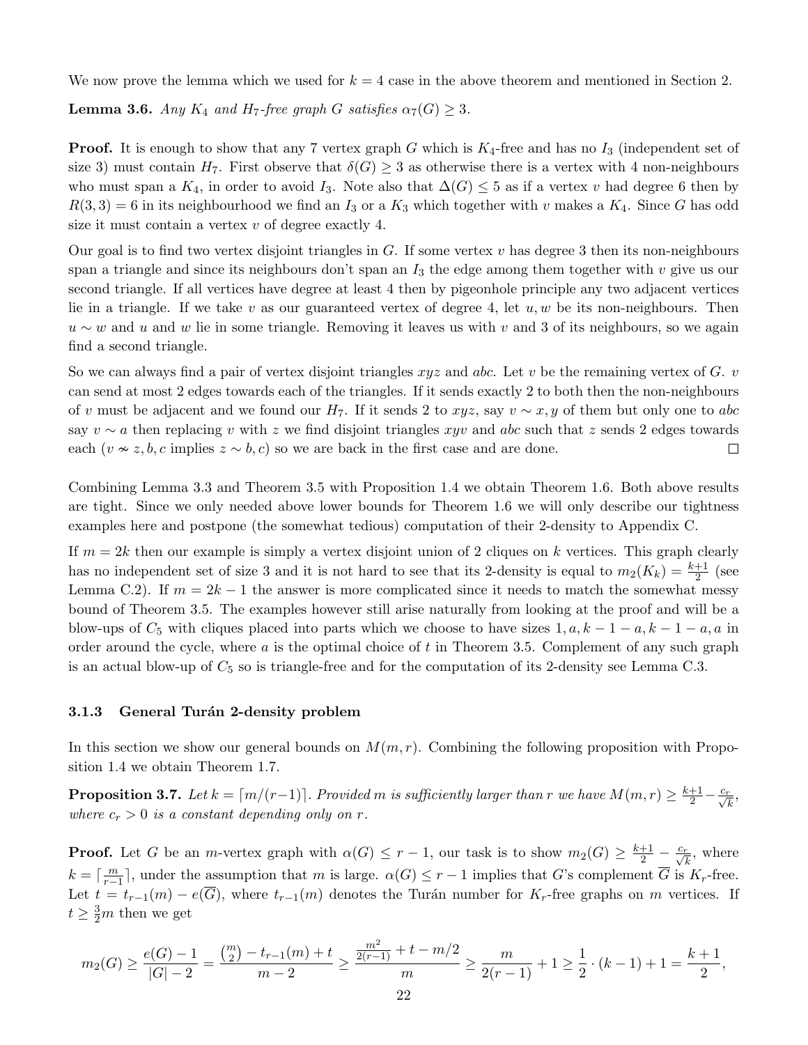We now prove the lemma which we used for $k = 4$ case in the above theorem and mentioned in Section 2.

**Lemma 3.6.** *Any $K_4$ and $H_7$-free graph $G$ satisfies $\alpha_7(G) \geq 3$.*

**Proof.** It is enough to show that any 7 vertex graph $G$ which is $K_4$-free and has no $I_3$ (independent set of size 3) must contain $H_7$. First observe that $\delta(G) \geq 3$ as otherwise there is a vertex with 4 non-neighbours who must span a $K_4$, in order to avoid $I_3$. Note also that $\Delta(G) \leq 5$ as if a vertex $v$ had degree 6 then by $R(3,3) = 6$ in its neighbourhood we find an $I_3$ or a $K_3$ which together with $v$ makes a $K_4$. Since $G$ has odd size it must contain a vertex $v$ of degree exactly 4.

Our goal is to find two vertex disjoint triangles in $G$. If some vertex $v$ has degree 3 then its non-neighbours span a triangle and since its neighbours don't span an $I_3$ the edge among them together with $v$ give us our second triangle. If all vertices have degree at least 4 then by pigeonhole principle any two adjacent vertices lie in a triangle. If we take $v$ as our guaranteed vertex of degree 4, let $u, w$ be its non-neighbours. Then $u \sim w$ and $u$ and $w$ lie in some triangle. Removing it leaves us with $v$ and 3 of its neighbours, so we again find a second triangle.

So we can always find a pair of vertex disjoint triangles $xyz$ and $abc$. Let $v$ be the remaining vertex of $G$. $v$ can send at most 2 edges towards each of the triangles. If it sends exactly 2 to both then the non-neighbours of $v$ must be adjacent and we found our $H_7$. If it sends 2 to $xyz$, say $v \sim x, y$ of them but only one to $abc$ say $v \sim a$ then replacing $v$ with $z$ we find disjoint triangles $xyv$ and $abc$ such that $z$ sends 2 edges towards each ($v \nsim z, b, c$ implies $z \sim b, c$) so we are back in the first case and are done. $\square$

Combining Lemma 3.3 and Theorem 3.5 with Proposition 1.4 we obtain Theorem 1.6. Both above results are tight. Since we only needed above lower bounds for Theorem 1.6 we will only describe our tightness examples here and postpone (the somewhat tedious) computation of their 2-density to Appendix C.

If $m = 2k$ then our example is simply a vertex disjoint union of 2 cliques on $k$ vertices. This graph clearly has no independent set of size 3 and it is not hard to see that its 2-density is equal to $m_2(K_k) = \frac{k+1}{2}$ (see Lemma C.2). If $m = 2k - 1$ the answer is more complicated since it needs to match the somewhat messy bound of Theorem 3.5. The examples however still arise naturally from looking at the proof and will be a blow-ups of $C_5$ with cliques placed into parts which we choose to have sizes $1, a, k-1-a, k-1-a, a$ in order around the cycle, where $a$ is the optimal choice of $t$ in Theorem 3.5. Complement of any such graph is an actual blow-up of $C_5$ so is triangle-free and for the computation of its 2-density see Lemma C.3.

### 3.1.3 General Turán 2-density problem

In this section we show our general bounds on $M(m, r)$. Combining the following proposition with Proposition 1.4 we obtain Theorem 1.7.

**Proposition 3.7.** *Let $k = \lceil m/(r-1) \rceil$. Provided $m$ is sufficiently larger than $r$ we have $M(m, r) \geq \frac{k+1}{2} - \frac{c_r}{\sqrt{k}}$, where $c_r > 0$ is a constant depending only on $r$.*

**Proof.** Let $G$ be an $m$-vertex graph with $\alpha(G) \leq r - 1$, our task is to show $m_2(G) \geq \frac{k+1}{2} - \frac{c_r}{\sqrt{k}}$, where $k = \lceil \frac{m}{r-1} \rceil$, under the assumption that $m$ is large. $\alpha(G) \leq r - 1$ implies that $G$'s complement $\overline{G}$ is $K_r$-free. Let $t = t_{r-1}(m) - e(\overline{G})$, where $t_{r-1}(m)$ denotes the Turán number for $K_r$-free graphs on $m$ vertices. If $t \geq \frac{3}{2}m$ then we get

$$m_2(G) \geq \frac{e(G) - 1}{|G| - 2} = \frac{\binom{m}{2} - t_{r-1}(m) + t}{m - 2} \geq \frac{\frac{m^2}{2(r-1)} + t - m/2}{m} \geq \frac{m}{2(r-1)} + 1 \geq \frac{1}{2} \cdot (k-1) + 1 = \frac{k+1}{2},$$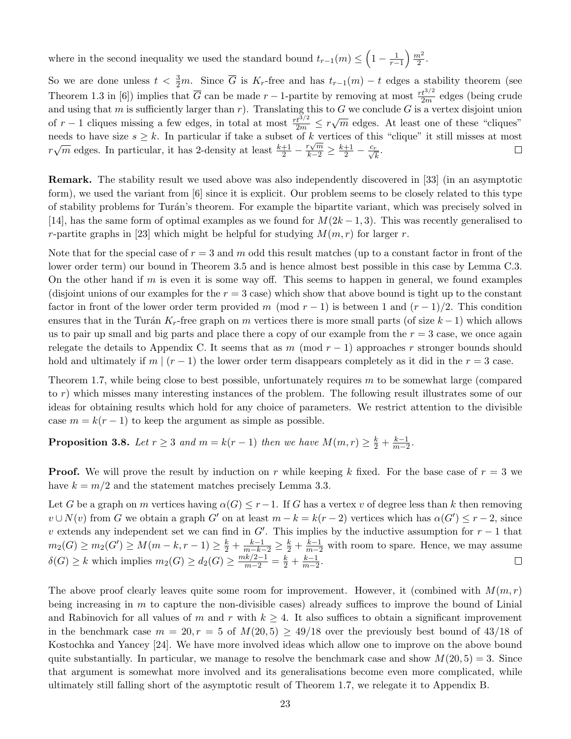where in the second inequality we used the standard bound $t_{r-1}(m) \leq \left(1 - \frac{1}{r-1}\right) \frac{m^2}{2}$.

So we are done unless $t < \frac{3}{2}m$. Since $\overline{G}$ is $K_r$-free and has $t_{r-1}(m) - t$ edges a stability theorem (see Theorem 1.3 in [6]) implies that $\overline{G}$ can be made $r-1$-partite by removing at most $\frac{rt^{3/2}}{2m}$ edges (being crude and using that $m$ is sufficiently larger than $r$). Translating this to $G$ we conclude $G$ is a vertex disjoint union of $r-1$ cliques missing a few edges, in total at most $\frac{rt^{3/2}}{2m} \leq r\sqrt{m}$ edges. At least one of these "cliques" needs to have size $s \geq k$. In particular if take a subset of $k$ vertices of this "clique" it still misses at most $r\sqrt{m}$ edges. In particular, it has 2-density at least $\frac{k+1}{2} - \frac{r\sqrt{m}}{k-2} \geq \frac{k+1}{2} - \frac{c_r}{\sqrt{k}}$. $\square$

**Remark.** The stability result we used above was also independently discovered in [33] (in an asymptotic form), we used the variant from [6] since it is explicit. Our problem seems to be closely related to this type of stability problems for Turán's theorem. For example the bipartite variant, which was precisely solved in [14], has the same form of optimal examples as we found for $M(2k-1, 3)$. This was recently generalised to $r$-partite graphs in [23] which might be helpful for studying $M(m, r)$ for larger $r$.

Note that for the special case of $r = 3$ and $m$ odd this result matches (up to a constant factor in front of the lower order term) our bound in Theorem 3.5 and is hence almost best possible in this case by Lemma C.3. On the other hand if $m$ is even it is some way off. This seems to happen in general, we found examples (disjoint unions of our examples for the $r = 3$ case) which show that above bound is tight up to the constant factor in front of the lower order term provided $m \pmod{r-1}$ is between 1 and $(r-1)/2$. This condition ensures that in the Turán $K_r$-free graph on $m$ vertices there is more small parts (of size $k-1$) which allows us to pair up small and big parts and place there a copy of our example from the $r = 3$ case, we once again relegate the details to Appendix C. It seems that as $m \pmod{r-1}$ approaches $r$ stronger bounds should hold and ultimately if $m \mid (r-1)$ the lower order term disappears completely as it did in the $r = 3$ case.

Theorem 1.7, while being close to best possible, unfortunately requires $m$ to be somewhat large (compared to $r$) which misses many interesting instances of the problem. The following result illustrates some of our ideas for obtaining results which hold for any choice of parameters. We restrict attention to the divisible case $m = k(r-1)$ to keep the argument as simple as possible.

**Proposition 3.8.** *Let $r \geq 3$ and $m = k(r-1)$ then we have $M(m, r) \geq \frac{k}{2} + \frac{k-1}{m-2}$.*

**Proof.** We will prove the result by induction on $r$ while keeping $k$ fixed. For the base case of $r = 3$ we have $k = m/2$ and the statement matches precisely Lemma 3.3.

Let $G$ be a graph on $m$ vertices having $\alpha(G) \leq r-1$. If $G$ has a vertex $v$ of degree less than $k$ then removing $v \cup N(v)$ from $G$ we obtain a graph $G'$ on at least $m - k = k(r-2)$ vertices which has $\alpha(G') \leq r-2$, since $v$ extends any independent set we can find in $G'$. This implies by the inductive assumption for $r-1$ that $m_2(G) \geq m_2(G') \geq M(m-k, r-1) \geq \frac{k}{2} + \frac{k-1}{m-k-2} \geq \frac{k}{2} + \frac{k-1}{m-2}$ with room to spare. Hence, we may assume $\delta(G) \geq k$ which implies $m_2(G) \geq d_2(G) \geq \frac{mk/2-1}{m-2} = \frac{k}{2} + \frac{k-1}{m-2}$. $\square$

The above proof clearly leaves quite some room for improvement. However, it (combined with $M(m, r)$ being increasing in $m$ to capture the non-divisible cases) already suffices to improve the bound of Linial and Rabinovich for all values of $m$ and $r$ with $k \geq 4$. It also suffices to obtain a significant improvement in the benchmark case $m = 20, r = 5$ of $M(20, 5) \geq 49/18$ over the previously best bound of $43/18$ of Kostochka and Yancey [24]. We have more involved ideas which allow one to improve on the above bound quite substantially. In particular, we manage to resolve the benchmark case and show $M(20, 5) = 3$. Since that argument is somewhat more involved and its generalisations become even more complicated, while ultimately still falling short of the asymptotic result of Theorem 1.7, we relegate it to Appendix B.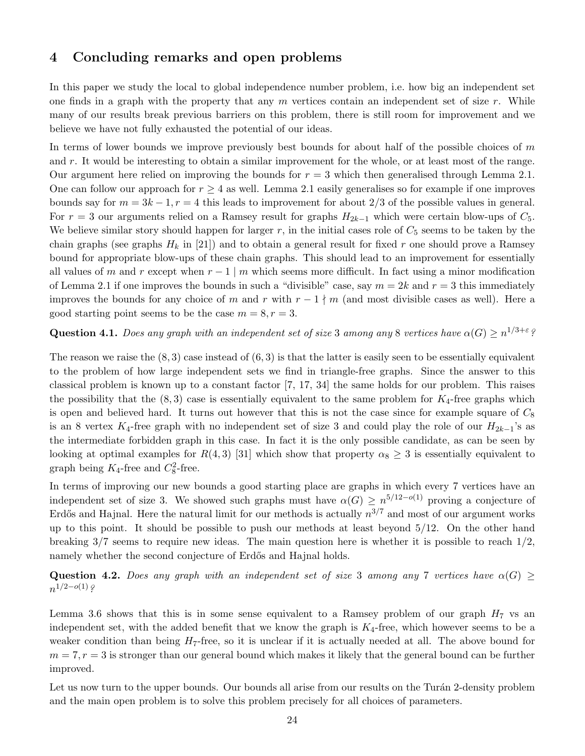## 4 Concluding remarks and open problems

In this paper we study the local to global independence number problem, i.e. how big an independent set one finds in a graph with the property that any $m$ vertices contain an independent set of size $r$. While many of our results break previous barriers on this problem, there is still room for improvement and we believe we have not fully exhausted the potential of our ideas.

In terms of lower bounds we improve previously best bounds for about half of the possible choices of $m$ and $r$. It would be interesting to obtain a similar improvement for the whole, or at least most of the range. Our argument here relied on improving the bounds for $r = 3$ which then generalised through Lemma 2.1. One can follow our approach for $r \geq 4$ as well. Lemma 2.1 easily generalises so for example if one improves bounds say for $m = 3k - 1, r = 4$ this leads to improvement for about 2/3 of the possible values in general. For $r = 3$ our arguments relied on a Ramsey result for graphs $H_{2k-1}$ which were certain blow-ups of $C_5$. We believe similar story should happen for larger $r$, in the initial cases role of $C_5$ seems to be taken by the chain graphs (see graphs $H_k$ in [21]) and to obtain a general result for fixed $r$ one should prove a Ramsey bound for appropriate blow-ups of these chain graphs. This should lead to an improvement for essentially all values of $m$ and $r$ except when $r - 1 \mid m$ which seems more difficult. In fact using a minor modification of Lemma 2.1 if one improves the bounds in such a "divisible" case, say $m = 2k$ and $r = 3$ this immediately improves the bounds for any choice of $m$ and $r$ with $r - 1 \nmid m$ (and most divisible cases as well). Here a good starting point seems to be the case $m = 8, r = 3$.

**Question 4.1.** *Does any graph with an independent set of size* 3 *among any* 8 *vertices have* $\alpha(G) \geq n^{1/3+\varepsilon}$*?*

The reason we raise the $(8, 3)$ case instead of $(6, 3)$ is that the latter is easily seen to be essentially equivalent to the problem of how large independent sets we find in triangle-free graphs. Since the answer to this classical problem is known up to a constant factor [7, 17, 34] the same holds for our problem. This raises the possibility that the $(8, 3)$ case is essentially equivalent to the same problem for $K_4$-free graphs which is open and believed hard. It turns out however that this is not the case since for example square of $C_8$ is an 8 vertex $K_4$-free graph with no independent set of size 3 and could play the role of our $H_{2k-1}$'s as the intermediate forbidden graph in this case. In fact it is the only possible candidate, as can be seen by looking at optimal examples for $R(4, 3)$ [31] which show that property $\alpha_8 \geq 3$ is essentially equivalent to graph being $K_4$-free and $C_8^2$-free.

In terms of improving our new bounds a good starting place are graphs in which every 7 vertices have an independent set of size 3. We showed such graphs must have $\alpha(G) \geq n^{5/12-o(1)}$ proving a conjecture of Erdős and Hajnal. Here the natural limit for our methods is actually $n^{3/7}$ and most of our argument works up to this point. It should be possible to push our methods at least beyond 5/12. On the other hand breaking 3/7 seems to require new ideas. The main question here is whether it is possible to reach 1/2, namely whether the second conjecture of Erdős and Hajnal holds.

**Question 4.2.** *Does any graph with an independent set of size* 3 *among any* 7 *vertices have* $\alpha(G) \geq n^{1/2-o(1)}$*?*

Lemma 3.6 shows that this is in some sense equivalent to a Ramsey problem of our graph $H_7$ vs an independent set, with the added benefit that we know the graph is $K_4$-free, which however seems to be a weaker condition than being $H_7$-free, so it is unclear if it is actually needed at all. The above bound for $m = 7, r = 3$ is stronger than our general bound which makes it likely that the general bound can be further improved.

Let us now turn to the upper bounds. Our bounds all arise from our results on the Turán 2-density problem and the main open problem is to solve this problem precisely for all choices of parameters.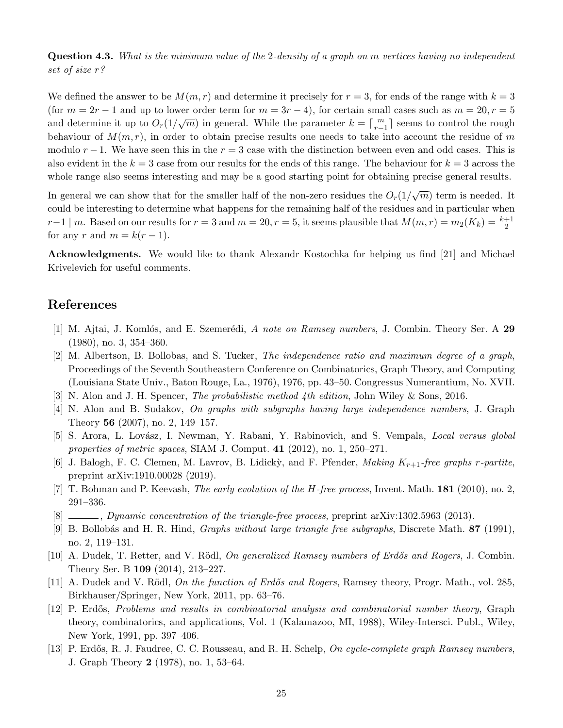**Question 4.3.** *What is the minimum value of the* 2*-density of a graph on* $m$ *vertices having no independent set of size* $r$*?*

We defined the answer to be $M(m, r)$ and determine it precisely for $r = 3$, for ends of the range with $k = 3$ (for $m = 2r - 1$ and up to lower order term for $m = 3r - 4$), for certain small cases such as $m = 20, r = 5$ and determine it up to $O_r(1/\sqrt{m})$ in general. While the parameter $k = \lceil \frac{m}{r-1} \rceil$ seems to control the rough behaviour of $M(m, r)$, in order to obtain precise results one needs to take into account the residue of $m$ modulo $r - 1$. We have seen this in the $r = 3$ case with the distinction between even and odd cases. This is also evident in the $k = 3$ case from our results for the ends of this range. The behaviour for $k = 3$ across the whole range also seems interesting and may be a good starting point for obtaining precise general results.

In general we can show that for the smaller half of the non-zero residues the $O_r(1/\sqrt{m})$ term is needed. It could be interesting to determine what happens for the remaining half of the residues and in particular when $r-1 \mid m$. Based on our results for $r = 3$ and $m = 20, r = 5$, it seems plausible that $M(m, r) = m_2(K_k) = \frac{k+1}{2}$ for any $r$ and $m = k(r - 1)$.

**Acknowledgments.** We would like to thank Alexandr Kostochka for helping us find [21] and Michael Krivelevich for useful comments.

## References

[1] M. Ajtai, J. Komlós, and E. Szemerédi, *A note on Ramsey numbers*, J. Combin. Theory Ser. A **29** (1980), no. 3, 354–360.

[2] M. Albertson, B. Bollobas, and S. Tucker, *The independence ratio and maximum degree of a graph*, Proceedings of the Seventh Southeastern Conference on Combinatorics, Graph Theory, and Computing (Louisiana State Univ., Baton Rouge, La., 1976), 1976, pp. 43–50. Congressus Numerantium, No. XVII.

[3] N. Alon and J. H. Spencer, *The probabilistic method 4th edition*, John Wiley & Sons, 2016.

[4] N. Alon and B. Sudakov, *On graphs with subgraphs having large independence numbers*, J. Graph Theory **56** (2007), no. 2, 149–157.

[5] S. Arora, L. Lovász, I. Newman, Y. Rabani, Y. Rabinovich, and S. Vempala, *Local versus global properties of metric spaces*, SIAM J. Comput. **41** (2012), no. 1, 250–271.

[6] J. Balogh, F. C. Clemen, M. Lavrov, B. Lidickỳ, and F. Pfender, *Making $K_{r+1}$-free graphs $r$-partite*, preprint arXiv:1910.00028 (2019).

[7] T. Bohman and P. Keevash, *The early evolution of the H-free process*, Invent. Math. **181** (2010), no. 2, 291–336.

[8] ———, *Dynamic concentration of the triangle-free process*, preprint arXiv:1302.5963 (2013).

[9] B. Bollobás and H. R. Hind, *Graphs without large triangle free subgraphs*, Discrete Math. **87** (1991), no. 2, 119–131.

[10] A. Dudek, T. Retter, and V. Rödl, *On generalized Ramsey numbers of Erdős and Rogers*, J. Combin. Theory Ser. B **109** (2014), 213–227.

[11] A. Dudek and V. Rödl, *On the function of Erdős and Rogers*, Ramsey theory, Progr. Math., vol. 285, Birkhauser/Springer, New York, 2011, pp. 63–76.

[12] P. Erdős, *Problems and results in combinatorial analysis and combinatorial number theory*, Graph theory, combinatorics, and applications, Vol. 1 (Kalamazoo, MI, 1988), Wiley-Intersci. Publ., Wiley, New York, 1991, pp. 397–406.

[13] P. Erdős, R. J. Faudree, C. C. Rousseau, and R. H. Schelp, *On cycle-complete graph Ramsey numbers*, J. Graph Theory **2** (1978), no. 1, 53–64.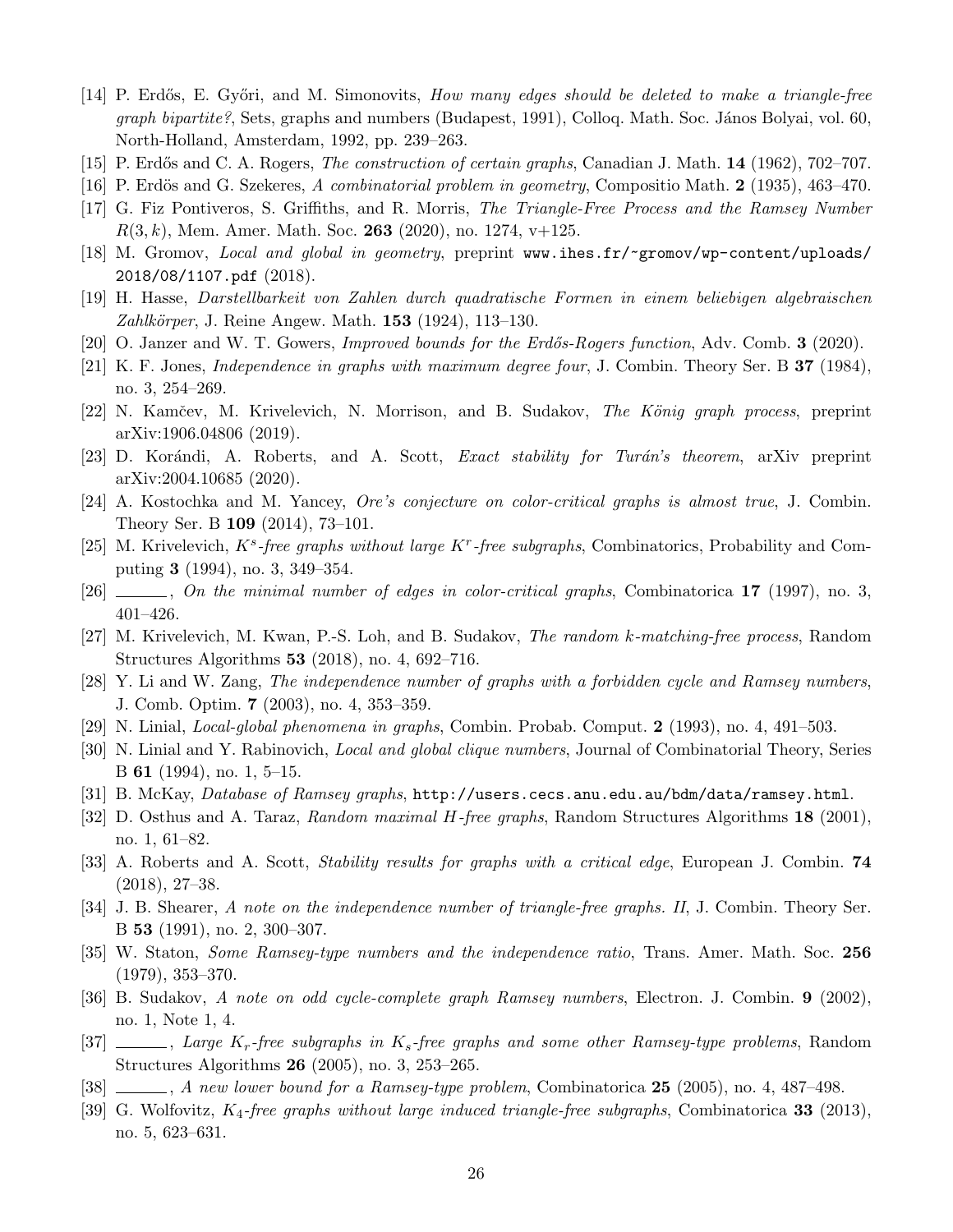[14] P. Erdős, E. Győri, and M. Simonovits, *How many edges should be deleted to make a triangle-free graph bipartite?*, Sets, graphs and numbers (Budapest, 1991), Colloq. Math. Soc. János Bolyai, vol. 60, North-Holland, Amsterdam, 1992, pp. 239–263.

[15] P. Erdős and C. A. Rogers, *The construction of certain graphs*, Canadian J. Math. **14** (1962), 702–707.

[16] P. Erdös and G. Szekeres, *A combinatorial problem in geometry*, Compositio Math. **2** (1935), 463–470.

[17] G. Fiz Pontiveros, S. Griffiths, and R. Morris, *The Triangle-Free Process and the Ramsey Number $R(3, k)$*, Mem. Amer. Math. Soc. **263** (2020), no. 1274, v+125.

[18] M. Gromov, *Local and global in geometry*, preprint `www.ihes.fr/~gromov/wp-content/uploads/2018/08/1107.pdf` (2018).

[19] H. Hasse, *Darstellbarkeit von Zahlen durch quadratische Formen in einem beliebigen algebraischen Zahlkörper*, J. Reine Angew. Math. **153** (1924), 113–130.

[20] O. Janzer and W. T. Gowers, *Improved bounds for the Erdős-Rogers function*, Adv. Comb. **3** (2020).

[21] K. F. Jones, *Independence in graphs with maximum degree four*, J. Combin. Theory Ser. B **37** (1984), no. 3, 254–269.

[22] N. Kamčev, M. Krivelevich, N. Morrison, and B. Sudakov, *The König graph process*, preprint arXiv:1906.04806 (2019).

[23] D. Korándi, A. Roberts, and A. Scott, *Exact stability for Turán's theorem*, arXiv preprint arXiv:2004.10685 (2020).

[24] A. Kostochka and M. Yancey, *Ore's conjecture on color-critical graphs is almost true*, J. Combin. Theory Ser. B **109** (2014), 73–101.

[25] M. Krivelevich, *$K^s$-free graphs without large $K^r$-free subgraphs*, Combinatorics, Probability and Computing **3** (1994), no. 3, 349–354.

[26] ______, *On the minimal number of edges in color-critical graphs*, Combinatorica **17** (1997), no. 3, 401–426.

[27] M. Krivelevich, M. Kwan, P.-S. Loh, and B. Sudakov, *The random k-matching-free process*, Random Structures Algorithms **53** (2018), no. 4, 692–716.

[28] Y. Li and W. Zang, *The independence number of graphs with a forbidden cycle and Ramsey numbers*, J. Comb. Optim. **7** (2003), no. 4, 353–359.

[29] N. Linial, *Local-global phenomena in graphs*, Combin. Probab. Comput. **2** (1993), no. 4, 491–503.

[30] N. Linial and Y. Rabinovich, *Local and global clique numbers*, Journal of Combinatorial Theory, Series B **61** (1994), no. 1, 5–15.

[31] B. McKay, *Database of Ramsey graphs*, `http://users.cecs.anu.edu.au/bdm/data/ramsey.html`.

[32] D. Osthus and A. Taraz, *Random maximal H-free graphs*, Random Structures Algorithms **18** (2001), no. 1, 61–82.

[33] A. Roberts and A. Scott, *Stability results for graphs with a critical edge*, European J. Combin. **74** (2018), 27–38.

[34] J. B. Shearer, *A note on the independence number of triangle-free graphs. II*, J. Combin. Theory Ser. B **53** (1991), no. 2, 300–307.

[35] W. Staton, *Some Ramsey-type numbers and the independence ratio*, Trans. Amer. Math. Soc. **256** (1979), 353–370.

[36] B. Sudakov, *A note on odd cycle-complete graph Ramsey numbers*, Electron. J. Combin. **9** (2002), no. 1, Note 1, 4.

[37] ______, *Large $K_r$-free subgraphs in $K_s$-free graphs and some other Ramsey-type problems*, Random Structures Algorithms **26** (2005), no. 3, 253–265.

[38] ______, *A new lower bound for a Ramsey-type problem*, Combinatorica **25** (2005), no. 4, 487–498.

[39] G. Wolfovitz, *$K_4$-free graphs without large induced triangle-free subgraphs*, Combinatorica **33** (2013), no. 5, 623–631.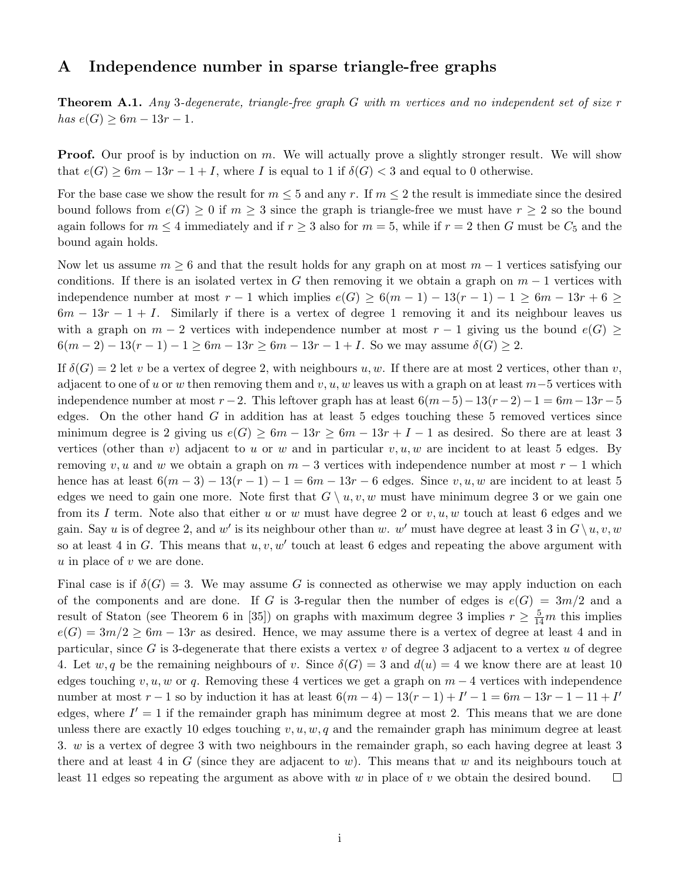# A Independence number in sparse triangle-free graphs

**Theorem A.1.** *Any 3-degenerate, triangle-free graph $G$ with $m$ vertices and no independent set of size $r$ has $e(G) \geq 6m - 13r - 1$.*

**Proof.** Our proof is by induction on $m$. We will actually prove a slightly stronger result. We will show that $e(G) \geq 6m - 13r - 1 + I$, where $I$ is equal to 1 if $\delta(G) < 3$ and equal to 0 otherwise.

For the base case we show the result for $m \leq 5$ and any $r$. If $m \leq 2$ the result is immediate since the desired bound follows from $e(G) \geq 0$ if $m \geq 3$ since the graph is triangle-free we must have $r \geq 2$ so the bound again follows for $m \leq 4$ immediately and if $r \geq 3$ also for $m = 5$, while if $r = 2$ then $G$ must be $C_5$ and the bound again holds.

Now let us assume $m \geq 6$ and that the result holds for any graph on at most $m-1$ vertices satisfying our conditions. If there is an isolated vertex in $G$ then removing it we obtain a graph on $m-1$ vertices with independence number at most $r-1$ which implies $e(G) \geq 6(m-1) - 13(r-1) - 1 \geq 6m - 13r + 6 \geq 6m - 13r - 1 + I$. Similarly if there is a vertex of degree 1 removing it and its neighbour leaves us with a graph on $m-2$ vertices with independence number at most $r-1$ giving us the bound $e(G) \geq 6(m-2) - 13(r-1) - 1 \geq 6m - 13r \geq 6m - 13r - 1 + I$. So we may assume $\delta(G) \geq 2$.

If $\delta(G) = 2$ let $v$ be a vertex of degree 2, with neighbours $u, w$. If there are at most 2 vertices, other than $v$, adjacent to one of $u$ or $w$ then removing them and $v, u, w$ leaves us with a graph on at least $m-5$ vertices with independence number at most $r-2$. This leftover graph has at least $6(m-5) - 13(r-2) - 1 = 6m - 13r - 5$ edges. On the other hand $G$ in addition has at least 5 edges touching these 5 removed vertices since minimum degree is 2 giving us $e(G) \geq 6m - 13r \geq 6m - 13r + I - 1$ as desired. So there are at least 3 vertices (other than $v$) adjacent to $u$ or $w$ and in particular $v, u, w$ are incident to at least 5 edges. By removing $v, u$ and $w$ we obtain a graph on $m-3$ vertices with independence number at most $r-1$ which hence has at least $6(m-3) - 13(r-1) - 1 = 6m - 13r - 6$ edges. Since $v, u, w$ are incident to at least 5 edges we need to gain one more. Note first that $G \setminus u, v, w$ must have minimum degree 3 or we gain one from its $I$ term. Note also that either $u$ or $w$ must have degree 2 or $v, u, w$ touch at least 6 edges and we gain. Say $u$ is of degree 2, and $w'$ is its neighbour other than $w$. $w'$ must have degree at least 3 in $G \setminus u, v, w$ so at least 4 in $G$. This means that $u, v, w'$ touch at least 6 edges and repeating the above argument with $u$ in place of $v$ we are done.

Final case is if $\delta(G) = 3$. We may assume $G$ is connected as otherwise we may apply induction on each of the components and are done. If $G$ is 3-regular then the number of edges is $e(G) = 3m/2$ and a result of Staton (see Theorem 6 in [35]) on graphs with maximum degree 3 implies $r \geq \frac{5}{14}m$ this implies $e(G) = 3m/2 \geq 6m - 13r$ as desired. Hence, we may assume there is a vertex of degree at least 4 and in particular, since $G$ is 3-degenerate that there exists a vertex $v$ of degree 3 adjacent to a vertex $u$ of degree 4. Let $w, q$ be the remaining neighbours of $v$. Since $\delta(G) = 3$ and $d(u) = 4$ we know there are at least 10 edges touching $v, u, w$ or $q$. Removing these 4 vertices we get a graph on $m-4$ vertices with independence number at most $r-1$ so by induction it has at least $6(m-4) - 13(r-1) + I' - 1 = 6m - 13r - 1 - 11 + I'$ edges, where $I' = 1$ if the remainder graph has minimum degree at most 2. This means that we are done unless there are exactly 10 edges touching $v, u, w, q$ and the remainder graph has minimum degree at least 3. $w$ is a vertex of degree 3 with two neighbours in the remainder graph, so each having degree at least 3 there and at least 4 in $G$ (since they are adjacent to $w$). This means that $w$ and its neighbours touch at least 11 edges so repeating the argument as above with $w$ in place of $v$ we obtain the desired bound. $\square$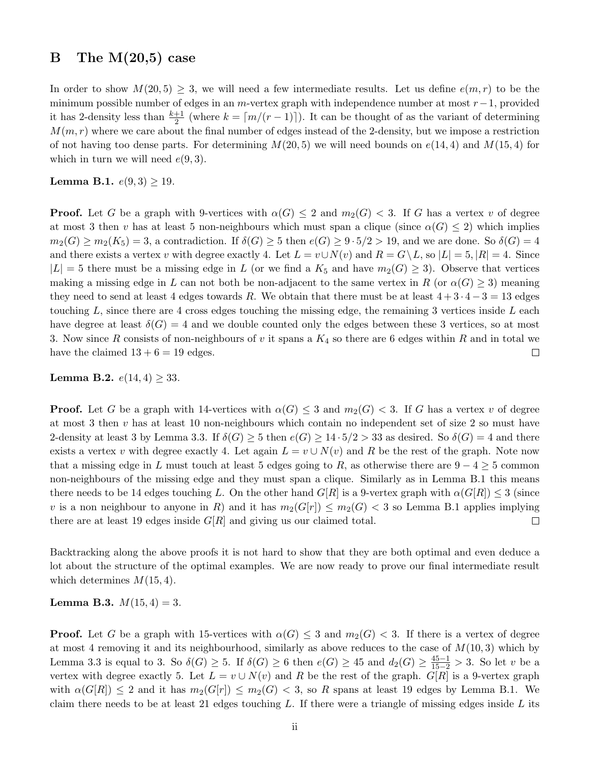## B The M(20,5) case

In order to show $M(20, 5) \geq 3$, we will need a few intermediate results. Let us define $e(m, r)$ to be the minimum possible number of edges in an $m$-vertex graph with independence number at most $r-1$, provided it has 2-density less than $\frac{k+1}{2}$ (where $k = \lceil m/(r-1) \rceil$). It can be thought of as the variant of determining $M(m, r)$ where we care about the final number of edges instead of the 2-density, but we impose a restriction of not having too dense parts. For determining $M(20, 5)$ we will need bounds on $e(14, 4)$ and $M(15, 4)$ for which in turn we will need $e(9, 3)$.

**Lemma B.1.** *$e(9, 3) \geq 19$.*

**Proof.** Let $G$ be a graph with 9-vertices with $\alpha(G) \leq 2$ and $m_2(G) < 3$. If $G$ has a vertex $v$ of degree at most 3 then $v$ has at least 5 non-neighbours which must span a clique (since $\alpha(G) \leq 2$) which implies $m_2(G) \geq m_2(K_5) = 3$, a contradiction. If $\delta(G) \geq 5$ then $e(G) \geq 9 \cdot 5/2 > 19$, and we are done. So $\delta(G) = 4$ and there exists a vertex $v$ with degree exactly 4. Let $L = v \cup N(v)$ and $R = G \setminus L$, so $|L| = 5, |R| = 4$. Since $|L| = 5$ there must be a missing edge in $L$ (or we find a $K_5$ and have $m_2(G) \geq 3$). Observe that vertices making a missing edge in $L$ can not both be non-adjacent to the same vertex in $R$ (or $\alpha(G) \geq 3$) meaning they need to send at least 4 edges towards $R$. We obtain that there must be at least $4 + 3 \cdot 4 - 3 = 13$ edges touching $L$, since there are 4 cross edges touching the missing edge, the remaining 3 vertices inside $L$ each have degree at least $\delta(G) = 4$ and we double counted only the edges between these 3 vertices, so at most 3. Now since $R$ consists of non-neighbours of $v$ it spans a $K_4$ so there are 6 edges within $R$ and in total we have the claimed $13 + 6 = 19$ edges. $\square$

**Lemma B.2.** *$e(14, 4) \geq 33$.*

**Proof.** Let $G$ be a graph with 14-vertices with $\alpha(G) \leq 3$ and $m_2(G) < 3$. If $G$ has a vertex $v$ of degree at most 3 then $v$ has at least 10 non-neighbours which contain no independent set of size 2 so must have 2-density at least 3 by Lemma 3.3. If $\delta(G) \geq 5$ then $e(G) \geq 14 \cdot 5/2 > 33$ as desired. So $\delta(G) = 4$ and there exists a vertex $v$ with degree exactly 4. Let again $L = v \cup N(v)$ and $R$ be the rest of the graph. Note now that a missing edge in $L$ must touch at least 5 edges going to $R$, as otherwise there are $9 - 4 \geq 5$ common non-neighbours of the missing edge and they must span a clique. Similarly as in Lemma B.1 this means there needs to be 14 edges touching $L$. On the other hand $G[R]$ is a 9-vertex graph with $\alpha(G[R]) \leq 3$ (since $v$ is a non neighbour to anyone in $R$) and it has $m_2(G[r]) \leq m_2(G) < 3$ so Lemma B.1 applies implying there are at least 19 edges inside $G[R]$ and giving us our claimed total. $\square$

Backtracking along the above proofs it is not hard to show that they are both optimal and even deduce a lot about the structure of the optimal examples. We are now ready to prove our final intermediate result which determines $M(15, 4)$.

**Lemma B.3.** *$M(15, 4) = 3$.*

**Proof.** Let $G$ be a graph with 15-vertices with $\alpha(G) \leq 3$ and $m_2(G) < 3$. If there is a vertex of degree at most 4 removing it and its neighbourhood, similarly as above reduces to the case of $M(10, 3)$ which by Lemma 3.3 is equal to 3. So $\delta(G) \geq 5$. If $\delta(G) \geq 6$ then $e(G) \geq 45$ and $d_2(G) \geq \frac{45-1}{15-2} > 3$. So let $v$ be a vertex with degree exactly 5. Let $L = v \cup N(v)$ and $R$ be the rest of the graph. $G[R]$ is a 9-vertex graph with $\alpha(G[R]) \leq 2$ and it has $m_2(G[r]) \leq m_2(G) < 3$, so $R$ spans at least 19 edges by Lemma B.1. We claim there needs to be at least 21 edges touching $L$. If there were a triangle of missing edges inside $L$ its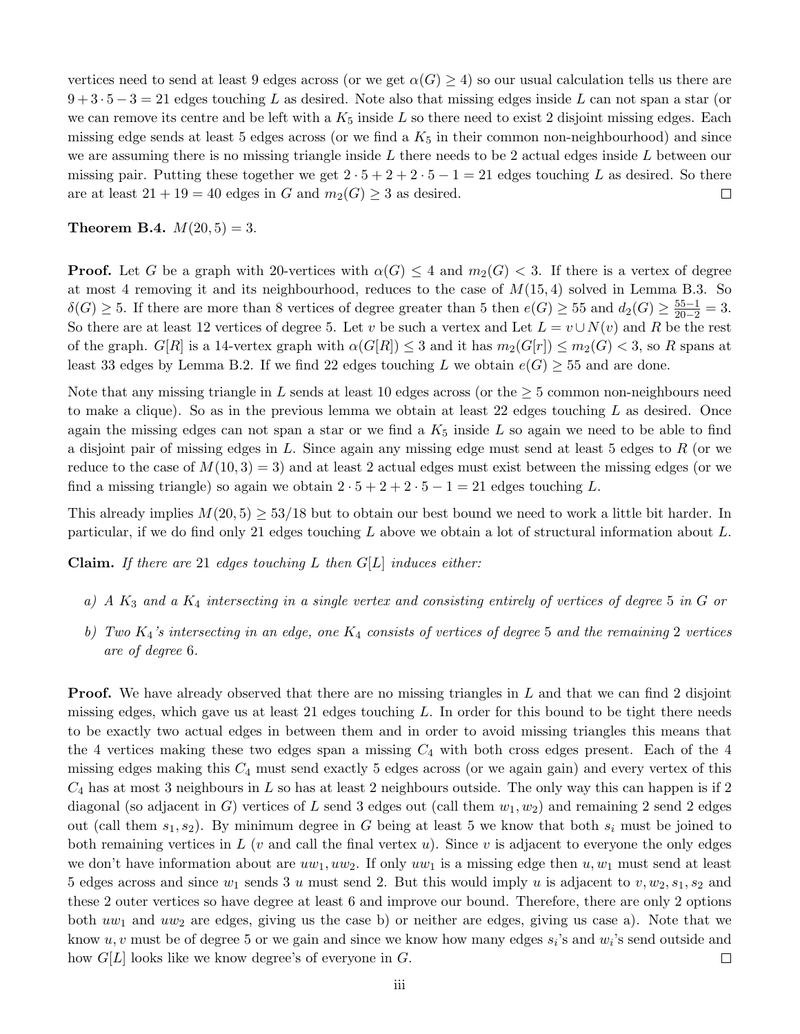vertices need to send at least 9 edges across (or we get $\alpha(G) \geq 4$) so our usual calculation tells us there are $9 + 3 \cdot 5 - 3 = 21$ edges touching $L$ as desired. Note also that missing edges inside $L$ can not span a star (or we can remove its centre and be left with a $K_5$ inside $L$ so there need to exist 2 disjoint missing edges. Each missing edge sends at least 5 edges across (or we find a $K_5$ in their common non-neighbourhood) and since we are assuming there is no missing triangle inside $L$ there needs to be 2 actual edges inside $L$ between our missing pair. Putting these together we get $2 \cdot 5 + 2 + 2 \cdot 5 - 1 = 21$ edges touching $L$ as desired. So there are at least $21 + 19 = 40$ edges in $G$ and $m_2(G) \geq 3$ as desired. □

**Theorem B.4.** $M(20, 5) = 3$.

**Proof.** Let $G$ be a graph with 20-vertices with $\alpha(G) \leq 4$ and $m_2(G) < 3$. If there is a vertex of degree at most 4 removing it and its neighbourhood, reduces to the case of $M(15, 4)$ solved in Lemma B.3. So $\delta(G) \geq 5$. If there are more than 8 vertices of degree greater than 5 then $e(G) \geq 55$ and $d_2(G) \geq \frac{55-1}{20-2} = 3$. So there are at least 12 vertices of degree 5. Let $v$ be such a vertex and Let $L = v \cup N(v)$ and $R$ be the rest of the graph. $G[R]$ is a 14-vertex graph with $\alpha(G[R]) \leq 3$ and it has $m_2(G[r]) \leq m_2(G) < 3$, so $R$ spans at least 33 edges by Lemma B.2. If we find 22 edges touching $L$ we obtain $e(G) \geq 55$ and are done.

Note that any missing triangle in $L$ sends at least 10 edges across (or the $\geq 5$ common non-neighbours need to make a clique). So as in the previous lemma we obtain at least 22 edges touching $L$ as desired. Once again the missing edges can not span a star or we find a $K_5$ inside $L$ so again we need to be able to find a disjoint pair of missing edges in $L$. Since again any missing edge must send at least 5 edges to $R$ (or we reduce to the case of $M(10, 3) = 3$) and at least 2 actual edges must exist between the missing edges (or we find a missing triangle) so again we obtain $2 \cdot 5 + 2 + 2 \cdot 5 - 1 = 21$ edges touching $L$.

This already implies $M(20, 5) \geq 53/18$ but to obtain our best bound we need to work a little bit harder. In particular, if we do find only 21 edges touching $L$ above we obtain a lot of structural information about $L$.

**Claim.** *If there are* 21 *edges touching* $L$ *then* $G[L]$ *induces either:*

*a) A* $K_3$ *and a* $K_4$ *intersecting in a single vertex and consisting entirely of vertices of degree* 5 *in* $G$ *or*

*b) Two* $K_4$*'s intersecting in an edge, one* $K_4$ *consists of vertices of degree* 5 *and the remaining* 2 *vertices are of degree* 6*.*

**Proof.** We have already observed that there are no missing triangles in $L$ and that we can find 2 disjoint missing edges, which gave us at least 21 edges touching $L$. In order for this bound to be tight there needs to be exactly two actual edges in between them and in order to avoid missing triangles this means that the 4 vertices making these two edges span a missing $C_4$ with both cross edges present. Each of the 4 missing edges making this $C_4$ must send exactly 5 edges across (or we again gain) and every vertex of this $C_4$ has at most 3 neighbours in $L$ so has at least 2 neighbours outside. The only way this can happen is if 2 diagonal (so adjacent in $G$) vertices of $L$ send 3 edges out (call them $w_1, w_2$) and remaining 2 send 2 edges out (call them $s_1, s_2$). By minimum degree in $G$ being at least 5 we know that both $s_i$ must be joined to both remaining vertices in $L$ ($v$ and call the final vertex $u$). Since $v$ is adjacent to everyone the only edges we don't have information about are $uw_1, uw_2$. If only $uw_1$ is a missing edge then $u, w_1$ must send at least 5 edges across and since $w_1$ sends 3 $u$ must send 2. But this would imply $u$ is adjacent to $v, w_2, s_1, s_2$ and these 2 outer vertices so have degree at least 6 and improve our bound. Therefore, there are only 2 options both $uw_1$ and $uw_2$ are edges, giving us the case b) or neither are edges, giving us case a). Note that we know $u, v$ must be of degree 5 or we gain and since we know how many edges $s_i$'s and $w_i$'s send outside and how $G[L]$ looks like we know degree's of everyone in $G$. □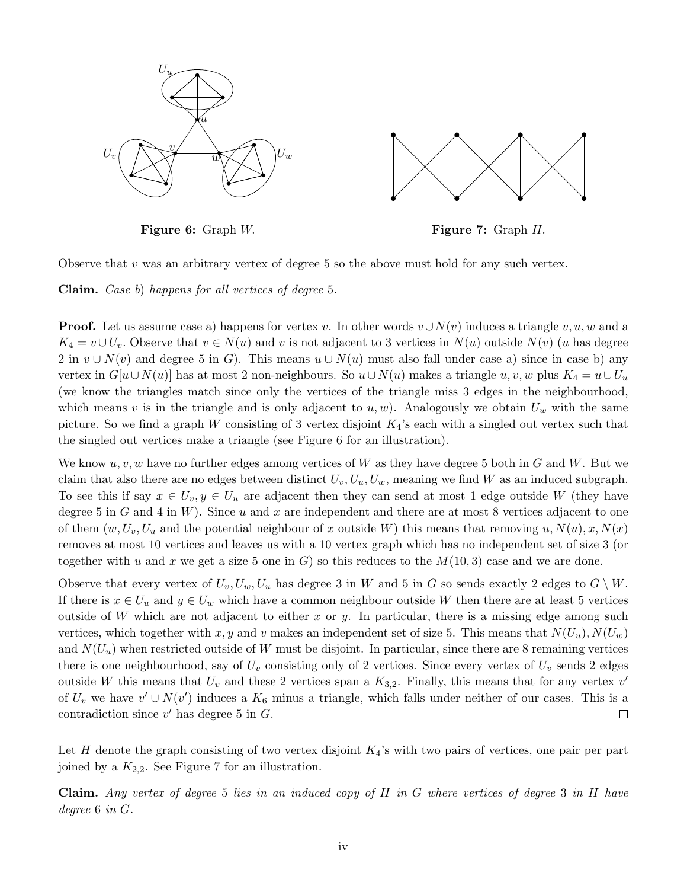**Figure 6:** Graph $W$.

**Figure 7:** Graph $H$.

Observe that $v$ was an arbitrary vertex of degree 5 so the above must hold for any such vertex.

**Claim.** *Case b) happens for all vertices of degree* 5.

**Proof.** Let us assume case a) happens for vertex $v$. In other words $v \cup N(v)$ induces a triangle $v, u, w$ and a $K_4 = v \cup U_v$. Observe that $v \in N(u)$ and $v$ is not adjacent to 3 vertices in $N(u)$ outside $N(v)$ ($u$ has degree 2 in $v \cup N(v)$ and degree 5 in $G$). This means $u \cup N(u)$ must also fall under case a) since in case b) any vertex in $G[u \cup N(u)]$ has at most 2 non-neighbours. So $u \cup N(u)$ makes a triangle $u, v, w$ plus $K_4 = u \cup U_u$ (we know the triangles match since only the vertices of the triangle miss 3 edges in the neighbourhood, which means $v$ is in the triangle and is only adjacent to $u, w$). Analogously we obtain $U_w$ with the same picture. So we find a graph $W$ consisting of 3 vertex disjoint $K_4$'s each with a singled out vertex such that the singled out vertices make a triangle (see Figure 6 for an illustration).

We know $u, v, w$ have no further edges among vertices of $W$ as they have degree 5 both in $G$ and $W$. But we claim that also there are no edges between distinct $U_v, U_u, U_w$, meaning we find $W$ as an induced subgraph. To see this if say $x \in U_v, y \in U_u$ are adjacent then they can send at most 1 edge outside $W$ (they have degree 5 in $G$ and 4 in $W$). Since $u$ and $x$ are independent and there are at most 8 vertices adjacent to one of them ($w, U_v, U_u$ and the potential neighbour of $x$ outside $W$) this means that removing $u, N(u), x, N(x)$ removes at most 10 vertices and leaves us with a 10 vertex graph which has no independent set of size 3 (or together with $u$ and $x$ we get a size 5 one in $G$) so this reduces to the $M(10, 3)$ case and we are done.

Observe that every vertex of $U_v, U_w, U_u$ has degree 3 in $W$ and 5 in $G$ so sends exactly 2 edges to $G \setminus W$. If there is $x \in U_u$ and $y \in U_w$ which have a common neighbour outside $W$ then there are at least 5 vertices outside of $W$ which are not adjacent to either $x$ or $y$. In particular, there is a missing edge among such vertices, which together with $x, y$ and $v$ makes an independent set of size 5. This means that $N(U_u), N(U_w)$ and $N(U_u)$ when restricted outside of $W$ must be disjoint. In particular, since there are 8 remaining vertices there is one neighbourhood, say of $U_v$ consisting only of 2 vertices. Since every vertex of $U_v$ sends 2 edges outside $W$ this means that $U_v$ and these 2 vertices span a $K_{3,2}$. Finally, this means that for any vertex $v'$ of $U_v$ we have $v' \cup N(v')$ induces a $K_6$ minus a triangle, which falls under neither of our cases. This is a contradiction since $v'$ has degree 5 in $G$. $\square$

Let $H$ denote the graph consisting of two vertex disjoint $K_4$'s with two pairs of vertices, one pair per part joined by a $K_{2,2}$. See Figure 7 for an illustration.

**Claim.** *Any vertex of degree* 5 *lies in an induced copy of* $H$ *in* $G$ *where vertices of degree* 3 *in* $H$ *have degree* 6 *in* $G$.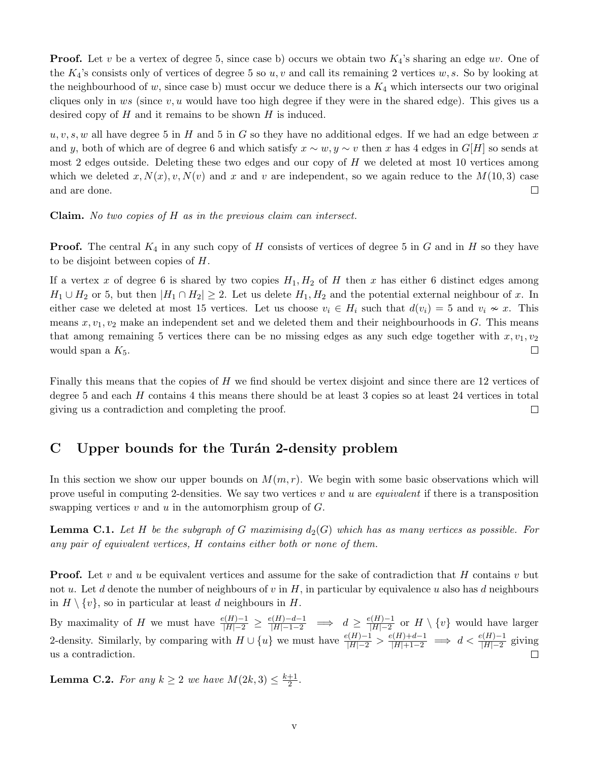**Proof.** Let $v$ be a vertex of degree 5, since case b) occurs we obtain two $K_4$'s sharing an edge $uv$. One of the $K_4$'s consists only of vertices of degree 5 so $u, v$ and call its remaining 2 vertices $w, s$. So by looking at the neighbourhood of $w$, since case b) must occur we deduce there is a $K_4$ which intersects our two original cliques only in $ws$ (since $v, u$ would have too high degree if they were in the shared edge). This gives us a desired copy of $H$ and it remains to be shown $H$ is induced.

$u, v, s, w$ all have degree 5 in $H$ and 5 in $G$ so they have no additional edges. If we had an edge between $x$ and $y$, both of which are of degree 6 and which satisfy $x \sim w, y \sim v$ then $x$ has 4 edges in $G[H]$ so sends at most 2 edges outside. Deleting these two edges and our copy of $H$ we deleted at most 10 vertices among which we deleted $x, N(x), v, N(v)$ and $x$ and $v$ are independent, so we again reduce to the $M(10,3)$ case and are done. $\square$

**Claim.** *No two copies of $H$ as in the previous claim can intersect.*

**Proof.** The central $K_4$ in any such copy of $H$ consists of vertices of degree 5 in $G$ and in $H$ so they have to be disjoint between copies of $H$.

If a vertex $x$ of degree 6 is shared by two copies $H_1, H_2$ of $H$ then $x$ has either 6 distinct edges among $H_1 \cup H_2$ or 5, but then $|H_1 \cap H_2| \geq 2$. Let us delete $H_1, H_2$ and the potential external neighbour of $x$. In either case we deleted at most 15 vertices. Let us choose $v_i \in H_i$ such that $d(v_i) = 5$ and $v_i \nsim x$. This means $x, v_1, v_2$ make an independent set and we deleted them and their neighbourhoods in $G$. This means that among remaining 5 vertices there can be no missing edges as any such edge together with $x, v_1, v_2$ would span a $K_5$. $\square$

Finally this means that the copies of $H$ we find should be vertex disjoint and since there are 12 vertices of degree 5 and each $H$ contains 4 this means there should be at least 3 copies so at least 24 vertices in total giving us a contradiction and completing the proof. $\square$

## C Upper bounds for the Turán 2-density problem

In this section we show our upper bounds on $M(m, r)$. We begin with some basic observations which will prove useful in computing 2-densities. We say two vertices $v$ and $u$ are *equivalent* if there is a transposition swapping vertices $v$ and $u$ in the automorphism group of $G$.

**Lemma C.1.** *Let $H$ be the subgraph of $G$ maximising $d_2(G)$ which has as many vertices as possible. For any pair of equivalent vertices, $H$ contains either both or none of them.*

**Proof.** Let $v$ and $u$ be equivalent vertices and assume for the sake of contradiction that $H$ contains $v$ but not $u$. Let $d$ denote the number of neighbours of $v$ in $H$, in particular by equivalence $u$ also has $d$ neighbours in $H \setminus \{v\}$, so in particular at least $d$ neighbours in $H$.

By maximality of $H$ we must have $\frac{e(H)-1}{|H|-2} \geq \frac{e(H)-d-1}{|H|-1-2} \implies d \geq \frac{e(H)-1}{|H|-2}$ or $H \setminus \{v\}$ would have larger 2-density. Similarly, by comparing with $H \cup \{u\}$ we must have $\frac{e(H)-1}{|H|-2} > \frac{e(H)+d-1}{|H|+1-2} \implies d < \frac{e(H)-1}{|H|-2}$ giving us a contradiction. $\square$

**Lemma C.2.** *For any $k \geq 2$ we have $M(2k, 3) \leq \frac{k+1}{2}$.*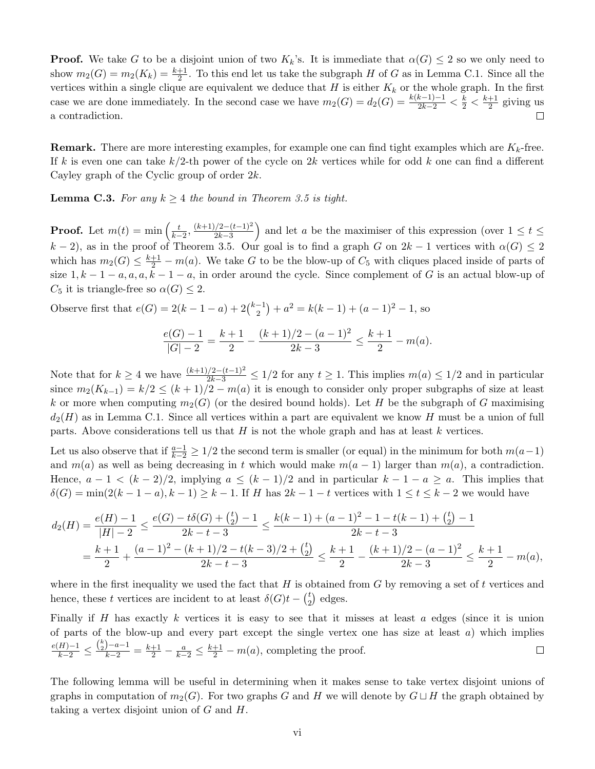**Proof.** We take $G$ to be a disjoint union of two $K_k$'s. It is immediate that $\alpha(G) \leq 2$ so we only need to show $m_2(G) = m_2(K_k) = \frac{k+1}{2}$. To this end let us take the subgraph $H$ of $G$ as in Lemma C.1. Since all the vertices within a single clique are equivalent we deduce that $H$ is either $K_k$ or the whole graph. In the first case we are done immediately. In the second case we have $m_2(G) = d_2(G) = \frac{k(k-1)-1}{2k-2} < \frac{k}{2} < \frac{k+1}{2}$ giving us a contradiction. $\square$

**Remark.** There are more interesting examples, for example one can find tight examples which are $K_k$-free. If $k$ is even one can take $k/2$-th power of the cycle on $2k$ vertices while for odd $k$ one can find a different Cayley graph of the Cyclic group of order $2k$.

**Lemma C.3.** *For any $k \geq 4$ the bound in Theorem 3.5 is tight.*

**Proof.** Let $m(t) = \min\left(\frac{t}{k-2}, \frac{(k+1)/2-(t-1)^2}{2k-3}\right)$ and let $a$ be the maximiser of this expression (over $1 \leq t \leq k-2$), as in the proof of Theorem 3.5. Our goal is to find a graph $G$ on $2k-1$ vertices with $\alpha(G) \leq 2$ which has $m_2(G) \leq \frac{k+1}{2} - m(a)$. We take $G$ to be the blow-up of $C_5$ with cliques placed inside of parts of size $1, k-1-a, a, a, k-1-a$, in order around the cycle. Since complement of $G$ is an actual blow-up of $C_5$ it is triangle-free so $\alpha(G) \leq 2$.

Observe first that $e(G) = 2(k-1-a) + 2\binom{k-1}{2} + a^2 = k(k-1) + (a-1)^2 - 1$, so

$$\frac{e(G)-1}{|G|-2} = \frac{k+1}{2} - \frac{(k+1)/2-(a-1)^2}{2k-3} \leq \frac{k+1}{2} - m(a).$$

Note that for $k \geq 4$ we have $\frac{(k+1)/2-(t-1)^2}{2k-3} \leq 1/2$ for any $t \geq 1$. This implies $m(a) \leq 1/2$ and in particular since $m_2(K_{k-1}) = k/2 \leq (k+1)/2 - m(a)$ it is enough to consider only proper subgraphs of size at least $k$ or more when computing $m_2(G)$ (or the desired bound holds). Let $H$ be the subgraph of $G$ maximising $d_2(H)$ as in Lemma C.1. Since all vertices within a part are equivalent we know $H$ must be a union of full parts. Above considerations tell us that $H$ is not the whole graph and has at least $k$ vertices.

Let us also observe that if $\frac{a-1}{k-2} \geq 1/2$ the second term is smaller (or equal) in the minimum for both $m(a-1)$ and $m(a)$ as well as being decreasing in $t$ which would make $m(a-1)$ larger than $m(a)$, a contradiction. Hence, $a-1 < (k-2)/2$, implying $a \leq (k-1)/2$ and in particular $k-1-a \geq a$. This implies that $\delta(G) = \min(2(k-1-a), k-1) \geq k-1$. If $H$ has $2k-1-t$ vertices with $1 \leq t \leq k-2$ we would have

$$\begin{aligned}
d_2(H) = \frac{e(H)-1}{|H|-2} &\leq \frac{e(G) - t\delta(G) + \binom{t}{2} - 1}{2k-t-3} \leq \frac{k(k-1) + (a-1)^2 - 1 - t(k-1) + \binom{t}{2} - 1}{2k-t-3} \\
&= \frac{k+1}{2} + \frac{(a-1)^2 - (k+1)/2 - t(k-3)/2 + \binom{t}{2}}{2k-t-3} \leq \frac{k+1}{2} - \frac{(k+1)/2-(a-1)^2}{2k-3} \leq \frac{k+1}{2} - m(a),
\end{aligned}$$

where in the first inequality we used the fact that $H$ is obtained from $G$ by removing a set of $t$ vertices and hence, these $t$ vertices are incident to at least $\delta(G)t - \binom{t}{2}$ edges.

Finally if $H$ has exactly $k$ vertices it is easy to see that it misses at least $a$ edges (since it is union of parts of the blow-up and every part except the single vertex one has size at least $a$) which implies $\frac{e(H)-1}{k-2} \leq \frac{\binom{k}{2}-a-1}{k-2} = \frac{k+1}{2} - \frac{a}{k-2} \leq \frac{k+1}{2} - m(a)$, completing the proof. $\square$

The following lemma will be useful in determining when it makes sense to take vertex disjoint unions of graphs in computation of $m_2(G)$. For two graphs $G$ and $H$ we will denote by $G \sqcup H$ the graph obtained by taking a vertex disjoint union of $G$ and $H$.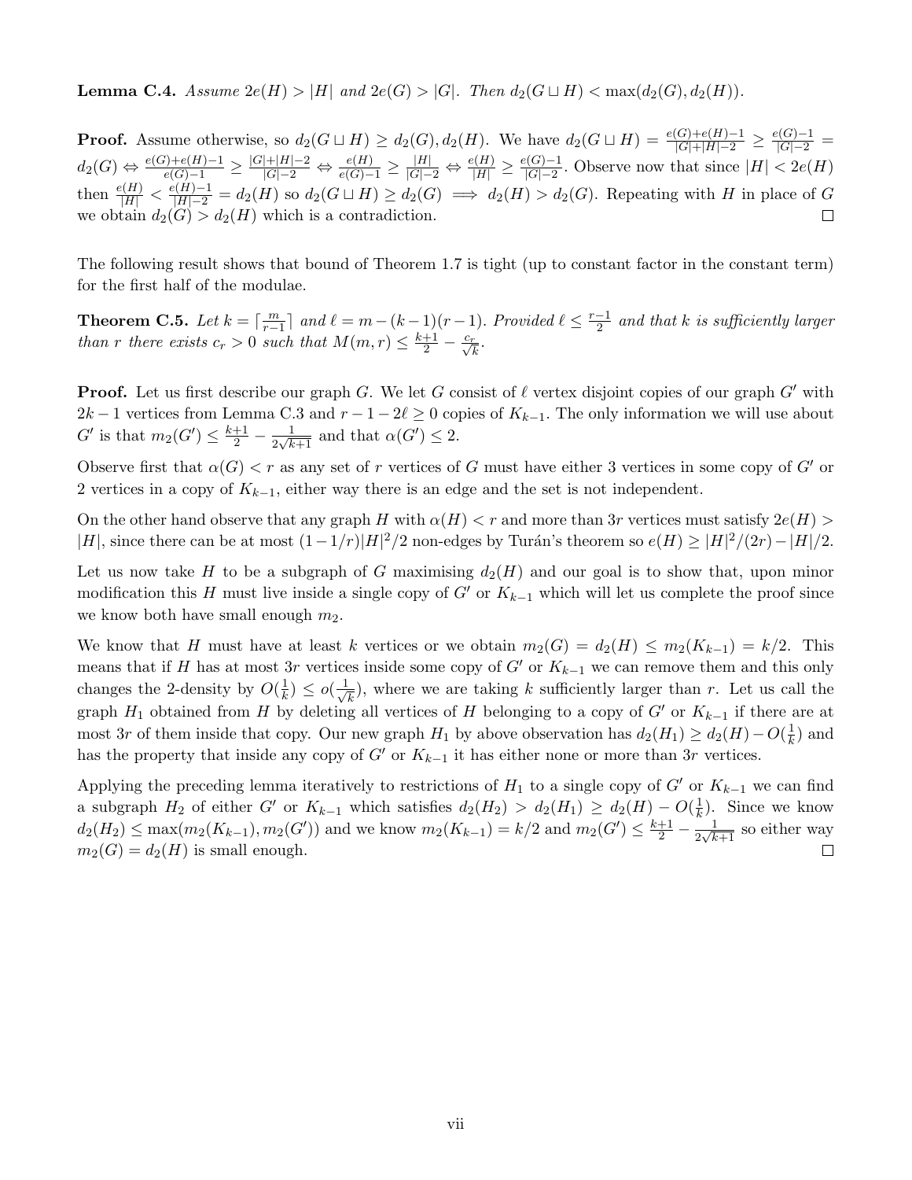**Lemma C.4.** *Assume $2e(H) > |H|$ and $2e(G) > |G|$. Then $d_2(G \sqcup H) < \max(d_2(G), d_2(H))$.*

**Proof.** Assume otherwise, so $d_2(G \sqcup H) \geq d_2(G), d_2(H)$. We have $d_2(G \sqcup H) = \frac{e(G)+e(H)-1}{|G|+|H|-2} \geq \frac{e(G)-1}{|G|-2} = d_2(G) \Leftrightarrow \frac{e(G)+e(H)-1}{e(G)-1} \geq \frac{|G|+|H|-2}{|G|-2} \Leftrightarrow \frac{e(H)}{e(G)-1} \geq \frac{|H|}{|G|-2} \Leftrightarrow \frac{e(H)}{|H|} \geq \frac{e(G)-1}{|G|-2}$. Observe now that since $|H| < 2e(H)$ then $\frac{e(H)}{|H|} < \frac{e(H)-1}{|H|-2} = d_2(H)$ so $d_2(G \sqcup H) \geq d_2(G) \implies d_2(H) > d_2(G)$. Repeating with $H$ in place of $G$ we obtain $d_2(G) > d_2(H)$ which is a contradiction. $\square$

The following result shows that bound of Theorem 1.7 is tight (up to constant factor in the constant term) for the first half of the modulae.

**Theorem C.5.** *Let $k = \lceil \frac{m}{r-1} \rceil$ and $\ell = m - (k-1)(r-1)$. Provided $\ell \leq \frac{r-1}{2}$ and that $k$ is sufficiently larger than $r$ there exists $c_r > 0$ such that $M(m,r) \leq \frac{k+1}{2} - \frac{c_r}{\sqrt{k}}$.*

**Proof.** Let us first describe our graph $G$. We let $G$ consist of $\ell$ vertex disjoint copies of our graph $G'$ with $2k-1$ vertices from Lemma C.3 and $r-1-2\ell \geq 0$ copies of $K_{k-1}$. The only information we will use about $G'$ is that $m_2(G') \leq \frac{k+1}{2} - \frac{1}{2\sqrt{k+1}}$ and that $\alpha(G') \leq 2$.

Observe first that $\alpha(G) < r$ as any set of $r$ vertices of $G$ must have either 3 vertices in some copy of $G'$ or 2 vertices in a copy of $K_{k-1}$, either way there is an edge and the set is not independent.

On the other hand observe that any graph $H$ with $\alpha(H) < r$ and more than $3r$ vertices must satisfy $2e(H) > |H|$, since there can be at most $(1-1/r)|H|^2/2$ non-edges by Turán's theorem so $e(H) \geq |H|^2/(2r) - |H|/2$.

Let us now take $H$ to be a subgraph of $G$ maximising $d_2(H)$ and our goal is to show that, upon minor modification this $H$ must live inside a single copy of $G'$ or $K_{k-1}$ which will let us complete the proof since we know both have small enough $m_2$.

We know that $H$ must have at least $k$ vertices or we obtain $m_2(G) = d_2(H) \leq m_2(K_{k-1}) = k/2$. This means that if $H$ has at most $3r$ vertices inside some copy of $G'$ or $K_{k-1}$ we can remove them and this only changes the 2-density by $O(\frac{1}{k}) \leq o(\frac{1}{\sqrt{k}})$, where we are taking $k$ sufficiently larger than $r$. Let us call the graph $H_1$ obtained from $H$ by deleting all vertices of $H$ belonging to a copy of $G'$ or $K_{k-1}$ if there are at most $3r$ of them inside that copy. Our new graph $H_1$ by above observation has $d_2(H_1) \geq d_2(H) - O(\frac{1}{k})$ and has the property that inside any copy of $G'$ or $K_{k-1}$ it has either none or more than $3r$ vertices.

Applying the preceding lemma iteratively to restrictions of $H_1$ to a single copy of $G'$ or $K_{k-1}$ we can find a subgraph $H_2$ of either $G'$ or $K_{k-1}$ which satisfies $d_2(H_2) > d_2(H_1) \geq d_2(H) - O(\frac{1}{k})$. Since we know $d_2(H_2) \leq \max(m_2(K_{k-1}), m_2(G'))$ and we know $m_2(K_{k-1}) = k/2$ and $m_2(G') \leq \frac{k+1}{2} - \frac{1}{2\sqrt{k+1}}$ so either way $m_2(G) = d_2(H)$ is small enough. $\square$